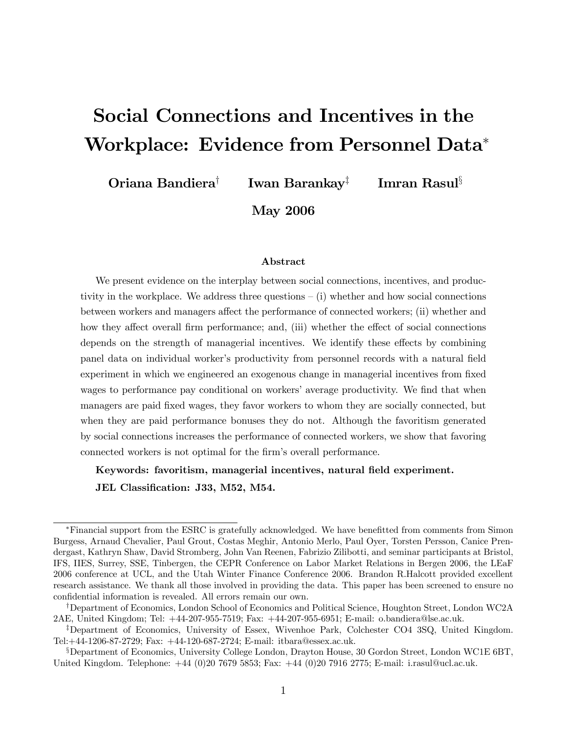# Social Connections and Incentives in the Workplace: Evidence from Personnel Data*

**Oriana Bandiera[†] Iwan Barankay[‡] Imran Rasul[§]**

**May 2006**

### Abstract

We present evidence on the interplay between social connections, incentives, and productivity in the workplace. We address three questions – (i) whether and how social connections between workers and managers affect the performance of connected workers; (ii) whether and how they affect overall firm performance; and, (iii) whether the effect of social connections depends on the strength of managerial incentives. We identify these effects by combining panel data on individual worker's productivity from personnel records with a natural field experiment in which we engineered an exogenous change in managerial incentives from fixed wages to performance pay conditional on workers' average productivity. We find that when managers are paid fixed wages, they favor workers to whom they are socially connected, but when they are paid performance bonuses they do not. Although the favoritism generated by social connections increases the performance of connected workers, we show that favoring connected workers is not optimal for the firm's overall performance.

**Keywords: favoritism, managerial incentives, natural field experiment.**

**JEL Classification: J33, M52, M54.**

---

*Financial support from the ESRC is gratefully acknowledged. We have benefitted from comments from Simon Burgess, Arnaud Chevalier, Paul Grout, Costas Meghir, Antonio Merlo, Paul Oyer, Torsten Persson, Canice Prendergast, Kathryn Shaw, David Stromberg, John Van Reenen, Fabrizio Zilibotti, and seminar participants at Bristol, IFS, IIES, Surrey, SSE, Tinbergen, the CEPR Conference on Labor Market Relations in Bergen 2006, the LEaF 2006 conference at UCL, and the Utah Winter Finance Conference 2006. Brandon R.Halcott provided excellent research assistance. We thank all those involved in providing the data. This paper has been screened to ensure no confidential information is revealed. All errors remain our own.

[†]Department of Economics, London School of Economics and Political Science, Houghton Street, London WC2A 2AE, United Kingdom; Tel: +44-207-955-7519; Fax: +44-207-955-6951; E-mail: o.bandiera@lse.ac.uk.

[‡]Department of Economics, University of Essex, Wivenhoe Park, Colchester CO4 3SQ, United Kingdom. Tel:+44-1206-87-2729; Fax: +44-120-687-2724; E-mail: itbara@essex.ac.uk.

[§]Department of Economics, University College London, Drayton House, 30 Gordon Street, London WC1E 6BT, United Kingdom. Telephone: +44 (0)20 7679 5853; Fax: +44 (0)20 7916 2775; E-mail: i.rasul@ucl.ac.uk.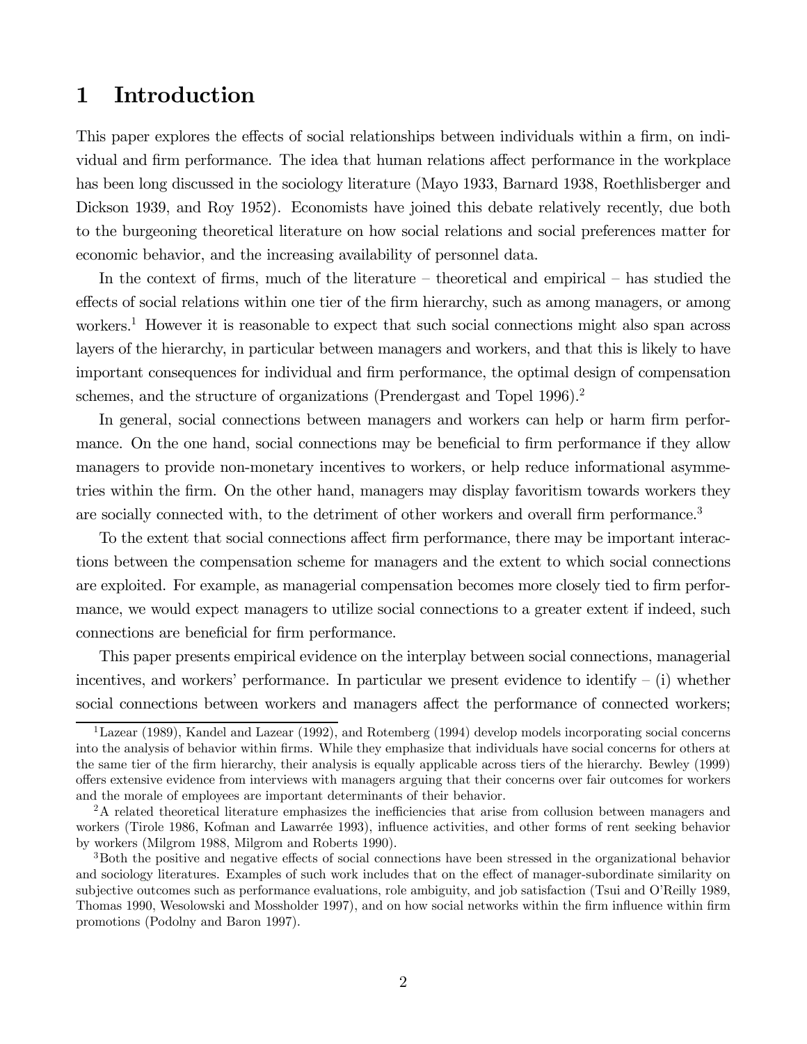# 1 Introduction

This paper explores the effects of social relationships between individuals within a firm, on individual and firm performance. The idea that human relations affect performance in the workplace has been long discussed in the sociology literature (Mayo 1933, Barnard 1938, Roethlisberger and Dickson 1939, and Roy 1952). Economists have joined this debate relatively recently, due both to the burgeoning theoretical literature on how social relations and social preferences matter for economic behavior, and the increasing availability of personnel data.

In the context of firms, much of the literature – theoretical and empirical – has studied the effects of social relations within one tier of the firm hierarchy, such as among managers, or among workers.[1] However it is reasonable to expect that such social connections might also span across layers of the hierarchy, in particular between managers and workers, and that this is likely to have important consequences for individual and firm performance, the optimal design of compensation schemes, and the structure of organizations (Prendergast and Topel 1996).[2]

In general, social connections between managers and workers can help or harm firm performance. On the one hand, social connections may be beneficial to firm performance if they allow managers to provide non-monetary incentives to workers, or help reduce informational asymmetries within the firm. On the other hand, managers may display favoritism towards workers they are socially connected with, to the detriment of other workers and overall firm performance.[3]

To the extent that social connections affect firm performance, there may be important interactions between the compensation scheme for managers and the extent to which social connections are exploited. For example, as managerial compensation becomes more closely tied to firm performance, we would expect managers to utilize social connections to a greater extent if indeed, such connections are beneficial for firm performance.

This paper presents empirical evidence on the interplay between social connections, managerial incentives, and workers' performance. In particular we present evidence to identify – (i) whether social connections between workers and managers affect the performance of connected workers;

[1] Lazear (1989), Kandel and Lazear (1992), and Rotemberg (1994) develop models incorporating social concerns into the analysis of behavior within firms. While they emphasize that individuals have social concerns for others at the same tier of the firm hierarchy, their analysis is equally applicable across tiers of the hierarchy. Bewley (1999) offers extensive evidence from interviews with managers arguing that their concerns over fair outcomes for workers and the morale of employees are important determinants of their behavior.

[2] A related theoretical literature emphasizes the inefficiencies that arise from collusion between managers and workers (Tirole 1986, Kofman and Lawarrée 1993), influence activities, and other forms of rent seeking behavior by workers (Milgrom 1988, Milgrom and Roberts 1990).

[3] Both the positive and negative effects of social connections have been stressed in the organizational behavior and sociology literatures. Examples of such work includes that on the effect of manager-subordinate similarity on subjective outcomes such as performance evaluations, role ambiguity, and job satisfaction (Tsui and O'Reilly 1989, Thomas 1990, Wesolowski and Mossholder 1997), and on how social networks within the firm influence within firm promotions (Podolny and Baron 1997).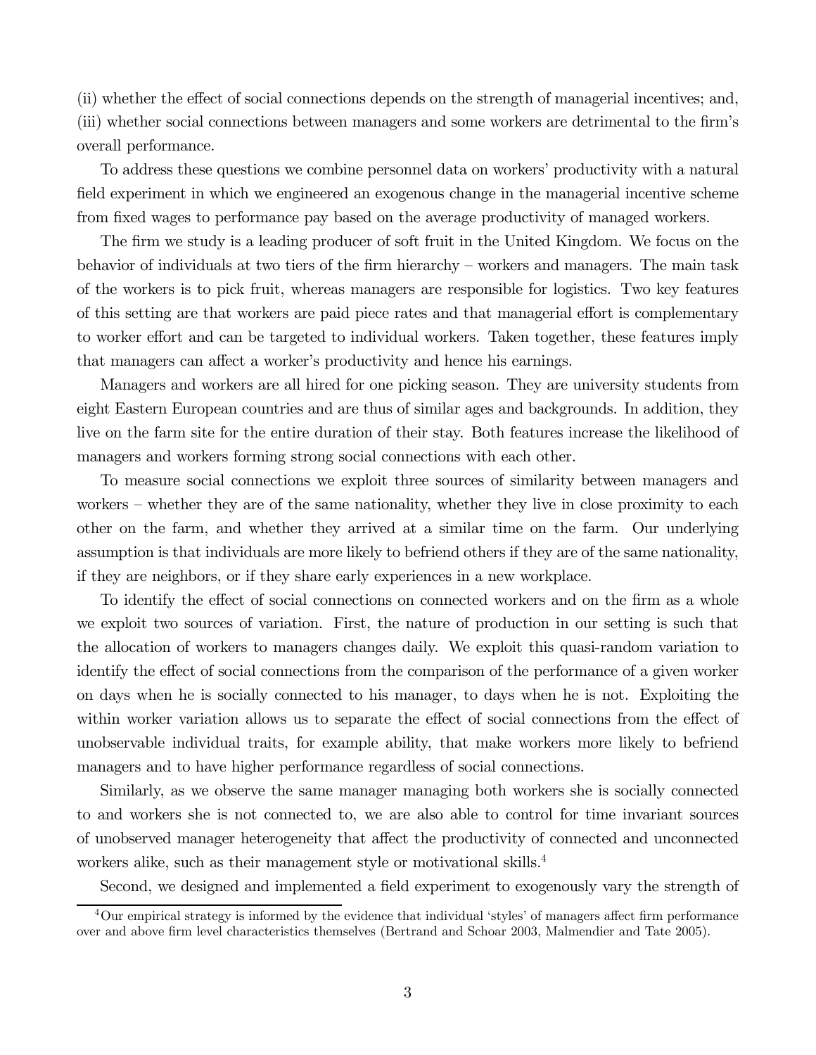(ii) whether the effect of social connections depends on the strength of managerial incentives; and, (iii) whether social connections between managers and some workers are detrimental to the firm's overall performance.

To address these questions we combine personnel data on workers' productivity with a natural field experiment in which we engineered an exogenous change in the managerial incentive scheme from fixed wages to performance pay based on the average productivity of managed workers.

The firm we study is a leading producer of soft fruit in the United Kingdom. We focus on the behavior of individuals at two tiers of the firm hierarchy – workers and managers. The main task of the workers is to pick fruit, whereas managers are responsible for logistics. Two key features of this setting are that workers are paid piece rates and that managerial effort is complementary to worker effort and can be targeted to individual workers. Taken together, these features imply that managers can affect a worker's productivity and hence his earnings.

Managers and workers are all hired for one picking season. They are university students from eight Eastern European countries and are thus of similar ages and backgrounds. In addition, they live on the farm site for the entire duration of their stay. Both features increase the likelihood of managers and workers forming strong social connections with each other.

To measure social connections we exploit three sources of similarity between managers and workers – whether they are of the same nationality, whether they live in close proximity to each other on the farm, and whether they arrived at a similar time on the farm. Our underlying assumption is that individuals are more likely to befriend others if they are of the same nationality, if they are neighbors, or if they share early experiences in a new workplace.

To identify the effect of social connections on connected workers and on the firm as a whole we exploit two sources of variation. First, the nature of production in our setting is such that the allocation of workers to managers changes daily. We exploit this quasi-random variation to identify the effect of social connections from the comparison of the performance of a given worker on days when he is socially connected to his manager, to days when he is not. Exploiting the within worker variation allows us to separate the effect of social connections from the effect of unobservable individual traits, for example ability, that make workers more likely to befriend managers and to have higher performance regardless of social connections.

Similarly, as we observe the same manager managing both workers she is socially connected to and workers she is not connected to, we are also able to control for time invariant sources of unobserved manager heterogeneity that affect the productivity of connected and unconnected workers alike, such as their management style or motivational skills.[4]

Second, we designed and implemented a field experiment to exogenously vary the strength of

[4] Our empirical strategy is informed by the evidence that individual 'styles' of managers affect firm performance over and above firm level characteristics themselves (Bertrand and Schoar 2003, Malmendier and Tate 2005).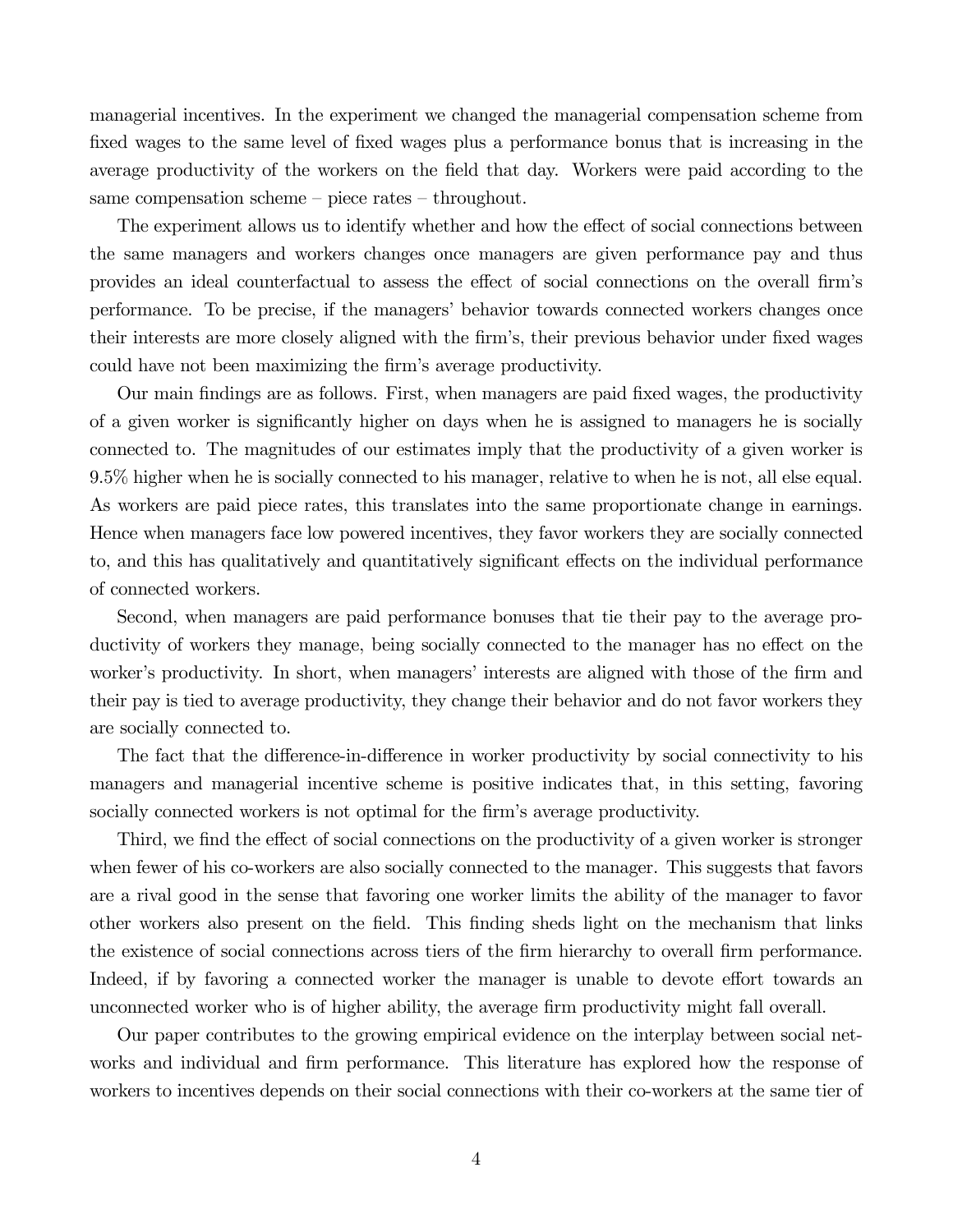managerial incentives. In the experiment we changed the managerial compensation scheme from fixed wages to the same level of fixed wages plus a performance bonus that is increasing in the average productivity of the workers on the field that day. Workers were paid according to the same compensation scheme – piece rates – throughout.

The experiment allows us to identify whether and how the effect of social connections between the same managers and workers changes once managers are given performance pay and thus provides an ideal counterfactual to assess the effect of social connections on the overall firm's performance. To be precise, if the managers' behavior towards connected workers changes once their interests are more closely aligned with the firm's, their previous behavior under fixed wages could have not been maximizing the firm's average productivity.

Our main findings are as follows. First, when managers are paid fixed wages, the productivity of a given worker is significantly higher on days when he is assigned to managers he is socially connected to. The magnitudes of our estimates imply that the productivity of a given worker is 9.5% higher when he is socially connected to his manager, relative to when he is not, all else equal. As workers are paid piece rates, this translates into the same proportionate change in earnings. Hence when managers face low powered incentives, they favor workers they are socially connected to, and this has qualitatively and quantitatively significant effects on the individual performance of connected workers.

Second, when managers are paid performance bonuses that tie their pay to the average productivity of workers they manage, being socially connected to the manager has no effect on the worker's productivity. In short, when managers' interests are aligned with those of the firm and their pay is tied to average productivity, they change their behavior and do not favor workers they are socially connected to.

The fact that the difference-in-difference in worker productivity by social connectivity to his managers and managerial incentive scheme is positive indicates that, in this setting, favoring socially connected workers is not optimal for the firm's average productivity.

Third, we find the effect of social connections on the productivity of a given worker is stronger when fewer of his co-workers are also socially connected to the manager. This suggests that favors are a rival good in the sense that favoring one worker limits the ability of the manager to favor other workers also present on the field. This finding sheds light on the mechanism that links the existence of social connections across tiers of the firm hierarchy to overall firm performance. Indeed, if by favoring a connected worker the manager is unable to devote effort towards an unconnected worker who is of higher ability, the average firm productivity might fall overall.

Our paper contributes to the growing empirical evidence on the interplay between social networks and individual and firm performance. This literature has explored how the response of workers to incentives depends on their social connections with their co-workers at the same tier of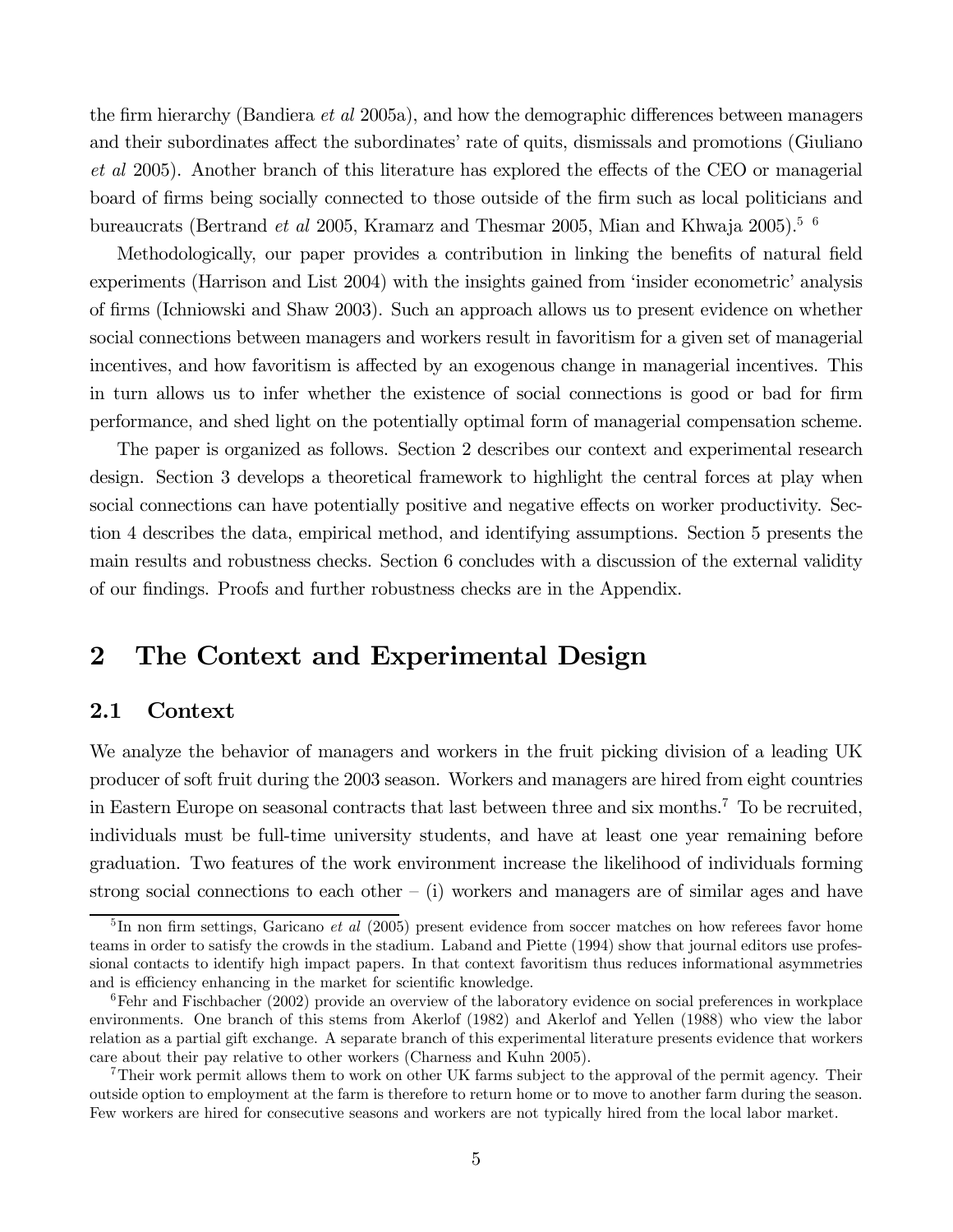the firm hierarchy (Bandiera *et al* 2005a), and how the demographic differences between managers and their subordinates affect the subordinates' rate of quits, dismissals and promotions (Giuliano *et al* 2005). Another branch of this literature has explored the effects of the CEO or managerial board of firms being socially connected to those outside of the firm such as local politicians and bureaucrats (Bertrand *et al* 2005, Kramarz and Thesmar 2005, Mian and Khwaja 2005).[5] [6]

Methodologically, our paper provides a contribution in linking the benefits of natural field experiments (Harrison and List 2004) with the insights gained from 'insider econometric' analysis of firms (Ichniowski and Shaw 2003). Such an approach allows us to present evidence on whether social connections between managers and workers result in favoritism for a given set of managerial incentives, and how favoritism is affected by an exogenous change in managerial incentives. This in turn allows us to infer whether the existence of social connections is good or bad for firm performance, and shed light on the potentially optimal form of managerial compensation scheme.

The paper is organized as follows. Section 2 describes our context and experimental research design. Section 3 develops a theoretical framework to highlight the central forces at play when social connections can have potentially positive and negative effects on worker productivity. Section 4 describes the data, empirical method, and identifying assumptions. Section 5 presents the main results and robustness checks. Section 6 concludes with a discussion of the external validity of our findings. Proofs and further robustness checks are in the Appendix.

## 2 The Context and Experimental Design

### 2.1 Context

We analyze the behavior of managers and workers in the fruit picking division of a leading UK producer of soft fruit during the 2003 season. Workers and managers are hired from eight countries in Eastern Europe on seasonal contracts that last between three and six months.[7] To be recruited, individuals must be full-time university students, and have at least one year remaining before graduation. Two features of the work environment increase the likelihood of individuals forming strong social connections to each other – (i) workers and managers are of similar ages and have

[5] In non firm settings, Garicano *et al* (2005) present evidence from soccer matches on how referees favor home teams in order to satisfy the crowds in the stadium. Laband and Piette (1994) show that journal editors use professional contacts to identify high impact papers. In that context favoritism thus reduces informational asymmetries and is efficiency enhancing in the market for scientific knowledge.

[6] Fehr and Fischbacher (2002) provide an overview of the laboratory evidence on social preferences in workplace environments. One branch of this stems from Akerlof (1982) and Akerlof and Yellen (1988) who view the labor relation as a partial gift exchange. A separate branch of this experimental literature presents evidence that workers care about their pay relative to other workers (Charness and Kuhn 2005).

[7] Their work permit allows them to work on other UK farms subject to the approval of the permit agency. Their outside option to employment at the farm is therefore to return home or to move to another farm during the season. Few workers are hired for consecutive seasons and workers are not typically hired from the local labor market.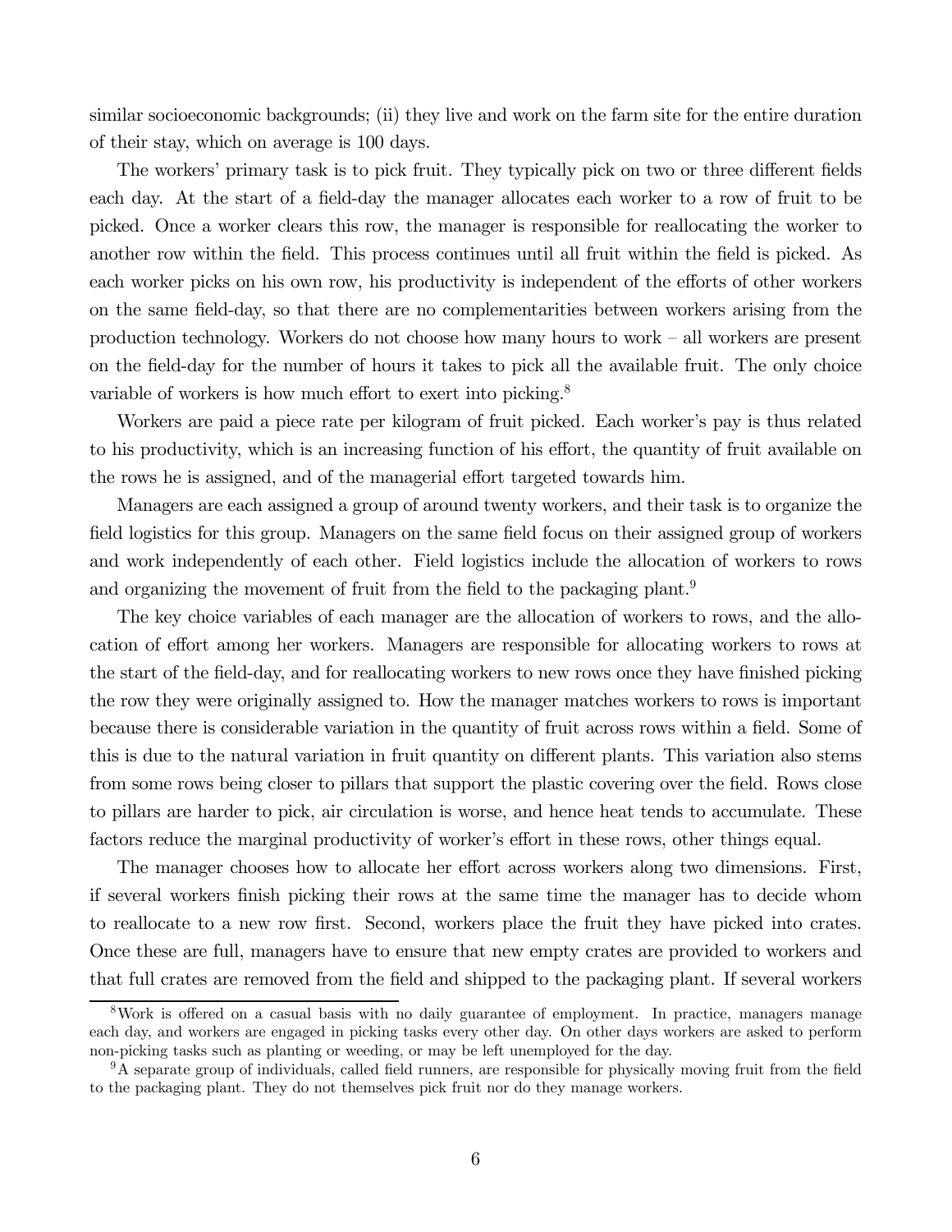similar socioeconomic backgrounds; (ii) they live and work on the farm site for the entire duration of their stay, which on average is 100 days.

The workers' primary task is to pick fruit. They typically pick on two or three different fields each day. At the start of a field-day the manager allocates each worker to a row of fruit to be picked. Once a worker clears this row, the manager is responsible for reallocating the worker to another row within the field. This process continues until all fruit within the field is picked. As each worker picks on his own row, his productivity is independent of the efforts of other workers on the same field-day, so that there are no complementarities between workers arising from the production technology. Workers do not choose how many hours to work – all workers are present on the field-day for the number of hours it takes to pick all the available fruit. The only choice variable of workers is how much effort to exert into picking.[8]

Workers are paid a piece rate per kilogram of fruit picked. Each worker's pay is thus related to his productivity, which is an increasing function of his effort, the quantity of fruit available on the rows he is assigned, and of the managerial effort targeted towards him.

Managers are each assigned a group of around twenty workers, and their task is to organize the field logistics for this group. Managers on the same field focus on their assigned group of workers and work independently of each other. Field logistics include the allocation of workers to rows and organizing the movement of fruit from the field to the packaging plant.[9]

The key choice variables of each manager are the allocation of workers to rows, and the allocation of effort among her workers. Managers are responsible for allocating workers to rows at the start of the field-day, and for reallocating workers to new rows once they have finished picking the row they were originally assigned to. How the manager matches workers to rows is important because there is considerable variation in the quantity of fruit across rows within a field. Some of this is due to the natural variation in fruit quantity on different plants. This variation also stems from some rows being closer to pillars that support the plastic covering over the field. Rows close to pillars are harder to pick, air circulation is worse, and hence heat tends to accumulate. These factors reduce the marginal productivity of worker's effort in these rows, other things equal.

The manager chooses how to allocate her effort across workers along two dimensions. First, if several workers finish picking their rows at the same time the manager has to decide whom to reallocate to a new row first. Second, workers place the fruit they have picked into crates. Once these are full, managers have to ensure that new empty crates are provided to workers and that full crates are removed from the field and shipped to the packaging plant. If several workers

[8] Work is offered on a casual basis with no daily guarantee of employment. In practice, managers manage each day, and workers are engaged in picking tasks every other day. On other days workers are asked to perform non-picking tasks such as planting or weeding, or may be left unemployed for the day.

[9] A separate group of individuals, called field runners, are responsible for physically moving fruit from the field to the packaging plant. They do not themselves pick fruit nor do they manage workers.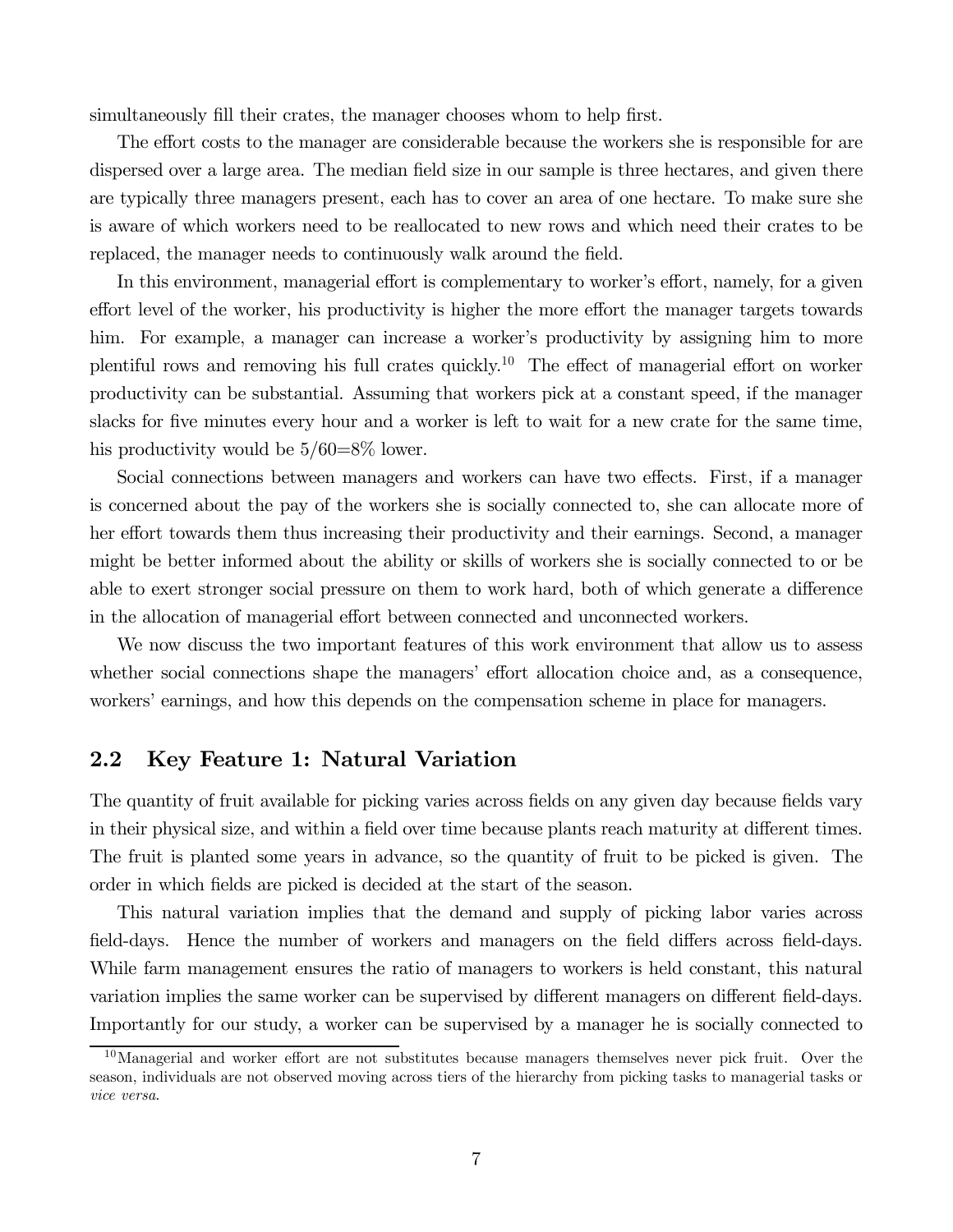simultaneously fill their crates, the manager chooses whom to help first.

The effort costs to the manager are considerable because the workers she is responsible for are dispersed over a large area. The median field size in our sample is three hectares, and given there are typically three managers present, each has to cover an area of one hectare. To make sure she is aware of which workers need to be reallocated to new rows and which need their crates to be replaced, the manager needs to continuously walk around the field.

In this environment, managerial effort is complementary to worker's effort, namely, for a given effort level of the worker, his productivity is higher the more effort the manager targets towards him. For example, a manager can increase a worker's productivity by assigning him to more plentiful rows and removing his full crates quickly.[10] The effect of managerial effort on worker productivity can be substantial. Assuming that workers pick at a constant speed, if the manager slacks for five minutes every hour and a worker is left to wait for a new crate for the same time, his productivity would be 5/60=8% lower.

Social connections between managers and workers can have two effects. First, if a manager is concerned about the pay of the workers she is socially connected to, she can allocate more of her effort towards them thus increasing their productivity and their earnings. Second, a manager might be better informed about the ability or skills of workers she is socially connected to or be able to exert stronger social pressure on them to work hard, both of which generate a difference in the allocation of managerial effort between connected and unconnected workers.

We now discuss the two important features of this work environment that allow us to assess whether social connections shape the managers' effort allocation choice and, as a consequence, workers' earnings, and how this depends on the compensation scheme in place for managers.

## 2.2 Key Feature 1: Natural Variation

The quantity of fruit available for picking varies across fields on any given day because fields vary in their physical size, and within a field over time because plants reach maturity at different times. The fruit is planted some years in advance, so the quantity of fruit to be picked is given. The order in which fields are picked is decided at the start of the season.

This natural variation implies that the demand and supply of picking labor varies across field-days. Hence the number of workers and managers on the field differs across field-days. While farm management ensures the ratio of managers to workers is held constant, this natural variation implies the same worker can be supervised by different managers on different field-days. Importantly for our study, a worker can be supervised by a manager he is socially connected to

[10] Managerial and worker effort are not substitutes because managers themselves never pick fruit. Over the season, individuals are not observed moving across tiers of the hierarchy from picking tasks to managerial tasks or *vice versa*.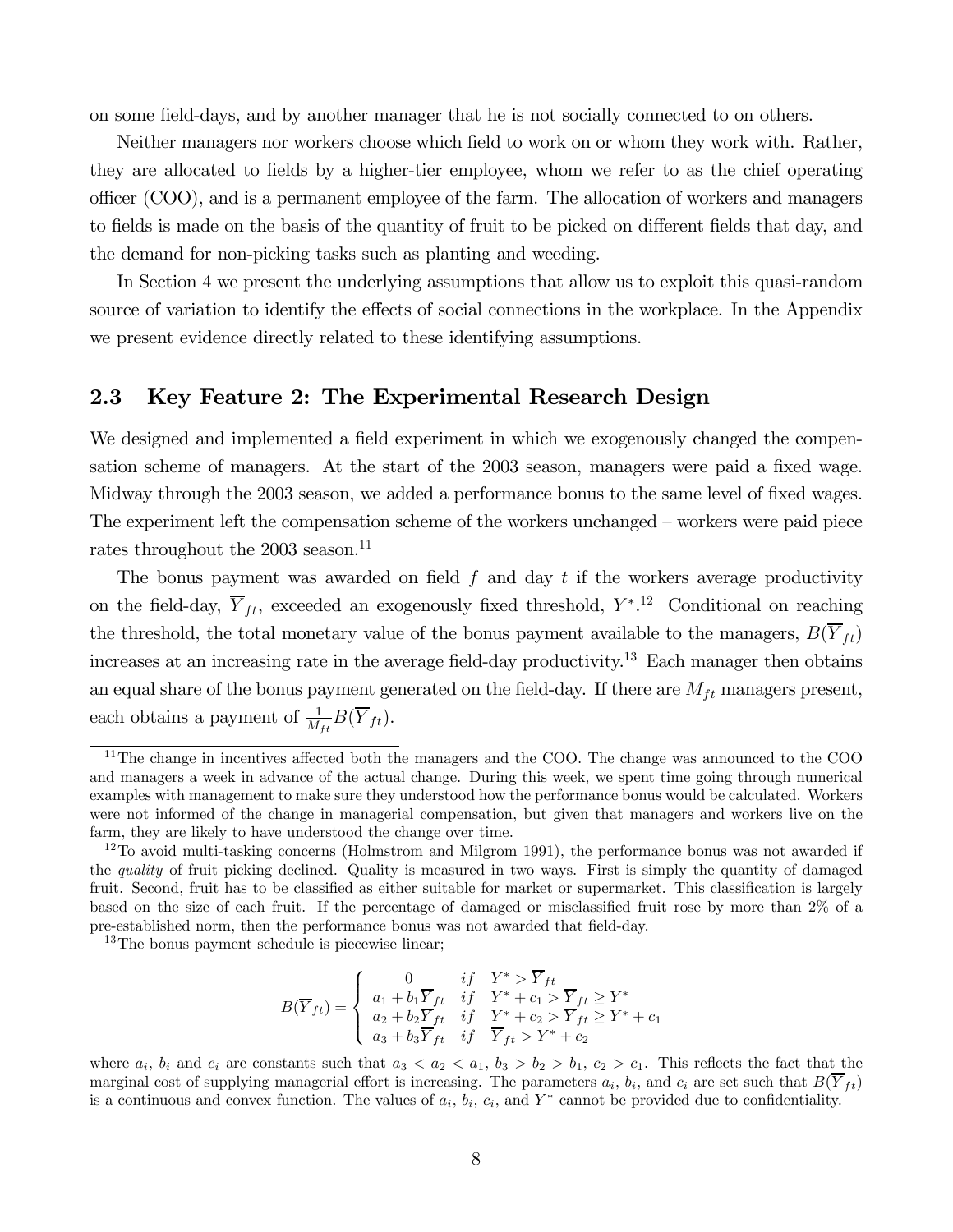on some field-days, and by another manager that he is not socially connected to on others.

Neither managers nor workers choose which field to work on or whom they work with. Rather, they are allocated to fields by a higher-tier employee, whom we refer to as the chief operating officer (COO), and is a permanent employee of the farm. The allocation of workers and managers to fields is made on the basis of the quantity of fruit to be picked on different fields that day, and the demand for non-picking tasks such as planting and weeding.

In Section 4 we present the underlying assumptions that allow us to exploit this quasi-random source of variation to identify the effects of social connections in the workplace. In the Appendix we present evidence directly related to these identifying assumptions.

## 2.3 Key Feature 2: The Experimental Research Design

We designed and implemented a field experiment in which we exogenously changed the compensation scheme of managers. At the start of the 2003 season, managers were paid a fixed wage. Midway through the 2003 season, we added a performance bonus to the same level of fixed wages. The experiment left the compensation scheme of the workers unchanged – workers were paid piece rates throughout the 2003 season.[11]

The bonus payment was awarded on field $f$ and day $t$ if the workers average productivity on the field-day, $\overline{Y}_{ft}$, exceeded an exogenously fixed threshold, $Y^*$.[12] Conditional on reaching the threshold, the total monetary value of the bonus payment available to the managers, $B(\overline{Y}_{ft})$ increases at an increasing rate in the average field-day productivity.[13] Each manager then obtains an equal share of the bonus payment generated on the field-day. If there are $M_{ft}$ managers present, each obtains a payment of $\frac{1}{M_{ft}}B(\overline{Y}_{ft})$.

---

[11] The change in incentives affected both the managers and the COO. The change was announced to the COO and managers a week in advance of the actual change. During this week, we spent time going through numerical examples with management to make sure they understood how the performance bonus would be calculated. Workers were not informed of the change in managerial compensation, but given that managers and workers live on the farm, they are likely to have understood the change over time.

[12] To avoid multi-tasking concerns (Holmstrom and Milgrom 1991), the performance bonus was not awarded if the *quality* of fruit picking declined. Quality is measured in two ways. First is simply the quantity of damaged fruit. Second, fruit has to be classified as either suitable for market or supermarket. This classification is largely based on the size of each fruit. If the percentage of damaged or misclassified fruit rose by more than 2% of a pre-established norm, then the performance bonus was not awarded that field-day.

[13] The bonus payment schedule is piecewise linear;

$$B(\overline{Y}_{ft}) = \begin{cases} 0 & if \quad Y^* > \overline{Y}_{ft} \\ a_1 + b_1\overline{Y}_{ft} & if \quad Y^* + c_1 > \overline{Y}_{ft} \geq Y^* \\ a_2 + b_2\overline{Y}_{ft} & if \quad Y^* + c_2 > \overline{Y}_{ft} \geq Y^* + c_1 \\ a_3 + b_3\overline{Y}_{ft} & if \quad \overline{Y}_{ft} > Y^* + c_2 \end{cases}$$

where $a_i$, $b_i$ and $c_i$ are constants such that $a_3 < a_2 < a_1$, $b_3 > b_2 > b_1$, $c_2 > c_1$. This reflects the fact that the marginal cost of supplying managerial effort is increasing. The parameters $a_i$, $b_i$, and $c_i$ are set such that $B(\overline{Y}_{ft})$ is a continuous and convex function. The values of $a_i$, $b_i$, $c_i$, and $Y^*$ cannot be provided due to confidentiality.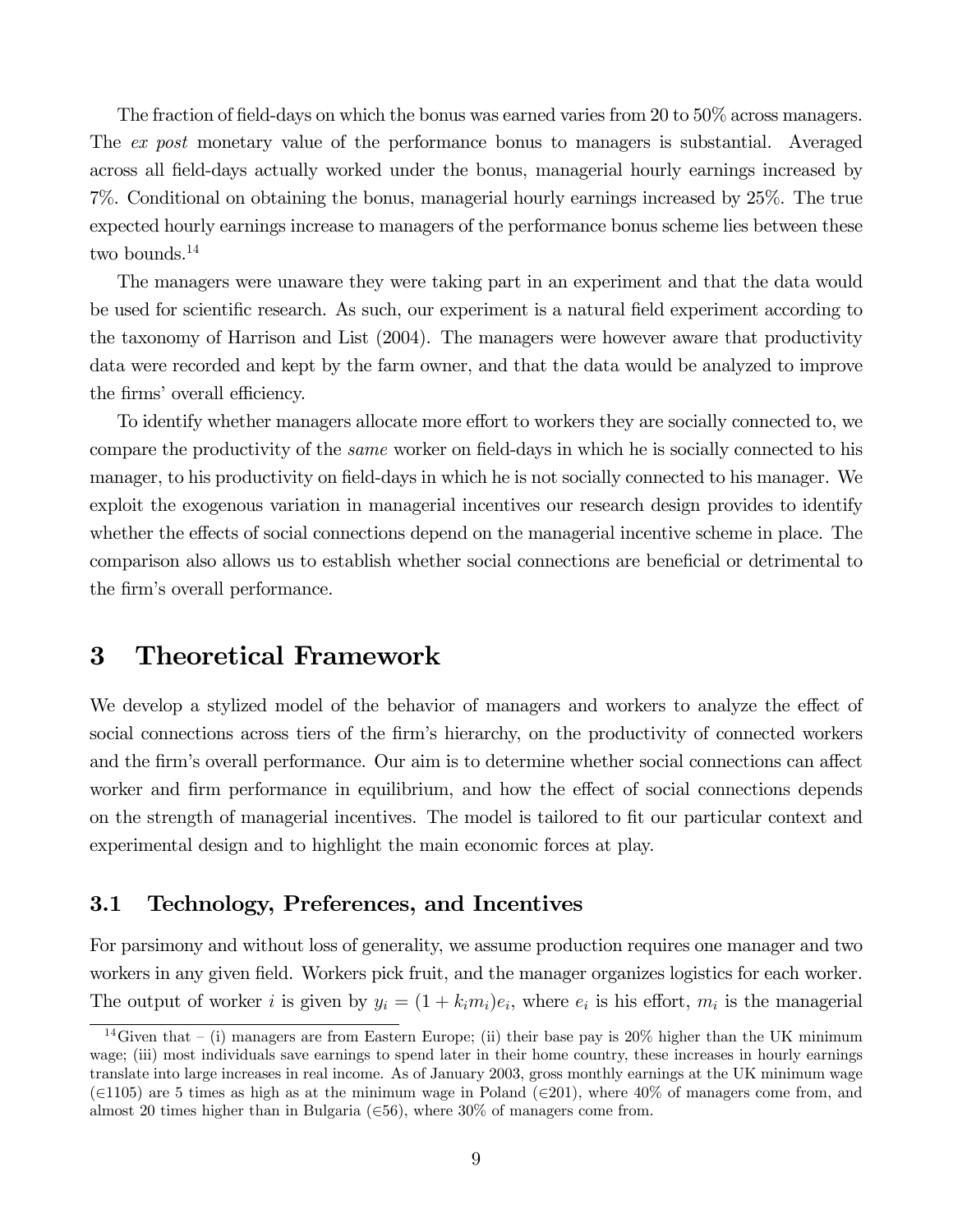The fraction of field-days on which the bonus was earned varies from 20 to 50% across managers. The *ex post* monetary value of the performance bonus to managers is substantial. Averaged across all field-days actually worked under the bonus, managerial hourly earnings increased by 7%. Conditional on obtaining the bonus, managerial hourly earnings increased by 25%. The true expected hourly earnings increase to managers of the performance bonus scheme lies between these two bounds.[14]

The managers were unaware they were taking part in an experiment and that the data would be used for scientific research. As such, our experiment is a natural field experiment according to the taxonomy of Harrison and List (2004). The managers were however aware that productivity data were recorded and kept by the farm owner, and that the data would be analyzed to improve the firms' overall efficiency.

To identify whether managers allocate more effort to workers they are socially connected to, we compare the productivity of the *same* worker on field-days in which he is socially connected to his manager, to his productivity on field-days in which he is not socially connected to his manager. We exploit the exogenous variation in managerial incentives our research design provides to identify whether the effects of social connections depend on the managerial incentive scheme in place. The comparison also allows us to establish whether social connections are beneficial or detrimental to the firm's overall performance.

# 3 Theoretical Framework

We develop a stylized model of the behavior of managers and workers to analyze the effect of social connections across tiers of the firm's hierarchy, on the productivity of connected workers and the firm's overall performance. Our aim is to determine whether social connections can affect worker and firm performance in equilibrium, and how the effect of social connections depends on the strength of managerial incentives. The model is tailored to fit our particular context and experimental design and to highlight the main economic forces at play.

## 3.1 Technology, Preferences, and Incentives

For parsimony and without loss of generality, we assume production requires one manager and two workers in any given field. Workers pick fruit, and the manager organizes logistics for each worker. The output of worker $i$ is given by $y_i = (1 + k_i m_i)e_i$, where $e_i$ is his effort, $m_i$ is the managerial

[14] Given that – (i) managers are from Eastern Europe; (ii) their base pay is 20% higher than the UK minimum wage; (iii) most individuals save earnings to spend later in their home country, these increases in hourly earnings translate into large increases in real income. As of January 2003, gross monthly earnings at the UK minimum wage (€1105) are 5 times as high as at the minimum wage in Poland (€201), where 40% of managers come from, and almost 20 times higher than in Bulgaria (€56), where 30% of managers come from.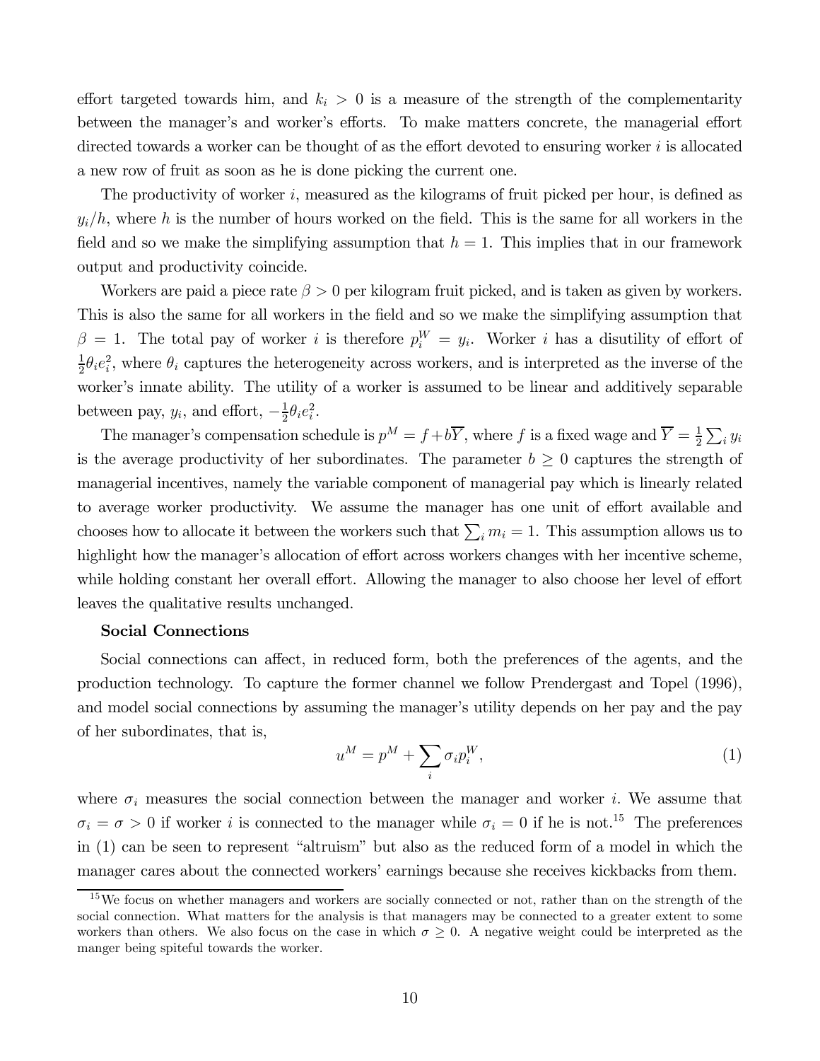effort targeted towards him, and $k_i > 0$ is a measure of the strength of the complementarity between the manager's and worker's efforts. To make matters concrete, the managerial effort directed towards a worker can be thought of as the effort devoted to ensuring worker $i$ is allocated a new row of fruit as soon as he is done picking the current one.

The productivity of worker $i$, measured as the kilograms of fruit picked per hour, is defined as $y_i/h$, where $h$ is the number of hours worked on the field. This is the same for all workers in the field and so we make the simplifying assumption that $h = 1$. This implies that in our framework output and productivity coincide.

Workers are paid a piece rate $\beta > 0$ per kilogram fruit picked, and is taken as given by workers. This is also the same for all workers in the field and so we make the simplifying assumption that $\beta = 1$. The total pay of worker $i$ is therefore $p_i^W = y_i$. Worker $i$ has a disutility of effort of $\frac{1}{2}\theta_i e_i^2$, where $\theta_i$ captures the heterogeneity across workers, and is interpreted as the inverse of the worker's innate ability. The utility of a worker is assumed to be linear and additively separable between pay, $y_i$, and effort, $-\frac{1}{2}\theta_i e_i^2$.

The manager's compensation schedule is $p^M = f + b\overline{Y}$, where $f$ is a fixed wage and $\overline{Y} = \frac{1}{2}\sum_i y_i$ is the average productivity of her subordinates. The parameter $b \geq 0$ captures the strength of managerial incentives, namely the variable component of managerial pay which is linearly related to average worker productivity. We assume the manager has one unit of effort available and chooses how to allocate it between the workers such that $\sum_i m_i = 1$. This assumption allows us to highlight how the manager's allocation of effort across workers changes with her incentive scheme, while holding constant her overall effort. Allowing the manager to also choose her level of effort leaves the qualitative results unchanged.

**Social Connections**

Social connections can affect, in reduced form, both the preferences of the agents, and the production technology. To capture the former channel we follow Prendergast and Topel (1996), and model social connections by assuming the manager's utility depends on her pay and the pay of her subordinates, that is,

$$u^M = p^M + \sum_i \sigma_i p_i^W, \tag{1}$$

where $\sigma_i$ measures the social connection between the manager and worker $i$. We assume that $\sigma_i = \sigma > 0$ if worker $i$ is connected to the manager while $\sigma_i = 0$ if he is not.[15] The preferences in (1) can be seen to represent "altruism" but also as the reduced form of a model in which the manager cares about the connected workers' earnings because she receives kickbacks from them.

[15] We focus on whether managers and workers are socially connected or not, rather than on the strength of the social connection. What matters for the analysis is that managers may be connected to a greater extent to some workers than others. We also focus on the case in which $\sigma \geq 0$. A negative weight could be interpreted as the manger being spiteful towards the worker.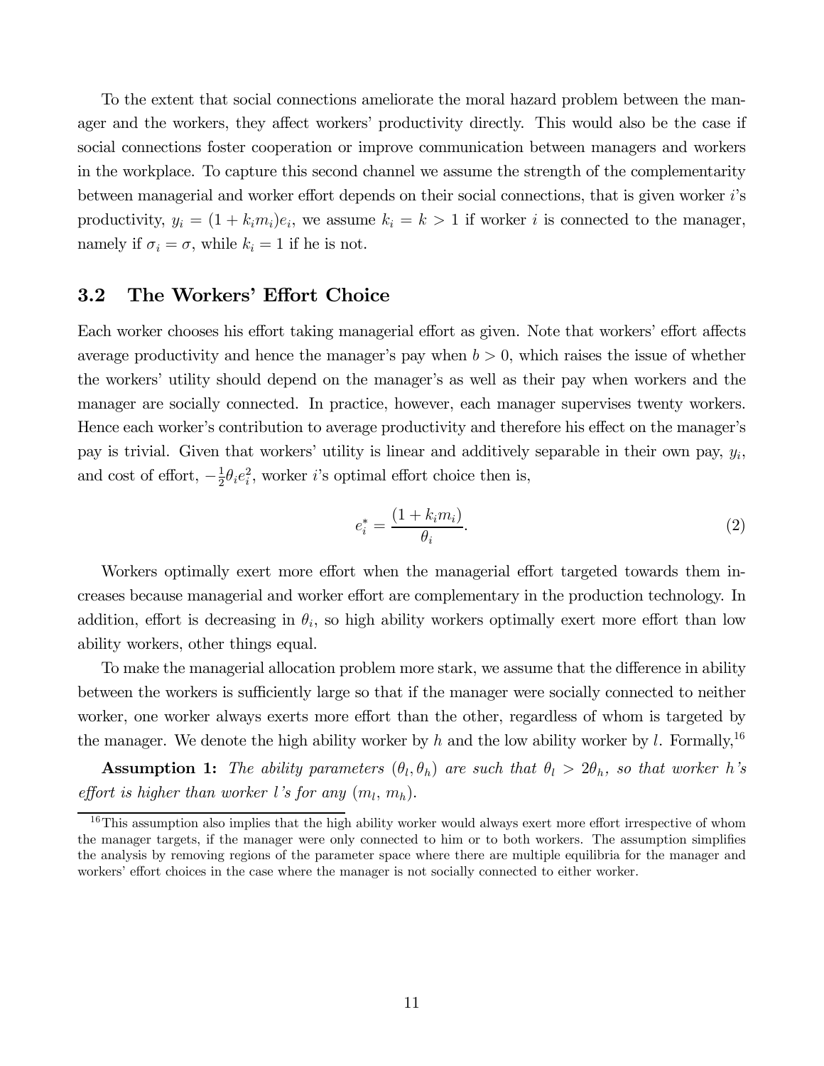To the extent that social connections ameliorate the moral hazard problem between the manager and the workers, they affect workers' productivity directly. This would also be the case if social connections foster cooperation or improve communication between managers and workers in the workplace. To capture this second channel we assume the strength of the complementarity between managerial and worker effort depends on their social connections, that is given worker $i$'s productivity, $y_i = (1 + k_i m_i)e_i$, we assume $k_i = k > 1$ if worker $i$ is connected to the manager, namely if $\sigma_i = \sigma$, while $k_i = 1$ if he is not.

## 3.2 The Workers' Effort Choice

Each worker chooses his effort taking managerial effort as given. Note that workers' effort affects average productivity and hence the manager's pay when $b > 0$, which raises the issue of whether the workers' utility should depend on the manager's as well as their pay when workers and the manager are socially connected. In practice, however, each manager supervises twenty workers. Hence each worker's contribution to average productivity and therefore his effect on the manager's pay is trivial. Given that workers' utility is linear and additively separable in their own pay, $y_i$, and cost of effort, $-\frac{1}{2}\theta_i e_i^2$, worker $i$'s optimal effort choice then is,

$$e_i^* = \frac{(1 + k_i m_i)}{\theta_i}. \tag{2}$$

Workers optimally exert more effort when the managerial effort targeted towards them increases because managerial and worker effort are complementary in the production technology. In addition, effort is decreasing in $\theta_i$, so high ability workers optimally exert more effort than low ability workers, other things equal.

To make the managerial allocation problem more stark, we assume that the difference in ability between the workers is sufficiently large so that if the manager were socially connected to neither worker, one worker always exerts more effort than the other, regardless of whom is targeted by the manager. We denote the high ability worker by $h$ and the low ability worker by $l$. Formally,[16]

**Assumption 1:** *The ability parameters $(\theta_l, \theta_h)$ are such that $\theta_l > 2\theta_h$, so that worker $h$'s effort is higher than worker $l$'s for any $(m_l, m_h)$.*

[16] This assumption also implies that the high ability worker would always exert more effort irrespective of whom the manager targets, if the manager were only connected to him or to both workers. The assumption simplifies the analysis by removing regions of the parameter space where there are multiple equilibria for the manager and workers' effort choices in the case where the manager is not socially connected to either worker.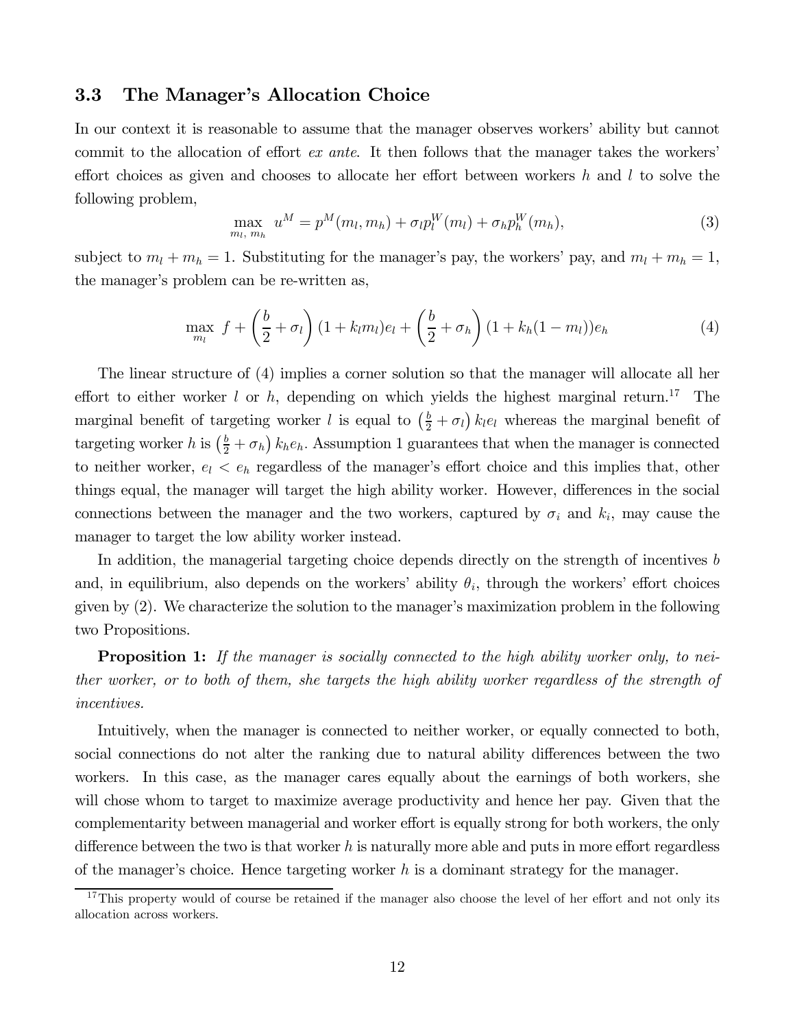### 3.3 The Manager's Allocation Choice

In our context it is reasonable to assume that the manager observes workers' ability but cannot commit to the allocation of effort *ex ante*. It then follows that the manager takes the workers' effort choices as given and chooses to allocate her effort between workers $h$ and $l$ to solve the following problem,

$$\max_{m_l,\, m_h} \; u^M = p^M(m_l, m_h) + \sigma_l p_l^W(m_l) + \sigma_h p_h^W(m_h), \tag{3}$$

subject to $m_l + m_h = 1$. Substituting for the manager's pay, the workers' pay, and $m_l + m_h = 1$, the manager's problem can be re-written as,

$$\max_{m_l} \; f + \left(\frac{b}{2} + \sigma_l\right)(1 + k_l m_l)e_l + \left(\frac{b}{2} + \sigma_h\right)(1 + k_h(1 - m_l))e_h \tag{4}$$

The linear structure of (4) implies a corner solution so that the manager will allocate all her effort to either worker $l$ or $h$, depending on which yields the highest marginal return.[17] The marginal benefit of targeting worker $l$ is equal to $\left(\frac{b}{2} + \sigma_l\right) k_l e_l$ whereas the marginal benefit of targeting worker $h$ is $\left(\frac{b}{2} + \sigma_h\right) k_h e_h$. Assumption 1 guarantees that when the manager is connected to neither worker, $e_l < e_h$ regardless of the manager's effort choice and this implies that, other things equal, the manager will target the high ability worker. However, differences in the social connections between the manager and the two workers, captured by $\sigma_i$ and $k_i$, may cause the manager to target the low ability worker instead.

In addition, the managerial targeting choice depends directly on the strength of incentives $b$ and, in equilibrium, also depends on the workers' ability $\theta_i$, through the workers' effort choices given by (2). We characterize the solution to the manager's maximization problem in the following two Propositions.

**Proposition 1:** *If the manager is socially connected to the high ability worker only, to neither worker, or to both of them, she targets the high ability worker regardless of the strength of incentives.*

Intuitively, when the manager is connected to neither worker, or equally connected to both, social connections do not alter the ranking due to natural ability differences between the two workers. In this case, as the manager cares equally about the earnings of both workers, she will chose whom to target to maximize average productivity and hence her pay. Given that the complementarity between managerial and worker effort is equally strong for both workers, the only difference between the two is that worker $h$ is naturally more able and puts in more effort regardless of the manager's choice. Hence targeting worker $h$ is a dominant strategy for the manager.

[17] This property would of course be retained if the manager also choose the level of her effort and not only its allocation across workers.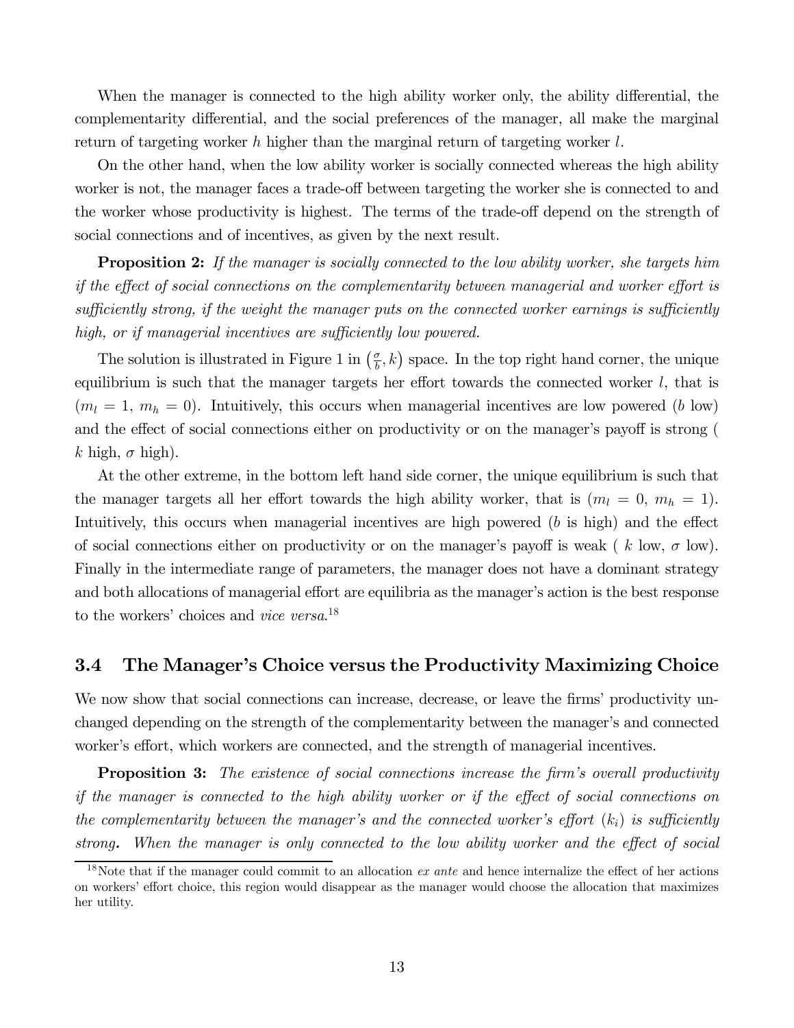When the manager is connected to the high ability worker only, the ability differential, the complementarity differential, and the social preferences of the manager, all make the marginal return of targeting worker $h$ higher than the marginal return of targeting worker $l$.

On the other hand, when the low ability worker is socially connected whereas the high ability worker is not, the manager faces a trade-off between targeting the worker she is connected to and the worker whose productivity is highest. The terms of the trade-off depend on the strength of social connections and of incentives, as given by the next result.

**Proposition 2:** *If the manager is socially connected to the low ability worker, she targets him if the effect of social connections on the complementarity between managerial and worker effort is sufficiently strong, if the weight the manager puts on the connected worker earnings is sufficiently high, or if managerial incentives are sufficiently low powered.*

The solution is illustrated in Figure 1 in $\left(\frac{\sigma}{b}, k\right)$ space. In the top right hand corner, the unique equilibrium is such that the manager targets her effort towards the connected worker $l$, that is $(m_l = 1,\ m_h = 0)$. Intuitively, this occurs when managerial incentives are low powered ($b$ low) and the effect of social connections either on productivity or on the manager's payoff is strong ( $k$ high, $\sigma$ high).

At the other extreme, in the bottom left hand side corner, the unique equilibrium is such that the manager targets all her effort towards the high ability worker, that is $(m_l = 0,\ m_h = 1)$. Intuitively, this occurs when managerial incentives are high powered ($b$ is high) and the effect of social connections either on productivity or on the manager's payoff is weak ( $k$ low, $\sigma$ low). Finally in the intermediate range of parameters, the manager does not have a dominant strategy and both allocations of managerial effort are equilibria as the manager's action is the best response to the workers' choices and *vice versa*.[18]

### 3.4 The Manager's Choice versus the Productivity Maximizing Choice

We now show that social connections can increase, decrease, or leave the firms' productivity unchanged depending on the strength of the complementarity between the manager's and connected worker's effort, which workers are connected, and the strength of managerial incentives.

**Proposition 3:** *The existence of social connections increase the firm's overall productivity if the manager is connected to the high ability worker or if the effect of social connections on the complementarity between the manager's and the connected worker's effort ($k_i$) is sufficiently strong. When the manager is only connected to the low ability worker and the effect of social*

[18] Note that if the manager could commit to an allocation *ex ante* and hence internalize the effect of her actions on workers' effort choice, this region would disappear as the manager would choose the allocation that maximizes her utility.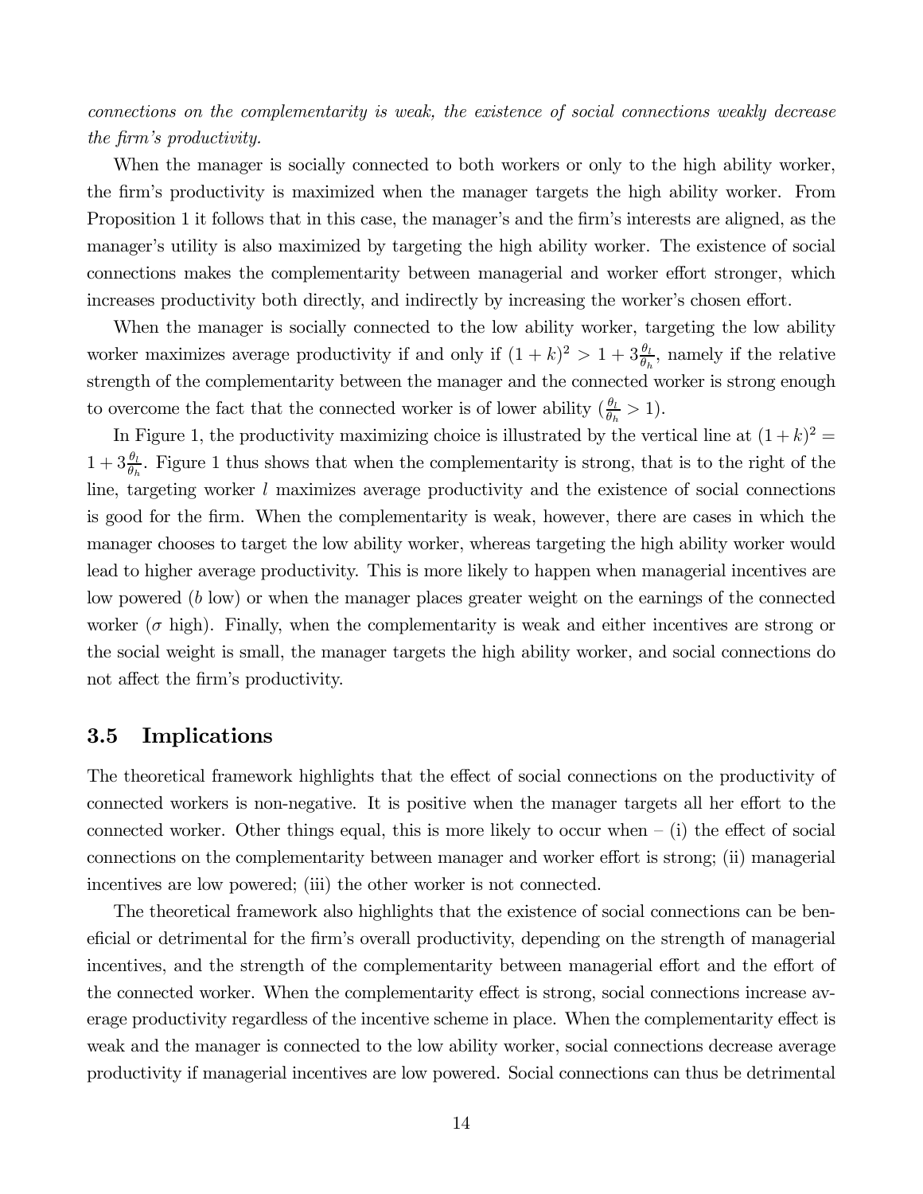*connections on the complementarity is weak, the existence of social connections weakly decrease the firm's productivity.*

When the manager is socially connected to both workers or only to the high ability worker, the firm's productivity is maximized when the manager targets the high ability worker. From Proposition 1 it follows that in this case, the manager's and the firm's interests are aligned, as the manager's utility is also maximized by targeting the high ability worker. The existence of social connections makes the complementarity between managerial and worker effort stronger, which increases productivity both directly, and indirectly by increasing the worker's chosen effort.

When the manager is socially connected to the low ability worker, targeting the low ability worker maximizes average productivity if and only if $(1+k)^2 > 1 + 3\frac{\theta_l}{\theta_h}$, namely if the relative strength of the complementarity between the manager and the connected worker is strong enough to overcome the fact that the connected worker is of lower ability ($\frac{\theta_l}{\theta_h} > 1$).

In Figure 1, the productivity maximizing choice is illustrated by the vertical line at $(1+k)^2 = 1 + 3\frac{\theta_l}{\theta_h}$. Figure 1 thus shows that when the complementarity is strong, that is to the right of the line, targeting worker $l$ maximizes average productivity and the existence of social connections is good for the firm. When the complementarity is weak, however, there are cases in which the manager chooses to target the low ability worker, whereas targeting the high ability worker would lead to higher average productivity. This is more likely to happen when managerial incentives are low powered ($b$ low) or when the manager places greater weight on the earnings of the connected worker ($\sigma$ high). Finally, when the complementarity is weak and either incentives are strong or the social weight is small, the manager targets the high ability worker, and social connections do not affect the firm's productivity.

### 3.5 Implications

The theoretical framework highlights that the effect of social connections on the productivity of connected workers is non-negative. It is positive when the manager targets all her effort to the connected worker. Other things equal, this is more likely to occur when – (i) the effect of social connections on the complementarity between manager and worker effort is strong; (ii) managerial incentives are low powered; (iii) the other worker is not connected.

The theoretical framework also highlights that the existence of social connections can be beneficial or detrimental for the firm's overall productivity, depending on the strength of managerial incentives, and the strength of the complementarity between managerial effort and the effort of the connected worker. When the complementarity effect is strong, social connections increase average productivity regardless of the incentive scheme in place. When the complementarity effect is weak and the manager is connected to the low ability worker, social connections decrease average productivity if managerial incentives are low powered. Social connections can thus be detrimental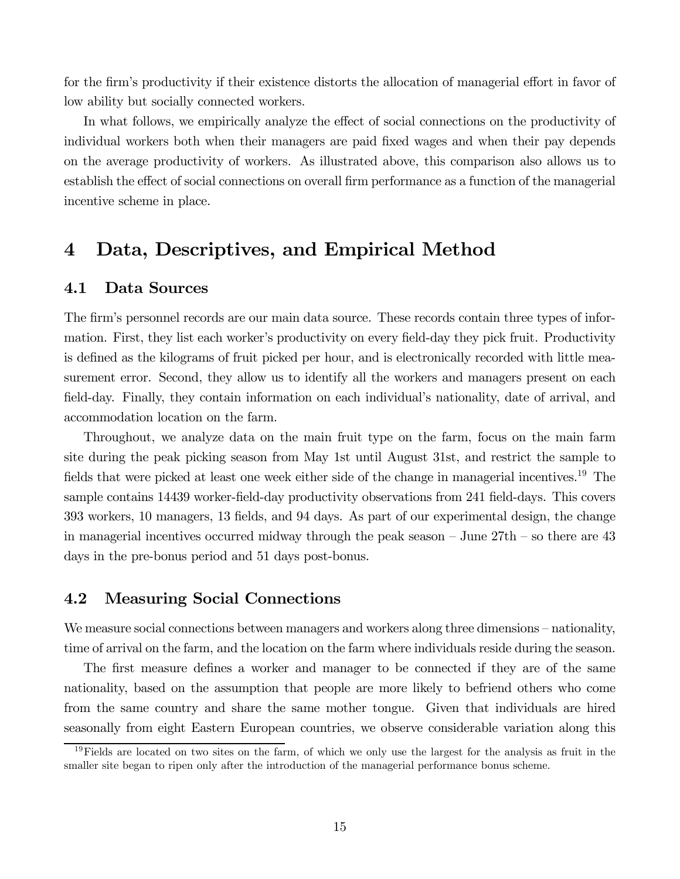for the firm's productivity if their existence distorts the allocation of managerial effort in favor of low ability but socially connected workers.

In what follows, we empirically analyze the effect of social connections on the productivity of individual workers both when their managers are paid fixed wages and when their pay depends on the average productivity of workers. As illustrated above, this comparison also allows us to establish the effect of social connections on overall firm performance as a function of the managerial incentive scheme in place.

# 4 Data, Descriptives, and Empirical Method

## 4.1 Data Sources

The firm's personnel records are our main data source. These records contain three types of information. First, they list each worker's productivity on every field-day they pick fruit. Productivity is defined as the kilograms of fruit picked per hour, and is electronically recorded with little measurement error. Second, they allow us to identify all the workers and managers present on each field-day. Finally, they contain information on each individual's nationality, date of arrival, and accommodation location on the farm.

Throughout, we analyze data on the main fruit type on the farm, focus on the main farm site during the peak picking season from May 1st until August 31st, and restrict the sample to fields that were picked at least one week either side of the change in managerial incentives.[19] The sample contains 14439 worker-field-day productivity observations from 241 field-days. This covers 393 workers, 10 managers, 13 fields, and 94 days. As part of our experimental design, the change in managerial incentives occurred midway through the peak season – June 27th – so there are 43 days in the pre-bonus period and 51 days post-bonus.

## 4.2 Measuring Social Connections

We measure social connections between managers and workers along three dimensions – nationality, time of arrival on the farm, and the location on the farm where individuals reside during the season.

The first measure defines a worker and manager to be connected if they are of the same nationality, based on the assumption that people are more likely to befriend others who come from the same country and share the same mother tongue. Given that individuals are hired seasonally from eight Eastern European countries, we observe considerable variation along this

[19] Fields are located on two sites on the farm, of which we only use the largest for the analysis as fruit in the smaller site began to ripen only after the introduction of the managerial performance bonus scheme.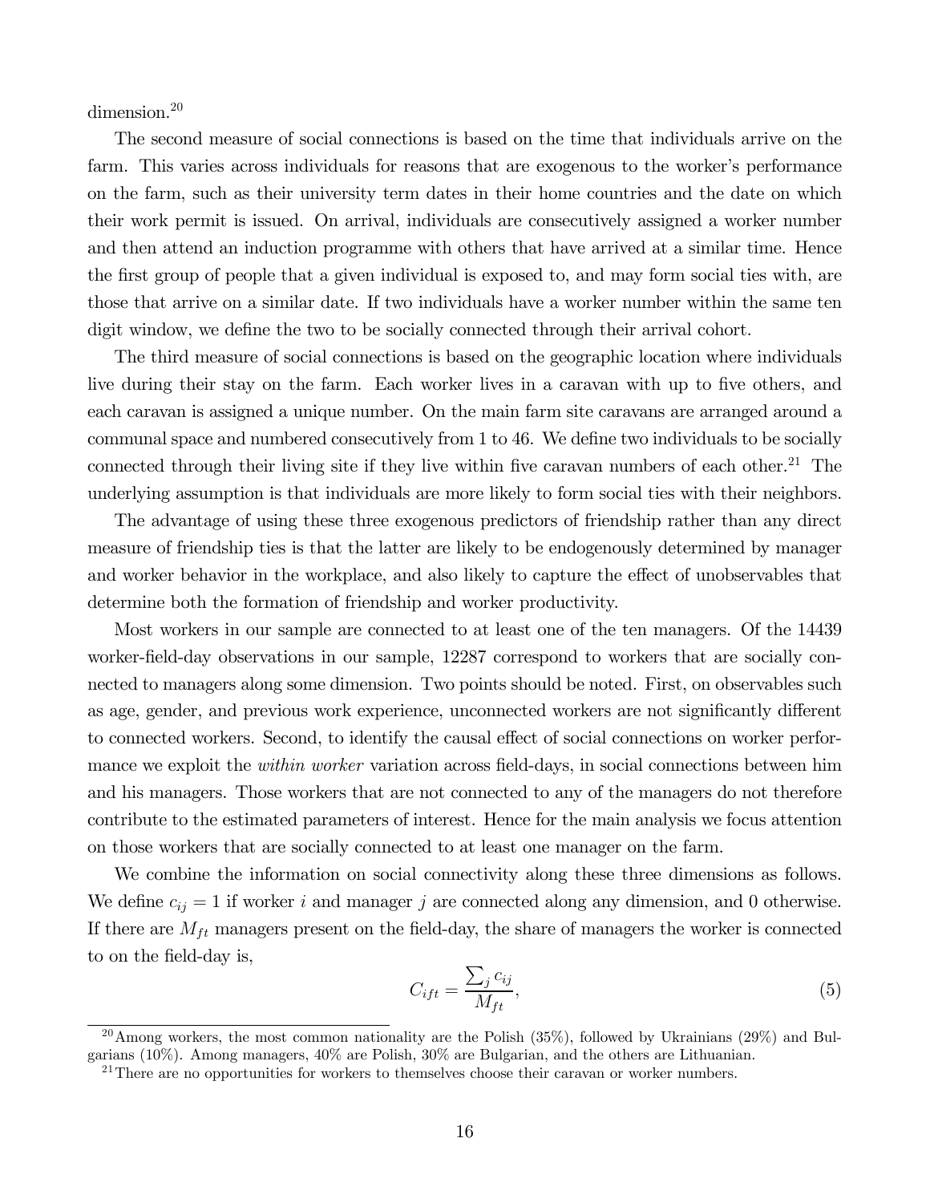dimension.[20]

The second measure of social connections is based on the time that individuals arrive on the farm. This varies across individuals for reasons that are exogenous to the worker's performance on the farm, such as their university term dates in their home countries and the date on which their work permit is issued. On arrival, individuals are consecutively assigned a worker number and then attend an induction programme with others that have arrived at a similar time. Hence the first group of people that a given individual is exposed to, and may form social ties with, are those that arrive on a similar date. If two individuals have a worker number within the same ten digit window, we define the two to be socially connected through their arrival cohort.

The third measure of social connections is based on the geographic location where individuals live during their stay on the farm. Each worker lives in a caravan with up to five others, and each caravan is assigned a unique number. On the main farm site caravans are arranged around a communal space and numbered consecutively from 1 to 46. We define two individuals to be socially connected through their living site if they live within five caravan numbers of each other.[21] The underlying assumption is that individuals are more likely to form social ties with their neighbors.

The advantage of using these three exogenous predictors of friendship rather than any direct measure of friendship ties is that the latter are likely to be endogenously determined by manager and worker behavior in the workplace, and also likely to capture the effect of unobservables that determine both the formation of friendship and worker productivity.

Most workers in our sample are connected to at least one of the ten managers. Of the 14439 worker-field-day observations in our sample, 12287 correspond to workers that are socially connected to managers along some dimension. Two points should be noted. First, on observables such as age, gender, and previous work experience, unconnected workers are not significantly different to connected workers. Second, to identify the causal effect of social connections on worker performance we exploit the *within worker* variation across field-days, in social connections between him and his managers. Those workers that are not connected to any of the managers do not therefore contribute to the estimated parameters of interest. Hence for the main analysis we focus attention on those workers that are socially connected to at least one manager on the farm.

We combine the information on social connectivity along these three dimensions as follows. We define $c_{ij} = 1$ if worker $i$ and manager $j$ are connected along any dimension, and 0 otherwise. If there are $M_{ft}$ managers present on the field-day, the share of managers the worker is connected to on the field-day is,

$$C_{ift} = \frac{\sum_j c_{ij}}{M_{ft}}, \tag{5}$$

[20] Among workers, the most common nationality are the Polish (35%), followed by Ukrainians (29%) and Bulgarians (10%). Among managers, 40% are Polish, 30% are Bulgarian, and the others are Lithuanian.

[21] There are no opportunities for workers to themselves choose their caravan or worker numbers.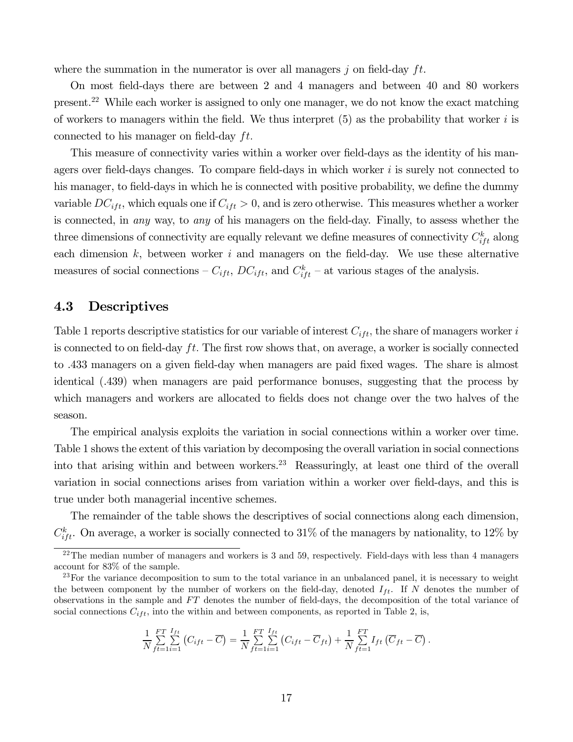where the summation in the numerator is over all managers $j$ on field-day $ft$.

On most field-days there are between 2 and 4 managers and between 40 and 80 workers present.[22] While each worker is assigned to only one manager, we do not know the exact matching of workers to managers within the field. We thus interpret (5) as the probability that worker $i$ is connected to his manager on field-day $ft$.

This measure of connectivity varies within a worker over field-days as the identity of his managers over field-days changes. To compare field-days in which worker $i$ is surely not connected to his manager, to field-days in which he is connected with positive probability, we define the dummy variable $DC_{ift}$, which equals one if $C_{ift} > 0$, and is zero otherwise. This measures whether a worker is connected, in *any* way, to *any* of his managers on the field-day. Finally, to assess whether the three dimensions of connectivity are equally relevant we define measures of connectivity $C^k_{ift}$ along each dimension $k$, between worker $i$ and managers on the field-day. We use these alternative measures of social connections – $C_{ift}$, $DC_{ift}$, and $C^k_{ift}$ – at various stages of the analysis.

## 4.3 Descriptives

Table 1 reports descriptive statistics for our variable of interest $C_{ift}$, the share of managers worker $i$ is connected to on field-day $ft$. The first row shows that, on average, a worker is socially connected to .433 managers on a given field-day when managers are paid fixed wages. The share is almost identical (.439) when managers are paid performance bonuses, suggesting that the process by which managers and workers are allocated to fields does not change over the two halves of the season.

The empirical analysis exploits the variation in social connections within a worker over time. Table 1 shows the extent of this variation by decomposing the overall variation in social connections into that arising within and between workers.[23] Reassuringly, at least one third of the overall variation in social connections arises from variation within a worker over field-days, and this is true under both managerial incentive schemes.

The remainder of the table shows the descriptives of social connections along each dimension, $C^k_{ift}$. On average, a worker is socially connected to 31% of the managers by nationality, to 12% by

[22] The median number of managers and workers is 3 and 59, respectively. Field-days with less than 4 managers account for 83% of the sample.

[23] For the variance decomposition to sum to the total variance in an unbalanced panel, it is necessary to weight the between component by the number of workers on the field-day, denoted $I_{ft}$. If $N$ denotes the number of observations in the sample and $FT$ denotes the number of field-days, the decomposition of the total variance of social connections $C_{ift}$, into the within and between components, as reported in Table 2, is,

$$\frac{1}{N}\sum_{ft=1}^{FT}\sum_{i=1}^{I_{ft}}\left(C_{ift}-\overline{C}\right)=\frac{1}{N}\sum_{ft=1}^{FT}\sum_{i=1}^{I_{ft}}\left(C_{ift}-\overline{C}_{ft}\right)+\frac{1}{N}\sum_{ft=1}^{FT}I_{ft}\left(\overline{C}_{ft}-\overline{C}\right).$$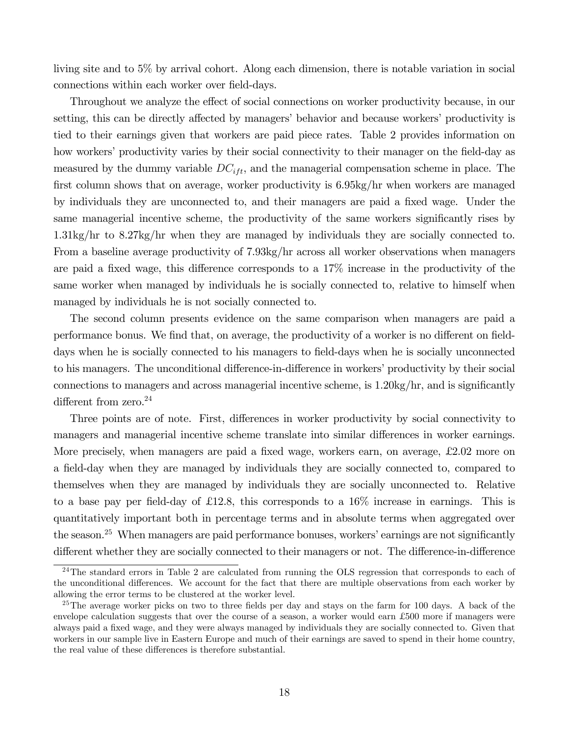living site and to 5% by arrival cohort. Along each dimension, there is notable variation in social connections within each worker over field-days.

Throughout we analyze the effect of social connections on worker productivity because, in our setting, this can be directly affected by managers' behavior and because workers' productivity is tied to their earnings given that workers are paid piece rates. Table 2 provides information on how workers' productivity varies by their social connectivity to their manager on the field-day as measured by the dummy variable $DC_{ift}$, and the managerial compensation scheme in place. The first column shows that on average, worker productivity is 6.95kg/hr when workers are managed by individuals they are unconnected to, and their managers are paid a fixed wage. Under the same managerial incentive scheme, the productivity of the same workers significantly rises by 1.31kg/hr to 8.27kg/hr when they are managed by individuals they are socially connected to. From a baseline average productivity of 7.93kg/hr across all worker observations when managers are paid a fixed wage, this difference corresponds to a 17% increase in the productivity of the same worker when managed by individuals he is socially connected to, relative to himself when managed by individuals he is not socially connected to.

The second column presents evidence on the same comparison when managers are paid a performance bonus. We find that, on average, the productivity of a worker is no different on field-days when he is socially connected to his managers to field-days when he is socially unconnected to his managers. The unconditional difference-in-difference in workers' productivity by their social connections to managers and across managerial incentive scheme, is 1.20kg/hr, and is significantly different from zero.[24]

Three points are of note. First, differences in worker productivity by social connectivity to managers and managerial incentive scheme translate into similar differences in worker earnings. More precisely, when managers are paid a fixed wage, workers earn, on average, £2.02 more on a field-day when they are managed by individuals they are socially connected to, compared to themselves when they are managed by individuals they are socially unconnected to. Relative to a base pay per field-day of £12.8, this corresponds to a 16% increase in earnings. This is quantitatively important both in percentage terms and in absolute terms when aggregated over the season.[25] When managers are paid performance bonuses, workers' earnings are not significantly different whether they are socially connected to their managers or not. The difference-in-difference

[24] The standard errors in Table 2 are calculated from running the OLS regression that corresponds to each of the unconditional differences. We account for the fact that there are multiple observations from each worker by allowing the error terms to be clustered at the worker level.

[25] The average worker picks on two to three fields per day and stays on the farm for 100 days. A back of the envelope calculation suggests that over the course of a season, a worker would earn £500 more if managers were always paid a fixed wage, and they were always managed by individuals they are socially connected to. Given that workers in our sample live in Eastern Europe and much of their earnings are saved to spend in their home country, the real value of these differences is therefore substantial.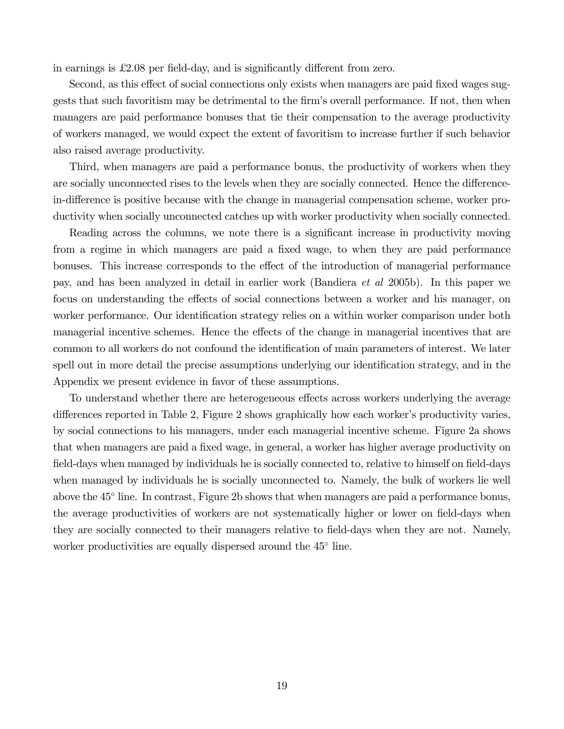in earnings is £2.08 per field-day, and is significantly different from zero.

Second, as this effect of social connections only exists when managers are paid fixed wages suggests that such favoritism may be detrimental to the firm's overall performance. If not, then when managers are paid performance bonuses that tie their compensation to the average productivity of workers managed, we would expect the extent of favoritism to increase further if such behavior also raised average productivity.

Third, when managers are paid a performance bonus, the productivity of workers when they are socially unconnected rises to the levels when they are socially connected. Hence the difference-in-difference is positive because with the change in managerial compensation scheme, worker productivity when socially unconnected catches up with worker productivity when socially connected.

Reading across the columns, we note there is a significant increase in productivity moving from a regime in which managers are paid a fixed wage, to when they are paid performance bonuses. This increase corresponds to the effect of the introduction of managerial performance pay, and has been analyzed in detail in earlier work (Bandiera *et al* 2005b). In this paper we focus on understanding the effects of social connections between a worker and his manager, on worker performance. Our identification strategy relies on a within worker comparison under both managerial incentive schemes. Hence the effects of the change in managerial incentives that are common to all workers do not confound the identification of main parameters of interest. We later spell out in more detail the precise assumptions underlying our identification strategy, and in the Appendix we present evidence in favor of these assumptions.

To understand whether there are heterogeneous effects across workers underlying the average differences reported in Table 2, Figure 2 shows graphically how each worker's productivity varies, by social connections to his managers, under each managerial incentive scheme. Figure 2a shows that when managers are paid a fixed wage, in general, a worker has higher average productivity on field-days when managed by individuals he is socially connected to, relative to himself on field-days when managed by individuals he is socially unconnected to. Namely, the bulk of workers lie well above the 45° line. In contrast, Figure 2b shows that when managers are paid a performance bonus, the average productivities of workers are not systematically higher or lower on field-days when they are socially connected to their managers relative to field-days when they are not. Namely, worker productivities are equally dispersed around the 45° line.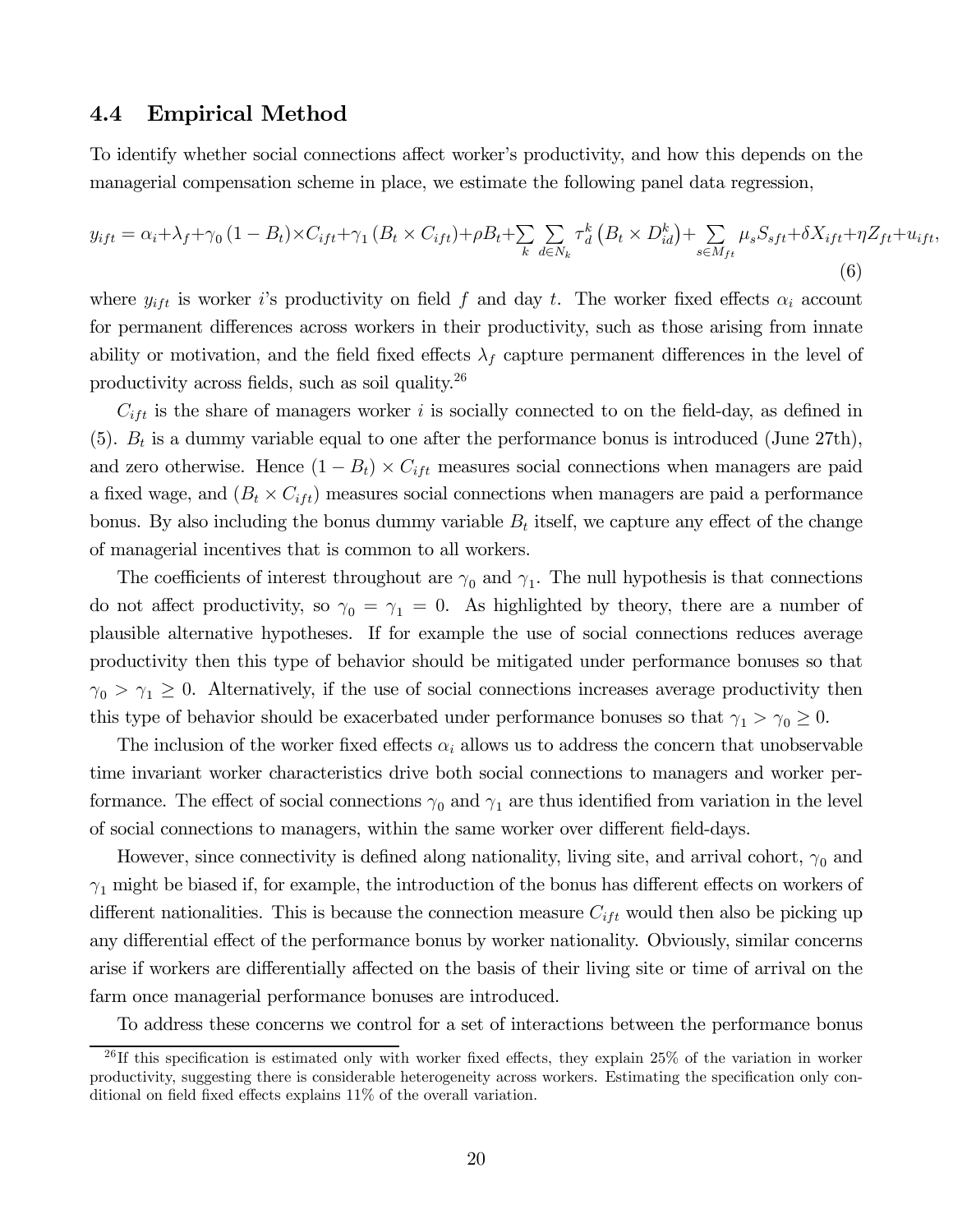### 4.4 Empirical Method

To identify whether social connections affect worker's productivity, and how this depends on the managerial compensation scheme in place, we estimate the following panel data regression,

$$y_{ift} = \alpha_i + \lambda_f + \gamma_0 (1 - B_t) \times C_{ift} + \gamma_1 (B_t \times C_{ift}) + \rho B_t + \sum_k \sum_{d \in N_k} \tau_d^k \left(B_t \times D_{id}^k\right) + \sum_{s \in M_{ft}} \mu_s S_{sft} + \delta X_{ift} + \eta Z_{ft} + u_{ift}, \tag{6}$$

where $y_{ift}$ is worker $i$'s productivity on field $f$ and day $t$. The worker fixed effects $\alpha_i$ account for permanent differences across workers in their productivity, such as those arising from innate ability or motivation, and the field fixed effects $\lambda_f$ capture permanent differences in the level of productivity across fields, such as soil quality.[26]

$C_{ift}$ is the share of managers worker $i$ is socially connected to on the field-day, as defined in (5). $B_t$ is a dummy variable equal to one after the performance bonus is introduced (June 27th), and zero otherwise. Hence $(1 - B_t) \times C_{ift}$ measures social connections when managers are paid a fixed wage, and $(B_t \times C_{ift})$ measures social connections when managers are paid a performance bonus. By also including the bonus dummy variable $B_t$ itself, we capture any effect of the change of managerial incentives that is common to all workers.

The coefficients of interest throughout are $\gamma_0$ and $\gamma_1$. The null hypothesis is that connections do not affect productivity, so $\gamma_0 = \gamma_1 = 0$. As highlighted by theory, there are a number of plausible alternative hypotheses. If for example the use of social connections reduces average productivity then this type of behavior should be mitigated under performance bonuses so that $\gamma_0 > \gamma_1 \geq 0$. Alternatively, if the use of social connections increases average productivity then this type of behavior should be exacerbated under performance bonuses so that $\gamma_1 > \gamma_0 \geq 0$.

The inclusion of the worker fixed effects $\alpha_i$ allows us to address the concern that unobservable time invariant worker characteristics drive both social connections to managers and worker performance. The effect of social connections $\gamma_0$ and $\gamma_1$ are thus identified from variation in the level of social connections to managers, within the same worker over different field-days.

However, since connectivity is defined along nationality, living site, and arrival cohort, $\gamma_0$ and $\gamma_1$ might be biased if, for example, the introduction of the bonus has different effects on workers of different nationalities. This is because the connection measure $C_{ift}$ would then also be picking up any differential effect of the performance bonus by worker nationality. Obviously, similar concerns arise if workers are differentially affected on the basis of their living site or time of arrival on the farm once managerial performance bonuses are introduced.

To address these concerns we control for a set of interactions between the performance bonus

[26] If this specification is estimated only with worker fixed effects, they explain 25% of the variation in worker productivity, suggesting there is considerable heterogeneity across workers. Estimating the specification only conditional on field fixed effects explains 11% of the overall variation.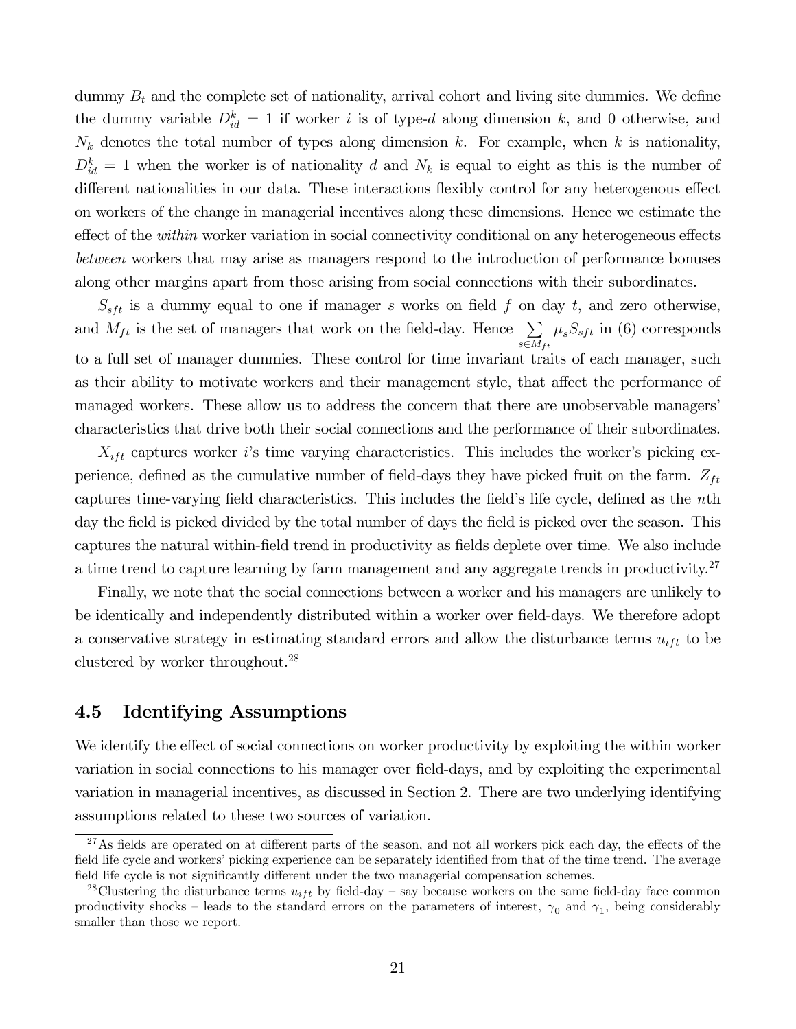dummy $B_t$ and the complete set of nationality, arrival cohort and living site dummies. We define the dummy variable $D_{id}^k = 1$ if worker $i$ is of type-$d$ along dimension $k$, and 0 otherwise, and $N_k$ denotes the total number of types along dimension $k$. For example, when $k$ is nationality, $D_{id}^k = 1$ when the worker is of nationality $d$ and $N_k$ is equal to eight as this is the number of different nationalities in our data. These interactions flexibly control for any heterogenous effect on workers of the change in managerial incentives along these dimensions. Hence we estimate the effect of the *within* worker variation in social connectivity conditional on any heterogeneous effects *between* workers that may arise as managers respond to the introduction of performance bonuses along other margins apart from those arising from social connections with their subordinates.

$S_{sft}$ is a dummy equal to one if manager $s$ works on field $f$ on day $t$, and zero otherwise, and $M_{ft}$ is the set of managers that work on the field-day. Hence $\sum_{s \in M_{ft}} \mu_s S_{sft}$ in (6) corresponds to a full set of manager dummies. These control for time invariant traits of each manager, such as their ability to motivate workers and their management style, that affect the performance of managed workers. These allow us to address the concern that there are unobservable managers' characteristics that drive both their social connections and the performance of their subordinates.

$X_{ift}$ captures worker $i$'s time varying characteristics. This includes the worker's picking experience, defined as the cumulative number of field-days they have picked fruit on the farm. $Z_{ft}$ captures time-varying field characteristics. This includes the field's life cycle, defined as the $n$th day the field is picked divided by the total number of days the field is picked over the season. This captures the natural within-field trend in productivity as fields deplete over time. We also include a time trend to capture learning by farm management and any aggregate trends in productivity.[27]

Finally, we note that the social connections between a worker and his managers are unlikely to be identically and independently distributed within a worker over field-days. We therefore adopt a conservative strategy in estimating standard errors and allow the disturbance terms $u_{ift}$ to be clustered by worker throughout.[28]

## 4.5 Identifying Assumptions

We identify the effect of social connections on worker productivity by exploiting the within worker variation in social connections to his manager over field-days, and by exploiting the experimental variation in managerial incentives, as discussed in Section 2. There are two underlying identifying assumptions related to these two sources of variation.

[27] As fields are operated on at different parts of the season, and not all workers pick each day, the effects of the field life cycle and workers' picking experience can be separately identified from that of the time trend. The average field life cycle is not significantly different under the two managerial compensation schemes.

[28] Clustering the disturbance terms $u_{ift}$ by field-day – say because workers on the same field-day face common productivity shocks – leads to the standard errors on the parameters of interest, $\gamma_0$ and $\gamma_1$, being considerably smaller than those we report.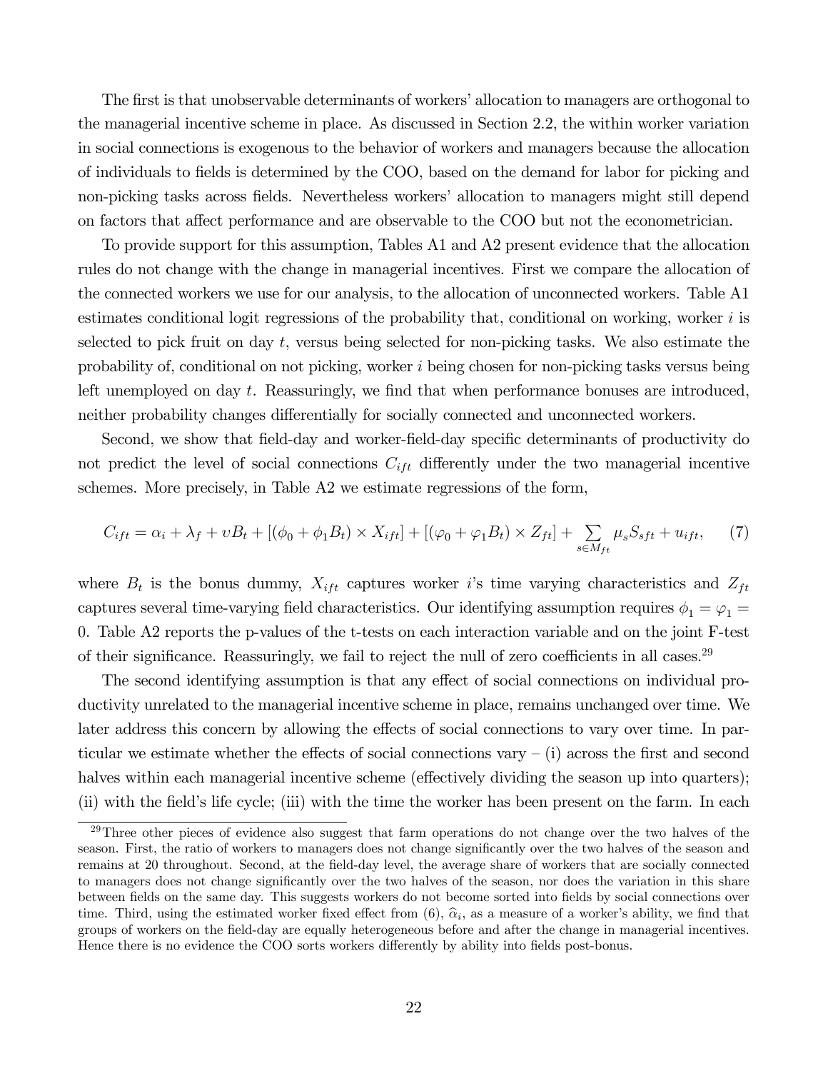The first is that unobservable determinants of workers' allocation to managers are orthogonal to the managerial incentive scheme in place. As discussed in Section 2.2, the within worker variation in social connections is exogenous to the behavior of workers and managers because the allocation of individuals to fields is determined by the COO, based on the demand for labor for picking and non-picking tasks across fields. Nevertheless workers' allocation to managers might still depend on factors that affect performance and are observable to the COO but not the econometrician.

To provide support for this assumption, Tables A1 and A2 present evidence that the allocation rules do not change with the change in managerial incentives. First we compare the allocation of the connected workers we use for our analysis, to the allocation of unconnected workers. Table A1 estimates conditional logit regressions of the probability that, conditional on working, worker $i$ is selected to pick fruit on day $t$, versus being selected for non-picking tasks. We also estimate the probability of, conditional on not picking, worker $i$ being chosen for non-picking tasks versus being left unemployed on day $t$. Reassuringly, we find that when performance bonuses are introduced, neither probability changes differentially for socially connected and unconnected workers.

Second, we show that field-day and worker-field-day specific determinants of productivity do not predict the level of social connections $C_{ift}$ differently under the two managerial incentive schemes. More precisely, in Table A2 we estimate regressions of the form,

$$C_{ift} = \alpha_i + \lambda_f + \upsilon B_t + [(\phi_0 + \phi_1 B_t) \times X_{ift}] + [(\varphi_0 + \varphi_1 B_t) \times Z_{ft}] + \sum_{s \in M_{ft}} \mu_s S_{sft} + u_{ift}, \quad (7)$$

where $B_t$ is the bonus dummy, $X_{ift}$ captures worker $i$'s time varying characteristics and $Z_{ft}$ captures several time-varying field characteristics. Our identifying assumption requires $\phi_1 = \varphi_1 = 0$. Table A2 reports the p-values of the t-tests on each interaction variable and on the joint F-test of their significance. Reassuringly, we fail to reject the null of zero coefficients in all cases.[29]

The second identifying assumption is that any effect of social connections on individual productivity unrelated to the managerial incentive scheme in place, remains unchanged over time. We later address this concern by allowing the effects of social connections to vary over time. In particular we estimate whether the effects of social connections vary – (i) across the first and second halves within each managerial incentive scheme (effectively dividing the season up into quarters); (ii) with the field's life cycle; (iii) with the time the worker has been present on the farm. In each

[29] Three other pieces of evidence also suggest that farm operations do not change over the two halves of the season. First, the ratio of workers to managers does not change significantly over the two halves of the season and remains at 20 throughout. Second, at the field-day level, the average share of workers that are socially connected to managers does not change significantly over the two halves of the season, nor does the variation in this share between fields on the same day. This suggests workers do not become sorted into fields by social connections over time. Third, using the estimated worker fixed effect from (6), $\widehat{\alpha}_i$, as a measure of a worker's ability, we find that groups of workers on the field-day are equally heterogeneous before and after the change in managerial incentives. Hence there is no evidence the COO sorts workers differently by ability into fields post-bonus.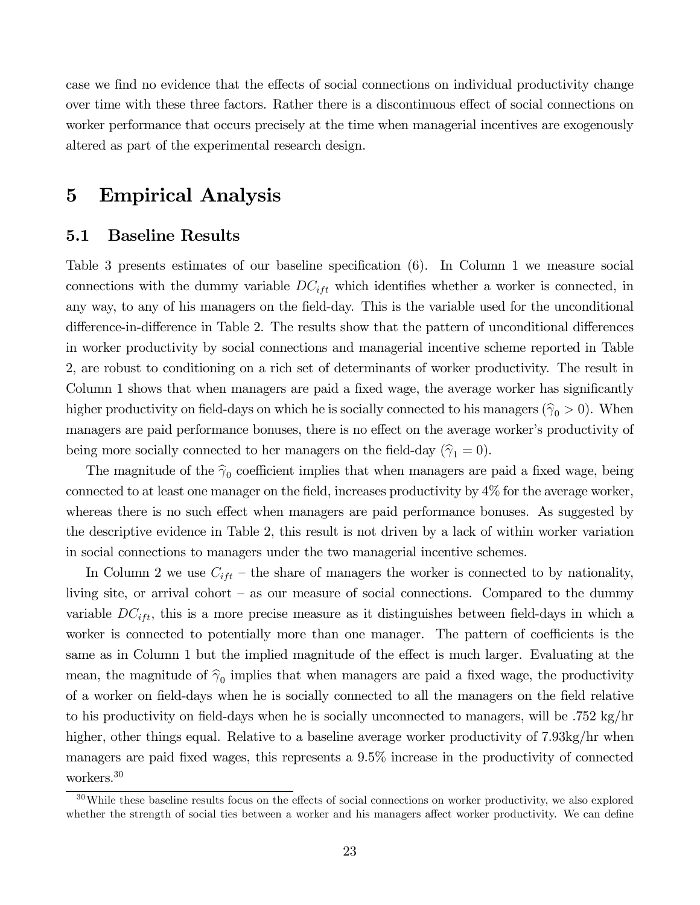case we find no evidence that the effects of social connections on individual productivity change over time with these three factors. Rather there is a discontinuous effect of social connections on worker performance that occurs precisely at the time when managerial incentives are exogenously altered as part of the experimental research design.

# 5 Empirical Analysis

## 5.1 Baseline Results

Table 3 presents estimates of our baseline specification (6). In Column 1 we measure social connections with the dummy variable $DC_{ift}$ which identifies whether a worker is connected, in any way, to any of his managers on the field-day. This is the variable used for the unconditional difference-in-difference in Table 2. The results show that the pattern of unconditional differences in worker productivity by social connections and managerial incentive scheme reported in Table 2, are robust to conditioning on a rich set of determinants of worker productivity. The result in Column 1 shows that when managers are paid a fixed wage, the average worker has significantly higher productivity on field-days on which he is socially connected to his managers ($\widehat{\gamma}_0 > 0$). When managers are paid performance bonuses, there is no effect on the average worker's productivity of being more socially connected to her managers on the field-day ($\widehat{\gamma}_1 = 0$).

The magnitude of the $\widehat{\gamma}_0$ coefficient implies that when managers are paid a fixed wage, being connected to at least one manager on the field, increases productivity by 4% for the average worker, whereas there is no such effect when managers are paid performance bonuses. As suggested by the descriptive evidence in Table 2, this result is not driven by a lack of within worker variation in social connections to managers under the two managerial incentive schemes.

In Column 2 we use $C_{ift}$ – the share of managers the worker is connected to by nationality, living site, or arrival cohort – as our measure of social connections. Compared to the dummy variable $DC_{ift}$, this is a more precise measure as it distinguishes between field-days in which a worker is connected to potentially more than one manager. The pattern of coefficients is the same as in Column 1 but the implied magnitude of the effect is much larger. Evaluating at the mean, the magnitude of $\widehat{\gamma}_0$ implies that when managers are paid a fixed wage, the productivity of a worker on field-days when he is socially connected to all the managers on the field relative to his productivity on field-days when he is socially unconnected to managers, will be .752 kg/hr higher, other things equal. Relative to a baseline average worker productivity of 7.93kg/hr when managers are paid fixed wages, this represents a 9.5% increase in the productivity of connected workers.[30]

[30] While these baseline results focus on the effects of social connections on worker productivity, we also explored whether the strength of social ties between a worker and his managers affect worker productivity. We can define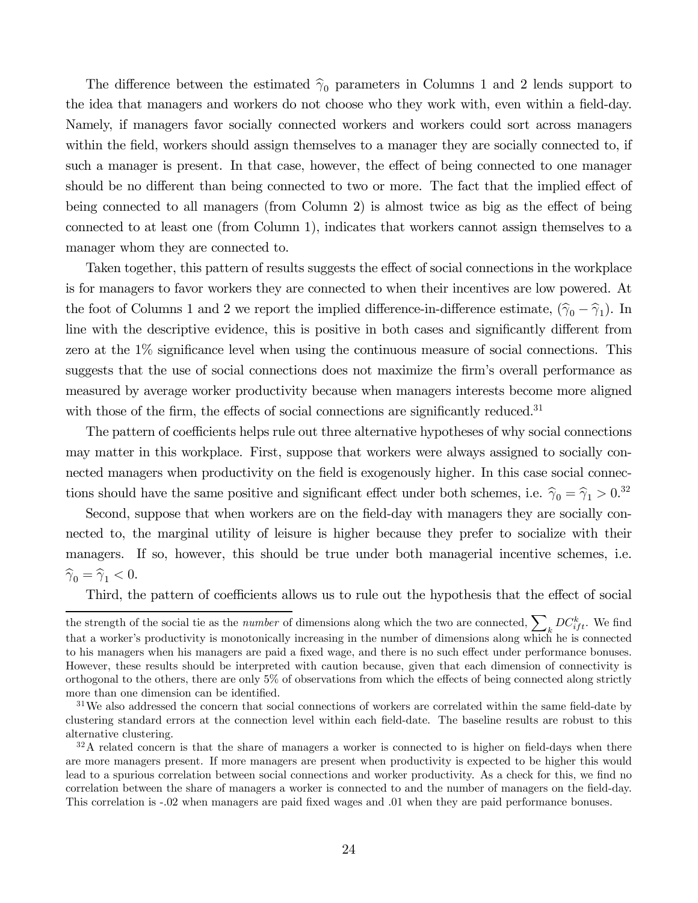The difference between the estimated $\widehat{\gamma}_0$ parameters in Columns 1 and 2 lends support to the idea that managers and workers do not choose who they work with, even within a field-day. Namely, if managers favor socially connected workers and workers could sort across managers within the field, workers should assign themselves to a manager they are socially connected to, if such a manager is present. In that case, however, the effect of being connected to one manager should be no different than being connected to two or more. The fact that the implied effect of being connected to all managers (from Column 2) is almost twice as big as the effect of being connected to at least one (from Column 1), indicates that workers cannot assign themselves to a manager whom they are connected to.

Taken together, this pattern of results suggests the effect of social connections in the workplace is for managers to favor workers they are connected to when their incentives are low powered. At the foot of Columns 1 and 2 we report the implied difference-in-difference estimate, $(\widehat{\gamma}_0 - \widehat{\gamma}_1)$. In line with the descriptive evidence, this is positive in both cases and significantly different from zero at the 1% significance level when using the continuous measure of social connections. This suggests that the use of social connections does not maximize the firm's overall performance as measured by average worker productivity because when managers interests become more aligned with those of the firm, the effects of social connections are significantly reduced.[31]

The pattern of coefficients helps rule out three alternative hypotheses of why social connections may matter in this workplace. First, suppose that workers were always assigned to socially connected managers when productivity on the field is exogenously higher. In this case social connections should have the same positive and significant effect under both schemes, i.e. $\widehat{\gamma}_0 = \widehat{\gamma}_1 > 0$.[32]

Second, suppose that when workers are on the field-day with managers they are socially connected to, the marginal utility of leisure is higher because they prefer to socialize with their managers. If so, however, this should be true under both managerial incentive schemes, i.e. $\widehat{\gamma}_0 = \widehat{\gamma}_1 < 0$.

Third, the pattern of coefficients allows us to rule out the hypothesis that the effect of social

---

the strength of the social tie as the *number* of dimensions along which the two are connected, $\sum_k DC^k_{ift}$. We find that a worker's productivity is monotonically increasing in the number of dimensions along which he is connected to his managers when his managers are paid a fixed wage, and there is no such effect under performance bonuses. However, these results should be interpreted with caution because, given that each dimension of connectivity is orthogonal to the others, there are only 5% of observations from which the effects of being connected along strictly more than one dimension can be identified.

[31] We also addressed the concern that social connections of workers are correlated within the same field-date by clustering standard errors at the connection level within each field-date. The baseline results are robust to this alternative clustering.

[32] A related concern is that the share of managers a worker is connected to is higher on field-days when there are more managers present. If more managers are present when productivity is expected to be higher this would lead to a spurious correlation between social connections and worker productivity. As a check for this, we find no correlation between the share of managers a worker is connected to and the number of managers on the field-day. This correlation is -.02 when managers are paid fixed wages and .01 when they are paid performance bonuses.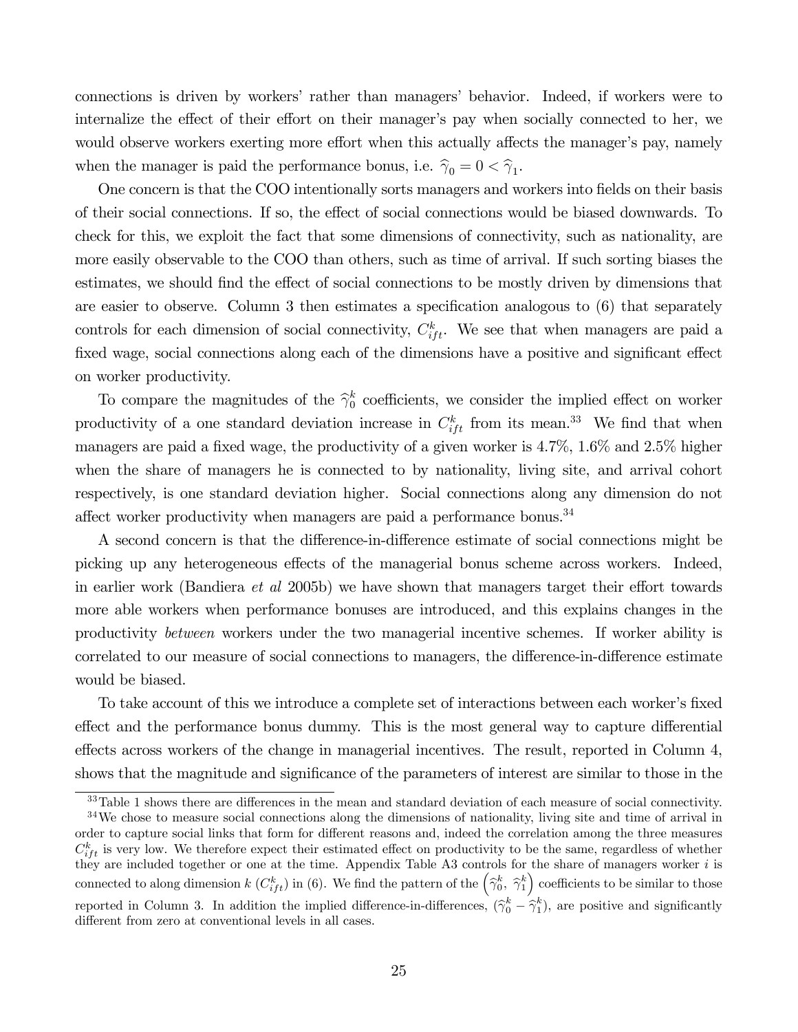connections is driven by workers' rather than managers' behavior. Indeed, if workers were to internalize the effect of their effort on their manager's pay when socially connected to her, we would observe workers exerting more effort when this actually affects the manager's pay, namely when the manager is paid the performance bonus, i.e. $\widehat{\gamma}_0 = 0 < \widehat{\gamma}_1$.

One concern is that the COO intentionally sorts managers and workers into fields on their basis of their social connections. If so, the effect of social connections would be biased downwards. To check for this, we exploit the fact that some dimensions of connectivity, such as nationality, are more easily observable to the COO than others, such as time of arrival. If such sorting biases the estimates, we should find the effect of social connections to be mostly driven by dimensions that are easier to observe. Column 3 then estimates a specification analogous to (6) that separately controls for each dimension of social connectivity, $C^k_{ift}$. We see that when managers are paid a fixed wage, social connections along each of the dimensions have a positive and significant effect on worker productivity.

To compare the magnitudes of the $\widehat{\gamma}^k_0$ coefficients, we consider the implied effect on worker productivity of a one standard deviation increase in $C^k_{ift}$ from its mean.[33] We find that when managers are paid a fixed wage, the productivity of a given worker is 4.7%, 1.6% and 2.5% higher when the share of managers he is connected to by nationality, living site, and arrival cohort respectively, is one standard deviation higher. Social connections along any dimension do not affect worker productivity when managers are paid a performance bonus.[34]

A second concern is that the difference-in-difference estimate of social connections might be picking up any heterogeneous effects of the managerial bonus scheme across workers. Indeed, in earlier work (Bandiera *et al* 2005b) we have shown that managers target their effort towards more able workers when performance bonuses are introduced, and this explains changes in the productivity *between* workers under the two managerial incentive schemes. If worker ability is correlated to our measure of social connections to managers, the difference-in-difference estimate would be biased.

To take account of this we introduce a complete set of interactions between each worker's fixed effect and the performance bonus dummy. This is the most general way to capture differential effects across workers of the change in managerial incentives. The result, reported in Column 4, shows that the magnitude and significance of the parameters of interest are similar to those in the

[33] Table 1 shows there are differences in the mean and standard deviation of each measure of social connectivity.

[34] We chose to measure social connections along the dimensions of nationality, living site and time of arrival in order to capture social links that form for different reasons and, indeed the correlation among the three measures $C^k_{ift}$ is very low. We therefore expect their estimated effect on productivity to be the same, regardless of whether they are included together or one at the time. Appendix Table A3 controls for the share of managers worker $i$ is connected to along dimension $k$ ($C^k_{ift}$) in (6). We find the pattern of the $\left(\widehat{\gamma}^k_0,\ \widehat{\gamma}^k_1\right)$ coefficients to be similar to those reported in Column 3. In addition the implied difference-in-differences, $(\widehat{\gamma}^k_0 - \widehat{\gamma}^k_1)$, are positive and significantly different from zero at conventional levels in all cases.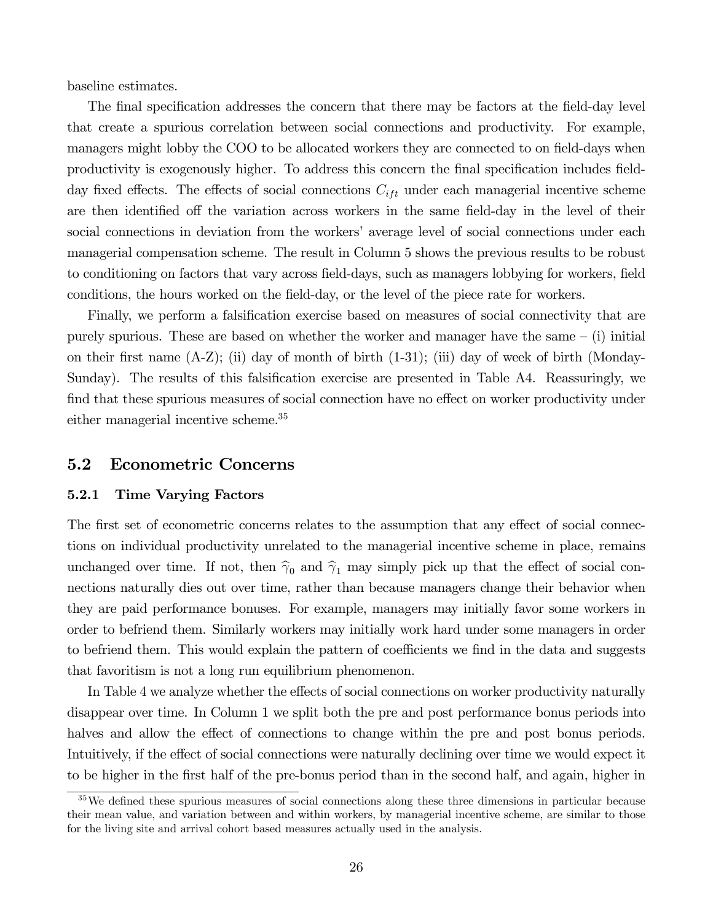baseline estimates.

The final specification addresses the concern that there may be factors at the field-day level that create a spurious correlation between social connections and productivity. For example, managers might lobby the COO to be allocated workers they are connected to on field-days when productivity is exogenously higher. To address this concern the final specification includes field-day fixed effects. The effects of social connections $C_{ift}$ under each managerial incentive scheme are then identified off the variation across workers in the same field-day in the level of their social connections in deviation from the workers' average level of social connections under each managerial compensation scheme. The result in Column 5 shows the previous results to be robust to conditioning on factors that vary across field-days, such as managers lobbying for workers, field conditions, the hours worked on the field-day, or the level of the piece rate for workers.

Finally, we perform a falsification exercise based on measures of social connectivity that are purely spurious. These are based on whether the worker and manager have the same – (i) initial on their first name (A-Z); (ii) day of month of birth (1-31); (iii) day of week of birth (Monday-Sunday). The results of this falsification exercise are presented in Table A4. Reassuringly, we find that these spurious measures of social connection have no effect on worker productivity under either managerial incentive scheme.[35]

## 5.2 Econometric Concerns

### 5.2.1 Time Varying Factors

The first set of econometric concerns relates to the assumption that any effect of social connections on individual productivity unrelated to the managerial incentive scheme in place, remains unchanged over time. If not, then $\widehat{\gamma}_0$ and $\widehat{\gamma}_1$ may simply pick up that the effect of social connections naturally dies out over time, rather than because managers change their behavior when they are paid performance bonuses. For example, managers may initially favor some workers in order to befriend them. Similarly workers may initially work hard under some managers in order to befriend them. This would explain the pattern of coefficients we find in the data and suggests that favoritism is not a long run equilibrium phenomenon.

In Table 4 we analyze whether the effects of social connections on worker productivity naturally disappear over time. In Column 1 we split both the pre and post performance bonus periods into halves and allow the effect of connections to change within the pre and post bonus periods. Intuitively, if the effect of social connections were naturally declining over time we would expect it to be higher in the first half of the pre-bonus period than in the second half, and again, higher in

[35] We defined these spurious measures of social connections along these three dimensions in particular because their mean value, and variation between and within workers, by managerial incentive scheme, are similar to those for the living site and arrival cohort based measures actually used in the analysis.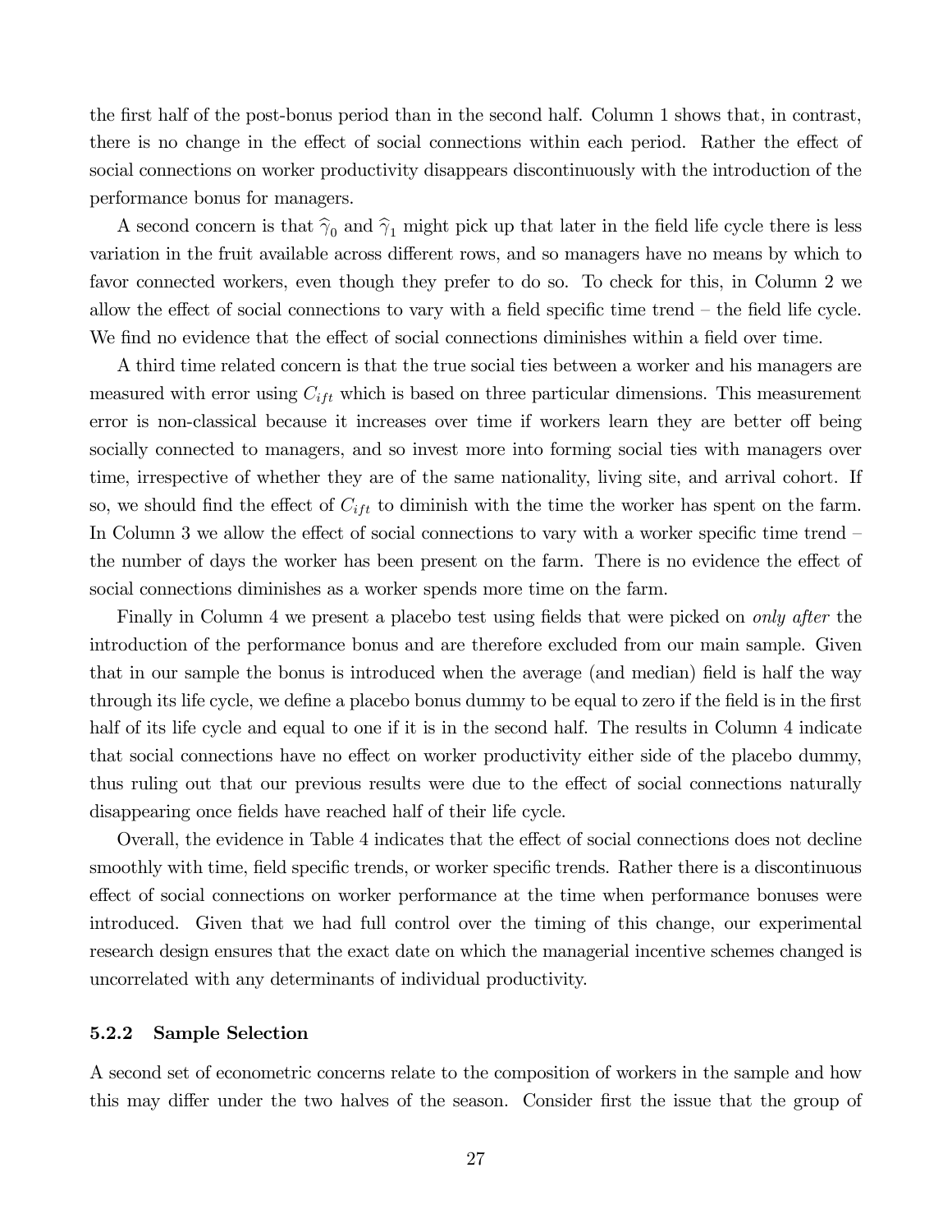the first half of the post-bonus period than in the second half. Column 1 shows that, in contrast, there is no change in the effect of social connections within each period. Rather the effect of social connections on worker productivity disappears discontinuously with the introduction of the performance bonus for managers.

A second concern is that $\widehat{\gamma}_0$ and $\widehat{\gamma}_1$ might pick up that later in the field life cycle there is less variation in the fruit available across different rows, and so managers have no means by which to favor connected workers, even though they prefer to do so. To check for this, in Column 2 we allow the effect of social connections to vary with a field specific time trend – the field life cycle. We find no evidence that the effect of social connections diminishes within a field over time.

A third time related concern is that the true social ties between a worker and his managers are measured with error using $C_{ift}$ which is based on three particular dimensions. This measurement error is non-classical because it increases over time if workers learn they are better off being socially connected to managers, and so invest more into forming social ties with managers over time, irrespective of whether they are of the same nationality, living site, and arrival cohort. If so, we should find the effect of $C_{ift}$ to diminish with the time the worker has spent on the farm. In Column 3 we allow the effect of social connections to vary with a worker specific time trend – the number of days the worker has been present on the farm. There is no evidence the effect of social connections diminishes as a worker spends more time on the farm.

Finally in Column 4 we present a placebo test using fields that were picked on *only after* the introduction of the performance bonus and are therefore excluded from our main sample. Given that in our sample the bonus is introduced when the average (and median) field is half the way through its life cycle, we define a placebo bonus dummy to be equal to zero if the field is in the first half of its life cycle and equal to one if it is in the second half. The results in Column 4 indicate that social connections have no effect on worker productivity either side of the placebo dummy, thus ruling out that our previous results were due to the effect of social connections naturally disappearing once fields have reached half of their life cycle.

Overall, the evidence in Table 4 indicates that the effect of social connections does not decline smoothly with time, field specific trends, or worker specific trends. Rather there is a discontinuous effect of social connections on worker performance at the time when performance bonuses were introduced. Given that we had full control over the timing of this change, our experimental research design ensures that the exact date on which the managerial incentive schemes changed is uncorrelated with any determinants of individual productivity.

### 5.2.2 Sample Selection

A second set of econometric concerns relate to the composition of workers in the sample and how this may differ under the two halves of the season. Consider first the issue that the group of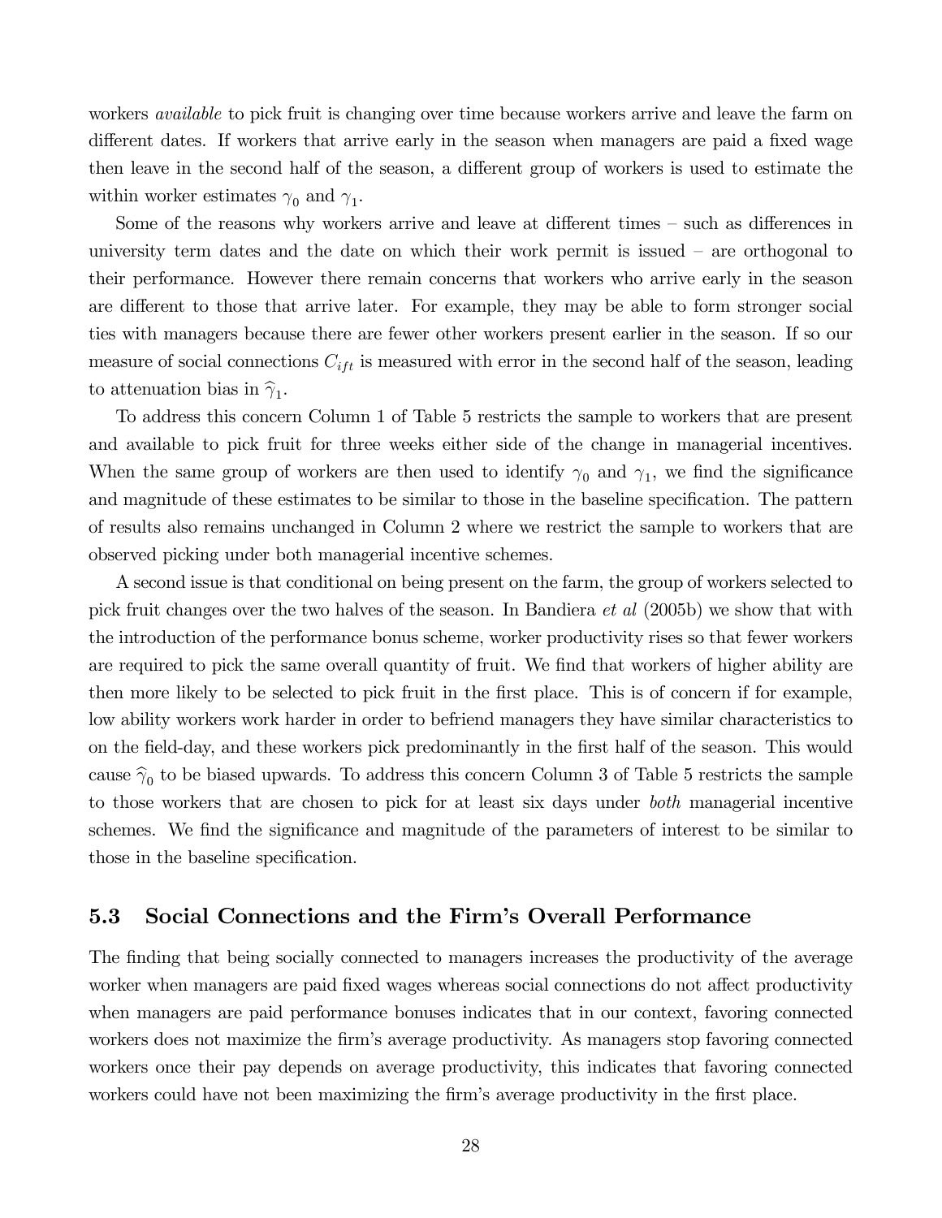workers *available* to pick fruit is changing over time because workers arrive and leave the farm on different dates. If workers that arrive early in the season when managers are paid a fixed wage then leave in the second half of the season, a different group of workers is used to estimate the within worker estimates $\gamma_0$ and $\gamma_1$.

Some of the reasons why workers arrive and leave at different times – such as differences in university term dates and the date on which their work permit is issued – are orthogonal to their performance. However there remain concerns that workers who arrive early in the season are different to those that arrive later. For example, they may be able to form stronger social ties with managers because there are fewer other workers present earlier in the season. If so our measure of social connections $C_{ift}$ is measured with error in the second half of the season, leading to attenuation bias in $\widehat{\gamma}_1$.

To address this concern Column 1 of Table 5 restricts the sample to workers that are present and available to pick fruit for three weeks either side of the change in managerial incentives. When the same group of workers are then used to identify $\gamma_0$ and $\gamma_1$, we find the significance and magnitude of these estimates to be similar to those in the baseline specification. The pattern of results also remains unchanged in Column 2 where we restrict the sample to workers that are observed picking under both managerial incentive schemes.

A second issue is that conditional on being present on the farm, the group of workers selected to pick fruit changes over the two halves of the season. In Bandiera *et al* (2005b) we show that with the introduction of the performance bonus scheme, worker productivity rises so that fewer workers are required to pick the same overall quantity of fruit. We find that workers of higher ability are then more likely to be selected to pick fruit in the first place. This is of concern if for example, low ability workers work harder in order to befriend managers they have similar characteristics to on the field-day, and these workers pick predominantly in the first half of the season. This would cause $\widehat{\gamma}_0$ to be biased upwards. To address this concern Column 3 of Table 5 restricts the sample to those workers that are chosen to pick for at least six days under *both* managerial incentive schemes. We find the significance and magnitude of the parameters of interest to be similar to those in the baseline specification.

### 5.3 Social Connections and the Firm's Overall Performance

The finding that being socially connected to managers increases the productivity of the average worker when managers are paid fixed wages whereas social connections do not affect productivity when managers are paid performance bonuses indicates that in our context, favoring connected workers does not maximize the firm's average productivity. As managers stop favoring connected workers once their pay depends on average productivity, this indicates that favoring connected workers could have not been maximizing the firm's average productivity in the first place.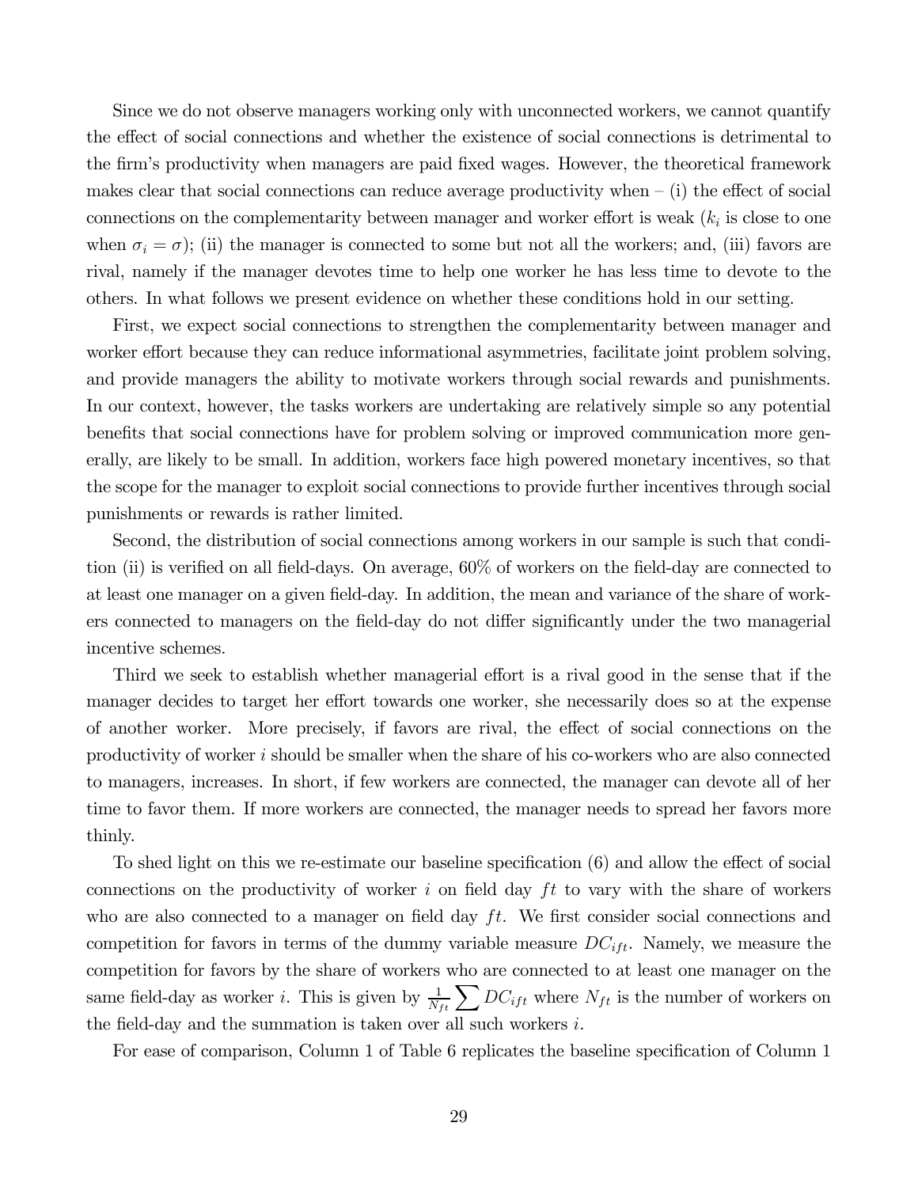Since we do not observe managers working only with unconnected workers, we cannot quantify the effect of social connections and whether the existence of social connections is detrimental to the firm's productivity when managers are paid fixed wages. However, the theoretical framework makes clear that social connections can reduce average productivity when – (i) the effect of social connections on the complementarity between manager and worker effort is weak ($k_i$ is close to one when $\sigma_i = \sigma$); (ii) the manager is connected to some but not all the workers; and, (iii) favors are rival, namely if the manager devotes time to help one worker he has less time to devote to the others. In what follows we present evidence on whether these conditions hold in our setting.

First, we expect social connections to strengthen the complementarity between manager and worker effort because they can reduce informational asymmetries, facilitate joint problem solving, and provide managers the ability to motivate workers through social rewards and punishments. In our context, however, the tasks workers are undertaking are relatively simple so any potential benefits that social connections have for problem solving or improved communication more generally, are likely to be small. In addition, workers face high powered monetary incentives, so that the scope for the manager to exploit social connections to provide further incentives through social punishments or rewards is rather limited.

Second, the distribution of social connections among workers in our sample is such that condition (ii) is verified on all field-days. On average, 60% of workers on the field-day are connected to at least one manager on a given field-day. In addition, the mean and variance of the share of workers connected to managers on the field-day do not differ significantly under the two managerial incentive schemes.

Third we seek to establish whether managerial effort is a rival good in the sense that if the manager decides to target her effort towards one worker, she necessarily does so at the expense of another worker. More precisely, if favors are rival, the effect of social connections on the productivity of worker $i$ should be smaller when the share of his co-workers who are also connected to managers, increases. In short, if few workers are connected, the manager can devote all of her time to favor them. If more workers are connected, the manager needs to spread her favors more thinly.

To shed light on this we re-estimate our baseline specification (6) and allow the effect of social connections on the productivity of worker $i$ on field day $ft$ to vary with the share of workers who are also connected to a manager on field day $ft$. We first consider social connections and competition for favors in terms of the dummy variable measure $DC_{ift}$. Namely, we measure the competition for favors by the share of workers who are connected to at least one manager on the same field-day as worker $i$. This is given by $\frac{1}{N_{ft}} \sum DC_{ift}$ where $N_{ft}$ is the number of workers on the field-day and the summation is taken over all such workers $i$.

For ease of comparison, Column 1 of Table 6 replicates the baseline specification of Column 1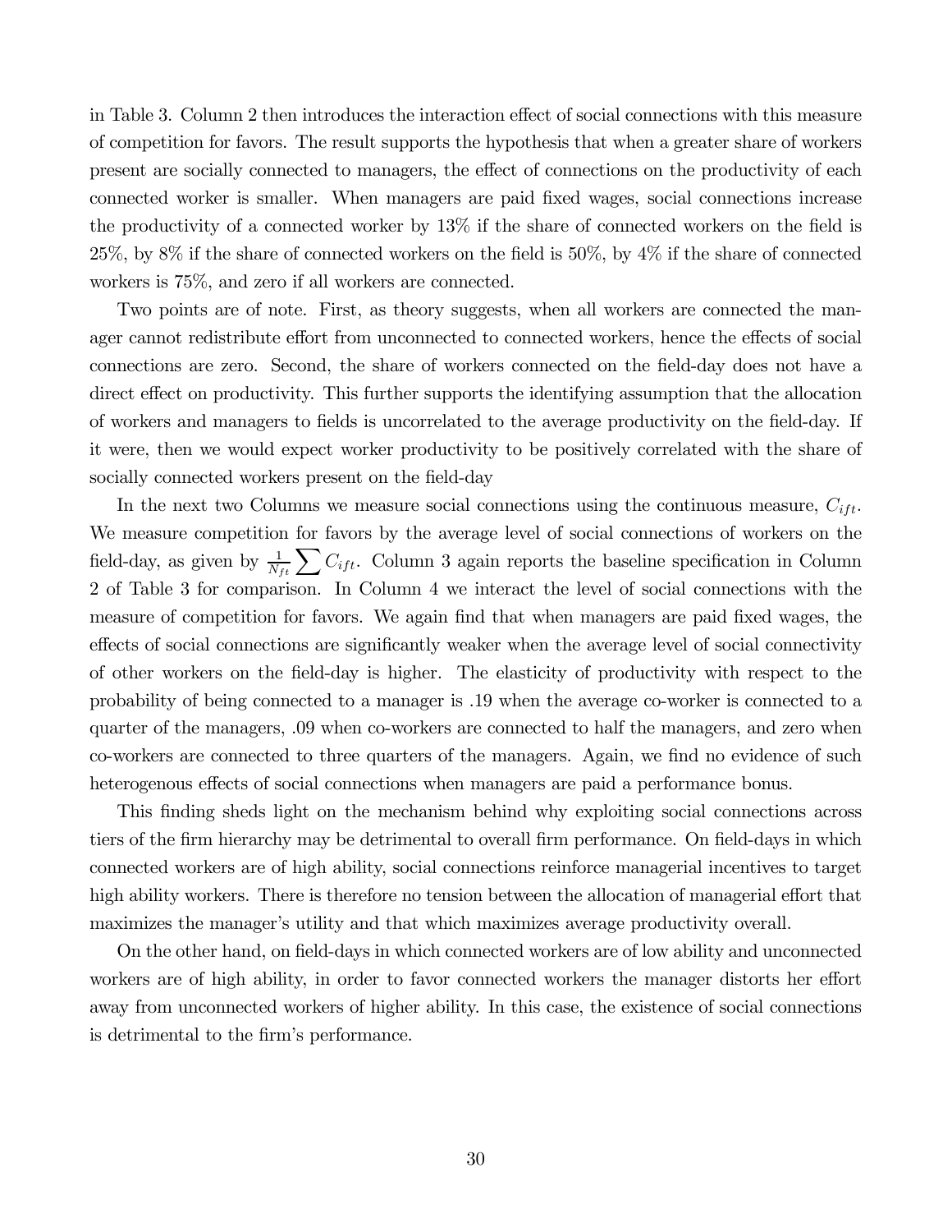in Table 3. Column 2 then introduces the interaction effect of social connections with this measure of competition for favors. The result supports the hypothesis that when a greater share of workers present are socially connected to managers, the effect of connections on the productivity of each connected worker is smaller. When managers are paid fixed wages, social connections increase the productivity of a connected worker by 13% if the share of connected workers on the field is 25%, by 8% if the share of connected workers on the field is 50%, by 4% if the share of connected workers is 75%, and zero if all workers are connected.

Two points are of note. First, as theory suggests, when all workers are connected the manager cannot redistribute effort from unconnected to connected workers, hence the effects of social connections are zero. Second, the share of workers connected on the field-day does not have a direct effect on productivity. This further supports the identifying assumption that the allocation of workers and managers to fields is uncorrelated to the average productivity on the field-day. If it were, then we would expect worker productivity to be positively correlated with the share of socially connected workers present on the field-day

In the next two Columns we measure social connections using the continuous measure, $C_{ift}$. We measure competition for favors by the average level of social connections of workers on the field-day, as given by $\frac{1}{N_{ft}} \sum C_{ift}$. Column 3 again reports the baseline specification in Column 2 of Table 3 for comparison. In Column 4 we interact the level of social connections with the measure of competition for favors. We again find that when managers are paid fixed wages, the effects of social connections are significantly weaker when the average level of social connectivity of other workers on the field-day is higher. The elasticity of productivity with respect to the probability of being connected to a manager is .19 when the average co-worker is connected to a quarter of the managers, .09 when co-workers are connected to half the managers, and zero when co-workers are connected to three quarters of the managers. Again, we find no evidence of such heterogenous effects of social connections when managers are paid a performance bonus.

This finding sheds light on the mechanism behind why exploiting social connections across tiers of the firm hierarchy may be detrimental to overall firm performance. On field-days in which connected workers are of high ability, social connections reinforce managerial incentives to target high ability workers. There is therefore no tension between the allocation of managerial effort that maximizes the manager's utility and that which maximizes average productivity overall.

On the other hand, on field-days in which connected workers are of low ability and unconnected workers are of high ability, in order to favor connected workers the manager distorts her effort away from unconnected workers of higher ability. In this case, the existence of social connections is detrimental to the firm's performance.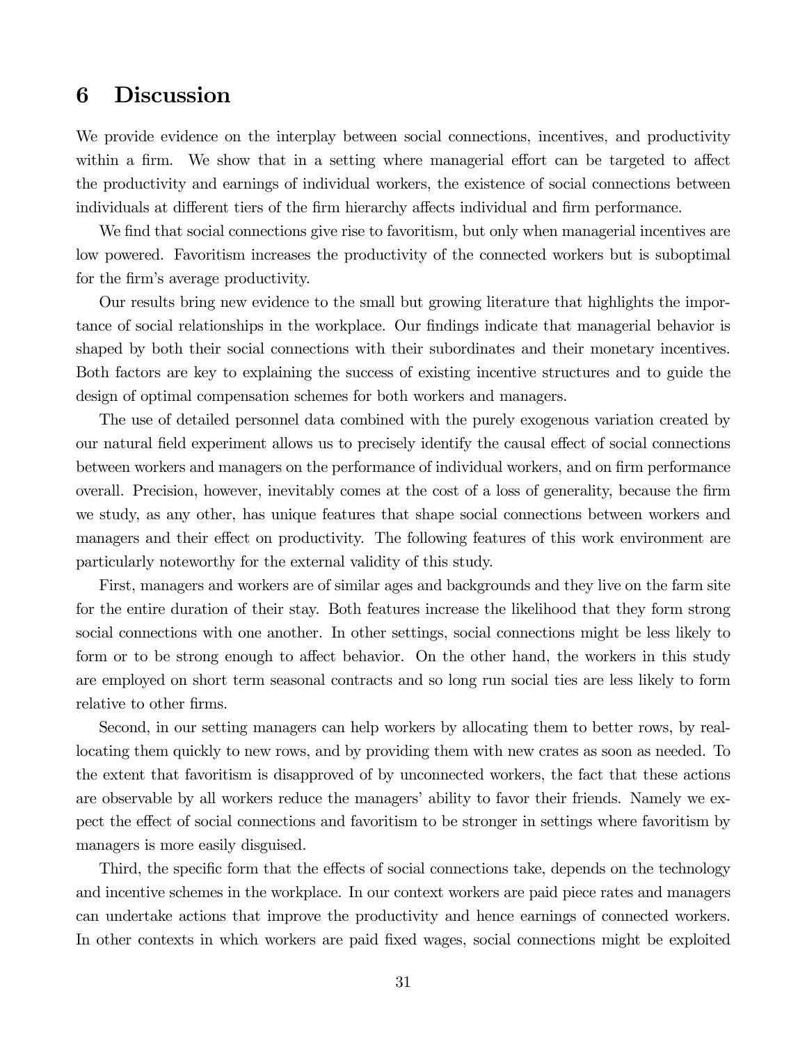## 6 Discussion

We provide evidence on the interplay between social connections, incentives, and productivity within a firm. We show that in a setting where managerial effort can be targeted to affect the productivity and earnings of individual workers, the existence of social connections between individuals at different tiers of the firm hierarchy affects individual and firm performance.

We find that social connections give rise to favoritism, but only when managerial incentives are low powered. Favoritism increases the productivity of the connected workers but is suboptimal for the firm's average productivity.

Our results bring new evidence to the small but growing literature that highlights the importance of social relationships in the workplace. Our findings indicate that managerial behavior is shaped by both their social connections with their subordinates and their monetary incentives. Both factors are key to explaining the success of existing incentive structures and to guide the design of optimal compensation schemes for both workers and managers.

The use of detailed personnel data combined with the purely exogenous variation created by our natural field experiment allows us to precisely identify the causal effect of social connections between workers and managers on the performance of individual workers, and on firm performance overall. Precision, however, inevitably comes at the cost of a loss of generality, because the firm we study, as any other, has unique features that shape social connections between workers and managers and their effect on productivity. The following features of this work environment are particularly noteworthy for the external validity of this study.

First, managers and workers are of similar ages and backgrounds and they live on the farm site for the entire duration of their stay. Both features increase the likelihood that they form strong social connections with one another. In other settings, social connections might be less likely to form or to be strong enough to affect behavior. On the other hand, the workers in this study are employed on short term seasonal contracts and so long run social ties are less likely to form relative to other firms.

Second, in our setting managers can help workers by allocating them to better rows, by reallocating them quickly to new rows, and by providing them with new crates as soon as needed. To the extent that favoritism is disapproved of by unconnected workers, the fact that these actions are observable by all workers reduce the managers' ability to favor their friends. Namely we expect the effect of social connections and favoritism to be stronger in settings where favoritism by managers is more easily disguised.

Third, the specific form that the effects of social connections take, depends on the technology and incentive schemes in the workplace. In our context workers are paid piece rates and managers can undertake actions that improve the productivity and hence earnings of connected workers. In other contexts in which workers are paid fixed wages, social connections might be exploited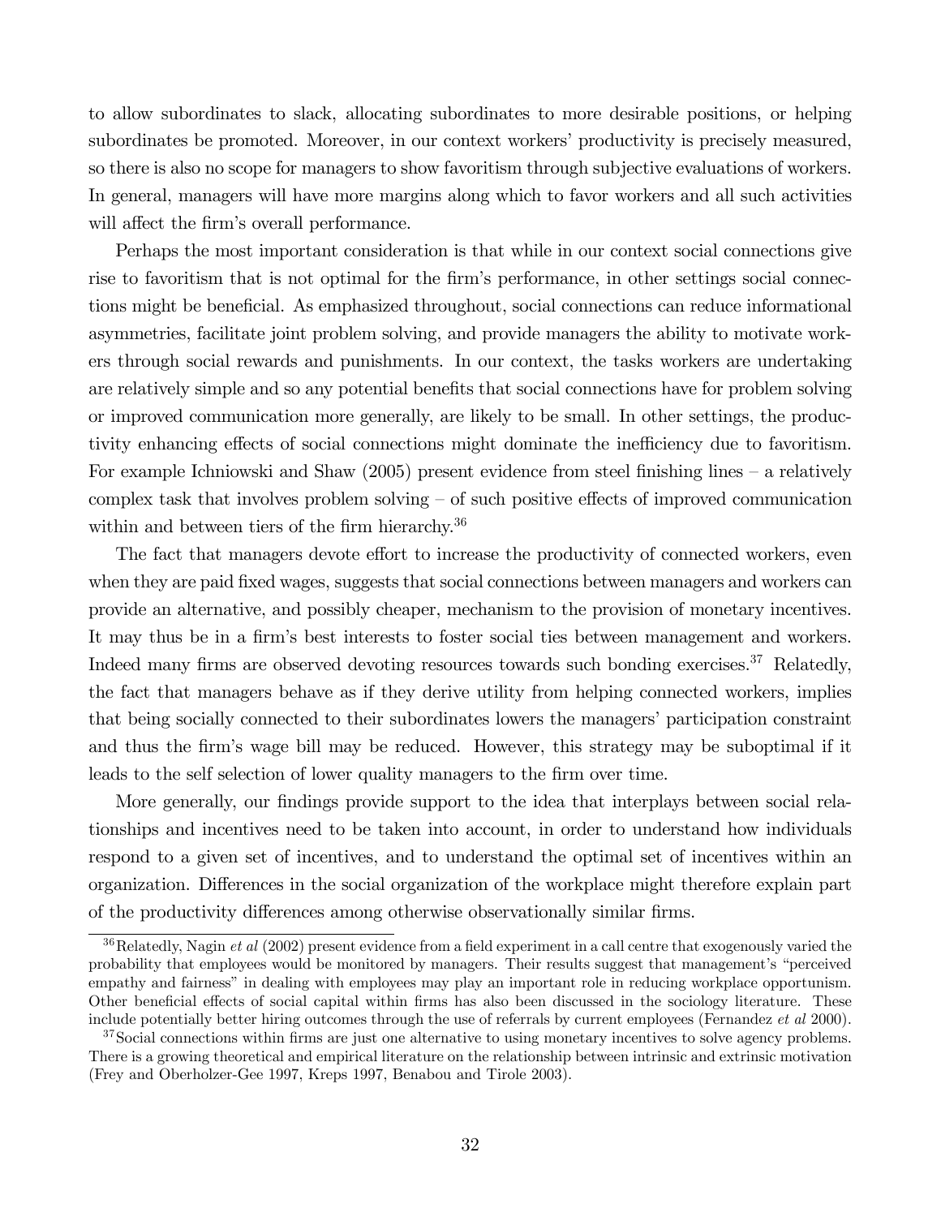to allow subordinates to slack, allocating subordinates to more desirable positions, or helping subordinates be promoted. Moreover, in our context workers' productivity is precisely measured, so there is also no scope for managers to show favoritism through subjective evaluations of workers. In general, managers will have more margins along which to favor workers and all such activities will affect the firm's overall performance.

Perhaps the most important consideration is that while in our context social connections give rise to favoritism that is not optimal for the firm's performance, in other settings social connections might be beneficial. As emphasized throughout, social connections can reduce informational asymmetries, facilitate joint problem solving, and provide managers the ability to motivate workers through social rewards and punishments. In our context, the tasks workers are undertaking are relatively simple and so any potential benefits that social connections have for problem solving or improved communication more generally, are likely to be small. In other settings, the productivity enhancing effects of social connections might dominate the inefficiency due to favoritism. For example Ichniowski and Shaw (2005) present evidence from steel finishing lines – a relatively complex task that involves problem solving – of such positive effects of improved communication within and between tiers of the firm hierarchy.[36]

The fact that managers devote effort to increase the productivity of connected workers, even when they are paid fixed wages, suggests that social connections between managers and workers can provide an alternative, and possibly cheaper, mechanism to the provision of monetary incentives. It may thus be in a firm's best interests to foster social ties between management and workers. Indeed many firms are observed devoting resources towards such bonding exercises.[37] Relatedly, the fact that managers behave as if they derive utility from helping connected workers, implies that being socially connected to their subordinates lowers the managers' participation constraint and thus the firm's wage bill may be reduced. However, this strategy may be suboptimal if it leads to the self selection of lower quality managers to the firm over time.

More generally, our findings provide support to the idea that interplays between social relationships and incentives need to be taken into account, in order to understand how individuals respond to a given set of incentives, and to understand the optimal set of incentives within an organization. Differences in the social organization of the workplace might therefore explain part of the productivity differences among otherwise observationally similar firms.

[36] Relatedly, Nagin *et al* (2002) present evidence from a field experiment in a call centre that exogenously varied the probability that employees would be monitored by managers. Their results suggest that management's "perceived empathy and fairness" in dealing with employees may play an important role in reducing workplace opportunism. Other beneficial effects of social capital within firms has also been discussed in the sociology literature. These include potentially better hiring outcomes through the use of referrals by current employees (Fernandez *et al* 2000).

[37] Social connections within firms are just one alternative to using monetary incentives to solve agency problems. There is a growing theoretical and empirical literature on the relationship between intrinsic and extrinsic motivation (Frey and Oberholzer-Gee 1997, Kreps 1997, Benabou and Tirole 2003).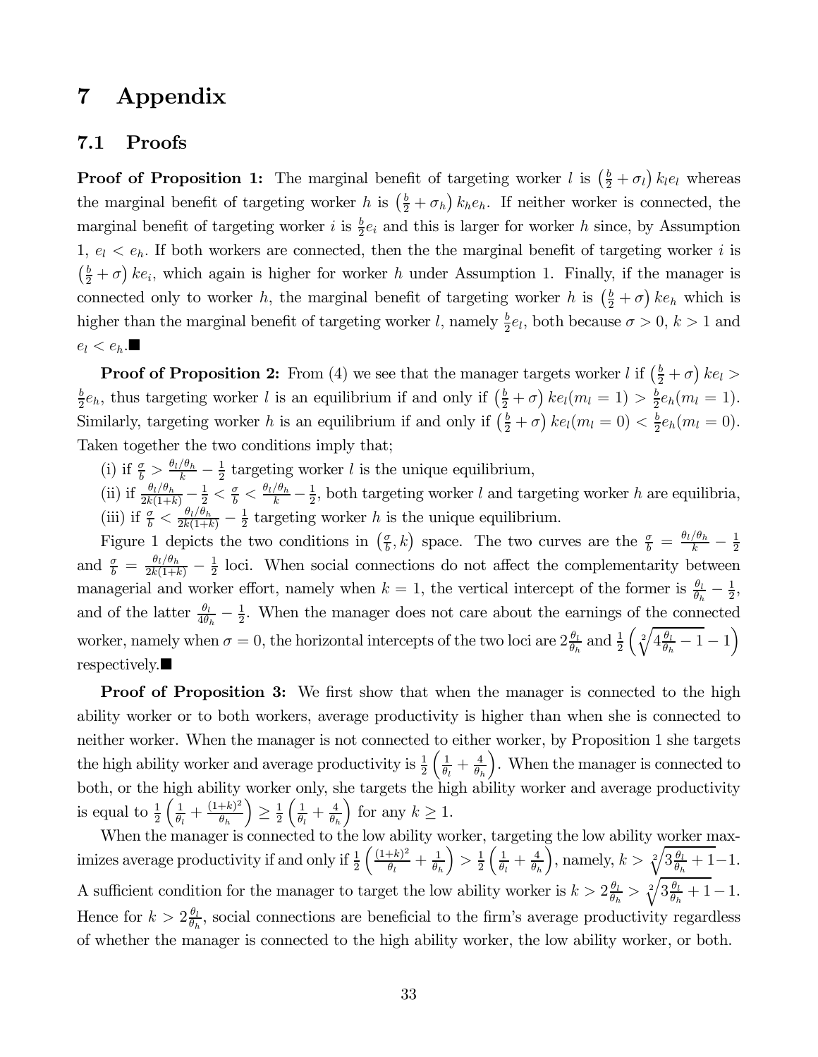# 7 Appendix

## 7.1 Proofs

**Proof of Proposition 1:** The marginal benefit of targeting worker $l$ is $\left(\frac{b}{2}+\sigma_l\right)k_l e_l$ whereas the marginal benefit of targeting worker $h$ is $\left(\frac{b}{2}+\sigma_h\right)k_h e_h$. If neither worker is connected, the marginal benefit of targeting worker $i$ is $\frac{b}{2}e_i$ and this is larger for worker $h$ since, by Assumption 1, $e_l < e_h$. If both workers are connected, then the the marginal benefit of targeting worker $i$ is $\left(\frac{b}{2}+\sigma\right)ke_i$, which again is higher for worker $h$ under Assumption 1. Finally, if the manager is connected only to worker $h$, the marginal benefit of targeting worker $h$ is $\left(\frac{b}{2}+\sigma\right)ke_h$ which is higher than the marginal benefit of targeting worker $l$, namely $\frac{b}{2}e_l$, both because $\sigma > 0$, $k > 1$ and $e_l < e_h$.■

**Proof of Proposition 2:** From (4) we see that the manager targets worker $l$ if $\left(\frac{b}{2}+\sigma\right)ke_l > \frac{b}{2}e_h$, thus targeting worker $l$ is an equilibrium if and only if $\left(\frac{b}{2}+\sigma\right)ke_l(m_l=1) > \frac{b}{2}e_h(m_l=1)$. Similarly, targeting worker $h$ is an equilibrium if and only if $\left(\frac{b}{2}+\sigma\right)ke_l(m_l=0) < \frac{b}{2}e_h(m_l=0)$. Taken together the two conditions imply that;

(i) if $\frac{\sigma}{b} > \frac{\theta_l/\theta_h}{k} - \frac{1}{2}$ targeting worker $l$ is the unique equilibrium,

(ii) if $\frac{\theta_l/\theta_h}{2k(1+k)} - \frac{1}{2} < \frac{\sigma}{b} < \frac{\theta_l/\theta_h}{k} - \frac{1}{2}$, both targeting worker $l$ and targeting worker $h$ are equilibria,

(iii) if $\frac{\sigma}{b} < \frac{\theta_l/\theta_h}{2k(1+k)} - \frac{1}{2}$ targeting worker $h$ is the unique equilibrium.

Figure 1 depicts the two conditions in $\left(\frac{\sigma}{b}, k\right)$ space. The two curves are the $\frac{\sigma}{b} = \frac{\theta_l/\theta_h}{k} - \frac{1}{2}$ and $\frac{\sigma}{b} = \frac{\theta_l/\theta_h}{2k(1+k)} - \frac{1}{2}$ loci. When social connections do not affect the complementarity between managerial and worker effort, namely when $k=1$, the vertical intercept of the former is $\frac{\theta_l}{\theta_h} - \frac{1}{2}$, and of the latter $\frac{\theta_l}{4\theta_h} - \frac{1}{2}$. When the manager does not care about the earnings of the connected worker, namely when $\sigma = 0$, the horizontal intercepts of the two loci are $2\frac{\theta_l}{\theta_h}$ and $\frac{1}{2}\left(\sqrt[2]{4\frac{\theta_l}{\theta_h}-1}-1\right)$ respectively.■

**Proof of Proposition 3:** We first show that when the manager is connected to the high ability worker or to both workers, average productivity is higher than when she is connected to neither worker. When the manager is not connected to either worker, by Proposition 1 she targets the high ability worker and average productivity is $\frac{1}{2}\left(\frac{1}{\theta_l}+\frac{4}{\theta_h}\right)$. When the manager is connected to both, or the high ability worker only, she targets the high ability worker and average productivity is equal to $\frac{1}{2}\left(\frac{1}{\theta_l}+\frac{(1+k)^2}{\theta_h}\right) \geq \frac{1}{2}\left(\frac{1}{\theta_l}+\frac{4}{\theta_h}\right)$ for any $k \geq 1$.

When the manager is connected to the low ability worker, targeting the low ability worker maximizes average productivity if and only if $\frac{1}{2}\left(\frac{(1+k)^2}{\theta_l}+\frac{1}{\theta_h}\right) > \frac{1}{2}\left(\frac{1}{\theta_l}+\frac{4}{\theta_h}\right)$, namely, $k > \sqrt[2]{3\frac{\theta_l}{\theta_h}+1}-1$. A sufficient condition for the manager to target the low ability worker is $k > 2\frac{\theta_l}{\theta_h} > \sqrt[2]{3\frac{\theta_l}{\theta_h}+1}-1$. Hence for $k > 2\frac{\theta_l}{\theta_h}$, social connections are beneficial to the firm's average productivity regardless of whether the manager is connected to the high ability worker, the low ability worker, or both.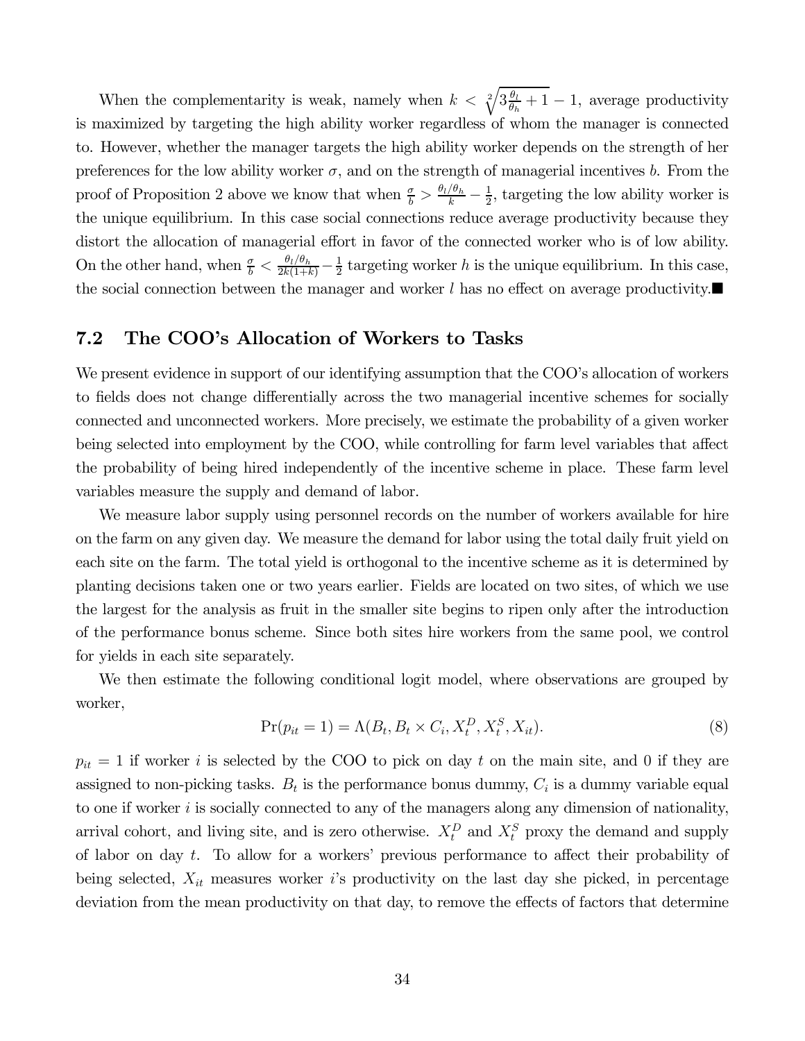When the complementarity is weak, namely when $k < \sqrt[2]{3\frac{\theta_l}{\theta_h}+1} - 1$, average productivity is maximized by targeting the high ability worker regardless of whom the manager is connected to. However, whether the manager targets the high ability worker depends on the strength of her preferences for the low ability worker $\sigma$, and on the strength of managerial incentives $b$. From the proof of Proposition 2 above we know that when $\frac{\sigma}{b} > \frac{\theta_l/\theta_h}{k} - \frac{1}{2}$, targeting the low ability worker is the unique equilibrium. In this case social connections reduce average productivity because they distort the allocation of managerial effort in favor of the connected worker who is of low ability. On the other hand, when $\frac{\sigma}{b} < \frac{\theta_l/\theta_h}{2k(1+k)} - \frac{1}{2}$ targeting worker $h$ is the unique equilibrium. In this case, the social connection between the manager and worker $l$ has no effect on average productivity.■

## 7.2 The COO's Allocation of Workers to Tasks

We present evidence in support of our identifying assumption that the COO's allocation of workers to fields does not change differentially across the two managerial incentive schemes for socially connected and unconnected workers. More precisely, we estimate the probability of a given worker being selected into employment by the COO, while controlling for farm level variables that affect the probability of being hired independently of the incentive scheme in place. These farm level variables measure the supply and demand of labor.

We measure labor supply using personnel records on the number of workers available for hire on the farm on any given day. We measure the demand for labor using the total daily fruit yield on each site on the farm. The total yield is orthogonal to the incentive scheme as it is determined by planting decisions taken one or two years earlier. Fields are located on two sites, of which we use the largest for the analysis as fruit in the smaller site begins to ripen only after the introduction of the performance bonus scheme. Since both sites hire workers from the same pool, we control for yields in each site separately.

We then estimate the following conditional logit model, where observations are grouped by worker,

$$\Pr(p_{it} = 1) = \Lambda(B_t, B_t \times C_i, X_t^D, X_t^S, X_{it}). \tag{8}$$

$p_{it} = 1$ if worker $i$ is selected by the COO to pick on day $t$ on the main site, and 0 if they are assigned to non-picking tasks. $B_t$ is the performance bonus dummy, $C_i$ is a dummy variable equal to one if worker $i$ is socially connected to any of the managers along any dimension of nationality, arrival cohort, and living site, and is zero otherwise. $X_t^D$ and $X_t^S$ proxy the demand and supply of labor on day $t$. To allow for a workers' previous performance to affect their probability of being selected, $X_{it}$ measures worker $i$'s productivity on the last day she picked, in percentage deviation from the mean productivity on that day, to remove the effects of factors that determine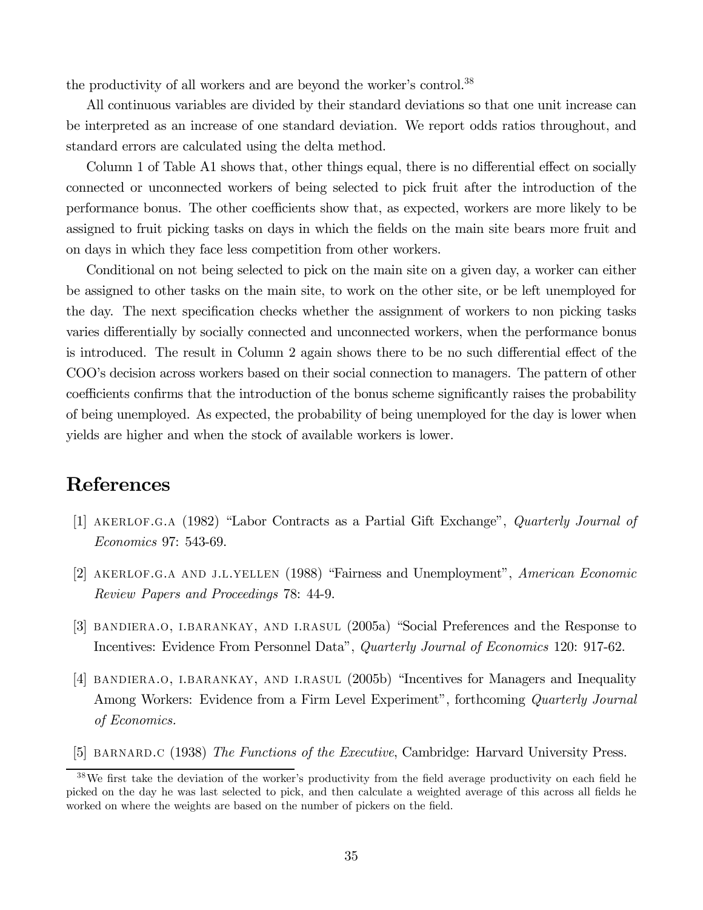the productivity of all workers and are beyond the worker's control.[38]

All continuous variables are divided by their standard deviations so that one unit increase can be interpreted as an increase of one standard deviation. We report odds ratios throughout, and standard errors are calculated using the delta method.

Column 1 of Table A1 shows that, other things equal, there is no differential effect on socially connected or unconnected workers of being selected to pick fruit after the introduction of the performance bonus. The other coefficients show that, as expected, workers are more likely to be assigned to fruit picking tasks on days in which the fields on the main site bears more fruit and on days in which they face less competition from other workers.

Conditional on not being selected to pick on the main site on a given day, a worker can either be assigned to other tasks on the main site, to work on the other site, or be left unemployed for the day. The next specification checks whether the assignment of workers to non picking tasks varies differentially by socially connected and unconnected workers, when the performance bonus is introduced. The result in Column 2 again shows there to be no such differential effect of the COO's decision across workers based on their social connection to managers. The pattern of other coefficients confirms that the introduction of the bonus scheme significantly raises the probability of being unemployed. As expected, the probability of being unemployed for the day is lower when yields are higher and when the stock of available workers is lower.

# References

[1] AKERLOF.G.A (1982) "Labor Contracts as a Partial Gift Exchange", *Quarterly Journal of Economics* 97: 543-69.

[2] AKERLOF.G.A AND J.L.YELLEN (1988) "Fairness and Unemployment", *American Economic Review Papers and Proceedings* 78: 44-9.

[3] BANDIERA.O, I.BARANKAY, AND I.RASUL (2005a) "Social Preferences and the Response to Incentives: Evidence From Personnel Data", *Quarterly Journal of Economics* 120: 917-62.

[4] BANDIERA.O, I.BARANKAY, AND I.RASUL (2005b) "Incentives for Managers and Inequality Among Workers: Evidence from a Firm Level Experiment", forthcoming *Quarterly Journal of Economics.*

[5] BARNARD.C (1938) *The Functions of the Executive*, Cambridge: Harvard University Press.

[38] We first take the deviation of the worker's productivity from the field average productivity on each field he picked on the day he was last selected to pick, and then calculate a weighted average of this across all fields he worked on where the weights are based on the number of pickers on the field.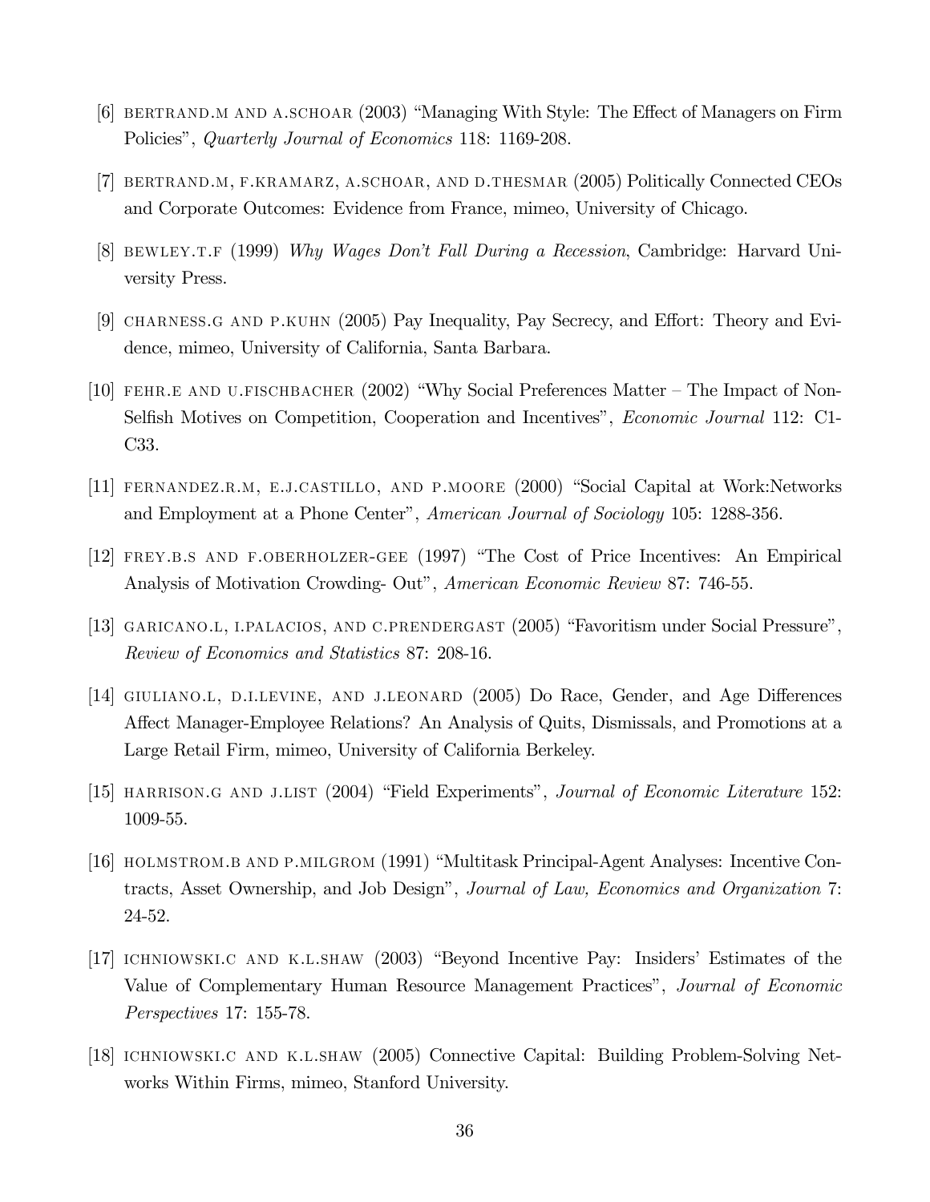[6] BERTRAND.M AND A.SCHOAR (2003) "Managing With Style: The Effect of Managers on Firm Policies", *Quarterly Journal of Economics* 118: 1169-208.

[7] BERTRAND.M, F.KRAMARZ, A.SCHOAR, AND D.THESMAR (2005) Politically Connected CEOs and Corporate Outcomes: Evidence from France, mimeo, University of Chicago.

[8] BEWLEY.T.F (1999) *Why Wages Don't Fall During a Recession*, Cambridge: Harvard University Press.

[9] CHARNESS.G AND P.KUHN (2005) Pay Inequality, Pay Secrecy, and Effort: Theory and Evidence, mimeo, University of California, Santa Barbara.

[10] FEHR.E AND U.FISCHBACHER (2002) "Why Social Preferences Matter – The Impact of Non-Selfish Motives on Competition, Cooperation and Incentives", *Economic Journal* 112: C1-C33.

[11] FERNANDEZ.R.M, E.J.CASTILLO, AND P.MOORE (2000) "Social Capital at Work:Networks and Employment at a Phone Center", *American Journal of Sociology* 105: 1288-356.

[12] FREY.B.S AND F.OBERHOLZER-GEE (1997) "The Cost of Price Incentives: An Empirical Analysis of Motivation Crowding- Out", *American Economic Review* 87: 746-55.

[13] GARICANO.L, I.PALACIOS, AND C.PRENDERGAST (2005) "Favoritism under Social Pressure", *Review of Economics and Statistics* 87: 208-16.

[14] GIULIANO.L, D.I.LEVINE, AND J.LEONARD (2005) Do Race, Gender, and Age Differences Affect Manager-Employee Relations? An Analysis of Quits, Dismissals, and Promotions at a Large Retail Firm, mimeo, University of California Berkeley.

[15] HARRISON.G AND J.LIST (2004) "Field Experiments", *Journal of Economic Literature* 152: 1009-55.

[16] HOLMSTROM.B AND P.MILGROM (1991) "Multitask Principal-Agent Analyses: Incentive Contracts, Asset Ownership, and Job Design", *Journal of Law, Economics and Organization* 7: 24-52.

[17] ICHNIOWSKI.C AND K.L.SHAW (2003) "Beyond Incentive Pay: Insiders' Estimates of the Value of Complementary Human Resource Management Practices", *Journal of Economic Perspectives* 17: 155-78.

[18] ICHNIOWSKI.C AND K.L.SHAW (2005) Connective Capital: Building Problem-Solving Networks Within Firms, mimeo, Stanford University.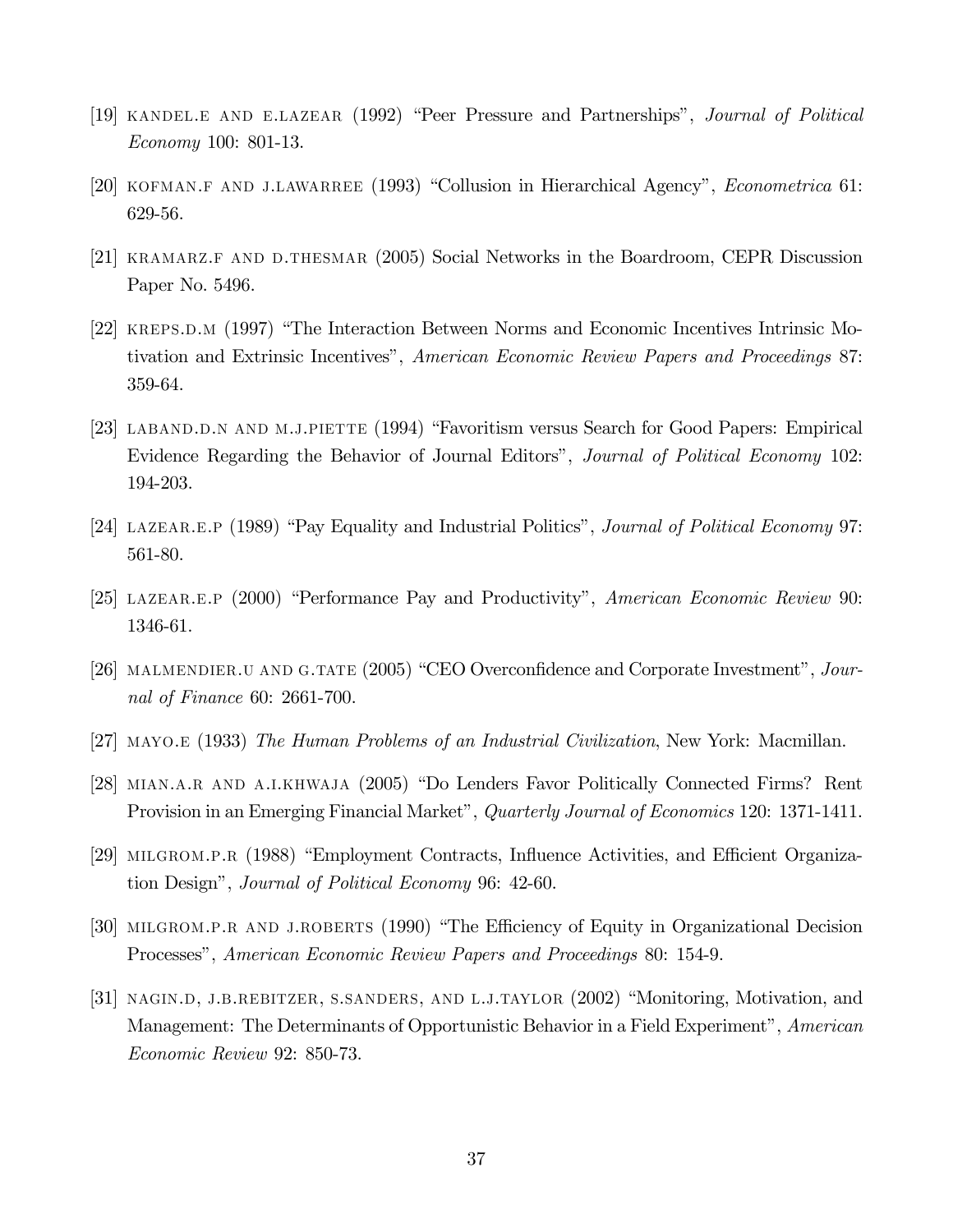[19] KANDEL.E AND E.LAZEAR (1992) "Peer Pressure and Partnerships", *Journal of Political Economy* 100: 801-13.

[20] KOFMAN.F AND J.LAWARREE (1993) "Collusion in Hierarchical Agency", *Econometrica* 61: 629-56.

[21] KRAMARZ.F AND D.THESMAR (2005) Social Networks in the Boardroom, CEPR Discussion Paper No. 5496.

[22] KREPS.D.M (1997) "The Interaction Between Norms and Economic Incentives Intrinsic Motivation and Extrinsic Incentives", *American Economic Review Papers and Proceedings* 87: 359-64.

[23] LABAND.D.N AND M.J.PIETTE (1994) "Favoritism versus Search for Good Papers: Empirical Evidence Regarding the Behavior of Journal Editors", *Journal of Political Economy* 102: 194-203.

[24] LAZEAR.E.P (1989) "Pay Equality and Industrial Politics", *Journal of Political Economy* 97: 561-80.

[25] LAZEAR.E.P (2000) "Performance Pay and Productivity", *American Economic Review* 90: 1346-61.

[26] MALMENDIER.U AND G.TATE (2005) "CEO Overconfidence and Corporate Investment", *Journal of Finance* 60: 2661-700.

[27] MAYO.E (1933) *The Human Problems of an Industrial Civilization*, New York: Macmillan.

[28] MIAN.A.R AND A.I.KHWAJA (2005) "Do Lenders Favor Politically Connected Firms? Rent Provision in an Emerging Financial Market", *Quarterly Journal of Economics* 120: 1371-1411.

[29] MILGROM.P.R (1988) "Employment Contracts, Influence Activities, and Efficient Organization Design", *Journal of Political Economy* 96: 42-60.

[30] MILGROM.P.R AND J.ROBERTS (1990) "The Efficiency of Equity in Organizational Decision Processes", *American Economic Review Papers and Proceedings* 80: 154-9.

[31] NAGIN.D, J.B.REBITZER, S.SANDERS, AND L.J.TAYLOR (2002) "Monitoring, Motivation, and Management: The Determinants of Opportunistic Behavior in a Field Experiment", *American Economic Review* 92: 850-73.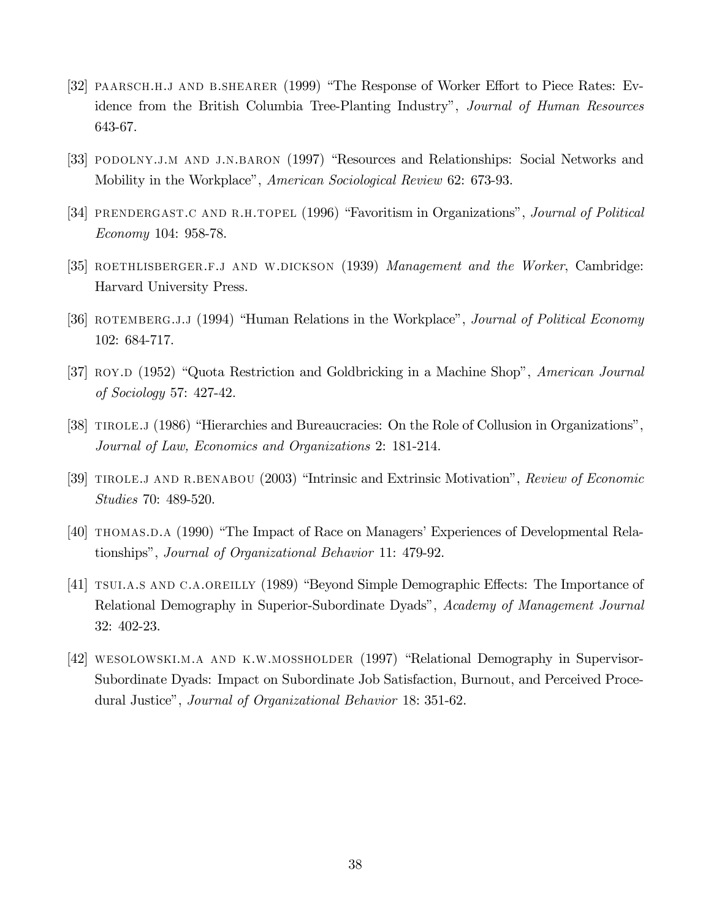[32] PAARSCH.H.J AND B.SHEARER (1999) "The Response of Worker Effort to Piece Rates: Evidence from the British Columbia Tree-Planting Industry", *Journal of Human Resources* 643-67.

[33] PODOLNY.J.M AND J.N.BARON (1997) "Resources and Relationships: Social Networks and Mobility in the Workplace", *American Sociological Review* 62: 673-93.

[34] PRENDERGAST.C AND R.H.TOPEL (1996) "Favoritism in Organizations", *Journal of Political Economy* 104: 958-78.

[35] ROETHLISBERGER.F.J AND W.DICKSON (1939) *Management and the Worker*, Cambridge: Harvard University Press.

[36] ROTEMBERG.J.J (1994) "Human Relations in the Workplace", *Journal of Political Economy* 102: 684-717.

[37] ROY.D (1952) "Quota Restriction and Goldbricking in a Machine Shop", *American Journal of Sociology* 57: 427-42.

[38] TIROLE.J (1986) "Hierarchies and Bureaucracies: On the Role of Collusion in Organizations", *Journal of Law, Economics and Organizations* 2: 181-214.

[39] TIROLE.J AND R.BENABOU (2003) "Intrinsic and Extrinsic Motivation", *Review of Economic Studies* 70: 489-520.

[40] THOMAS.D.A (1990) "The Impact of Race on Managers' Experiences of Developmental Relationships", *Journal of Organizational Behavior* 11: 479-92.

[41] TSUI.A.S AND C.A.OREILLY (1989) "Beyond Simple Demographic Effects: The Importance of Relational Demography in Superior-Subordinate Dyads", *Academy of Management Journal* 32: 402-23.

[42] WESOLOWSKI.M.A AND K.W.MOSSHOLDER (1997) "Relational Demography in Supervisor-Subordinate Dyads: Impact on Subordinate Job Satisfaction, Burnout, and Perceived Procedural Justice", *Journal of Organizational Behavior* 18: 351-62.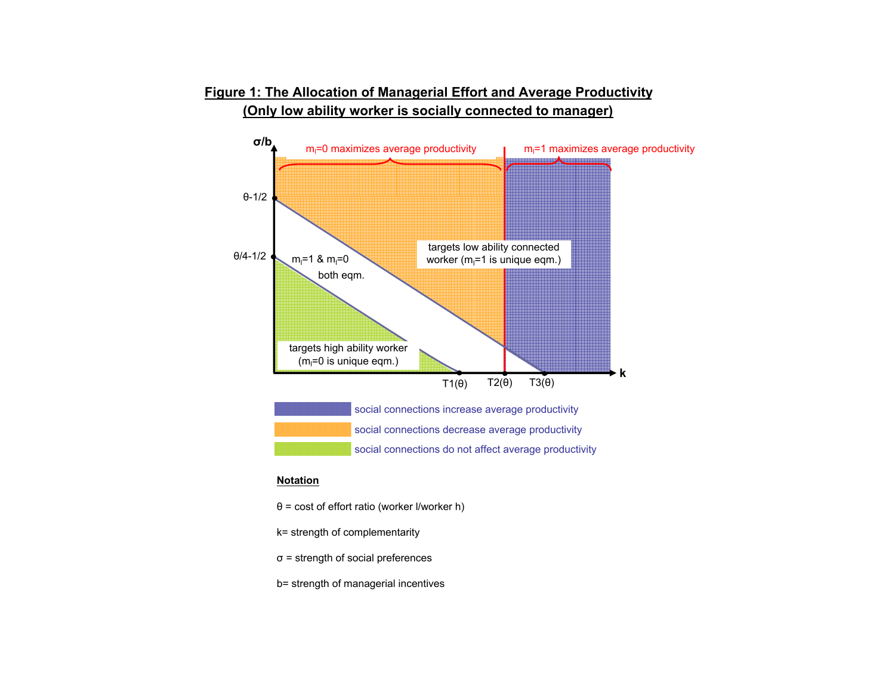## Figure 1: The Allocation of Managerial Effort and Average Productivity
## (Only low ability worker is socially connected to manager)

$\sigma/b$

$m_l=0$ maximizes average productivity

$m_l=1$ maximizes average productivity

$\theta-1/2$

$\theta/4-1/2$

$m_l=1$ & $m_l=0$ both eqm.

targets low ability connected worker ($m_l=1$ is unique eqm.)

targets high ability worker ($m_l=0$ is unique eqm.)

$T1(\theta)$ $T2(\theta)$ $T3(\theta)$ $k$

social connections increase average productivity

social connections decrease average productivity

social connections do not affect average productivity

**Notation**

$\theta$ = cost of effort ratio (worker l/worker h)

k= strength of complementarity

$\sigma$ = strength of social preferences

b= strength of managerial incentives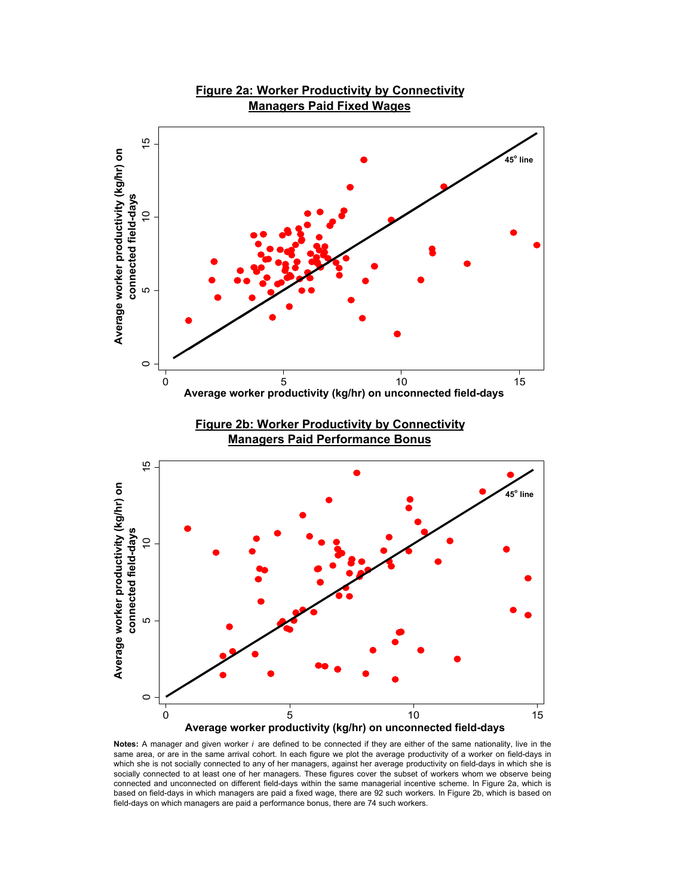**Figure 2a: Worker Productivity by Connectivity**
**Managers Paid Fixed Wages**

**Figure 2b: Worker Productivity by Connectivity**
**Managers Paid Performance Bonus**

**Notes:** A manager and given worker *i* are defined to be connected if they are either of the same nationality, live in the same area, or are in the same arrival cohort. In each figure we plot the average productivity of a worker on field-days in which she is not socially connected to any of her managers, against her average productivity on field-days in which she is socially connected to at least one of her managers. These figures cover the subset of workers whom we observe being connected and unconnected on different field-days within the same managerial incentive scheme. In Figure 2a, which is based on field-days in which managers are paid a fixed wage, there are 92 such workers. In Figure 2b, which is based on field-days on which managers are paid a performance bonus, there are 74 such workers.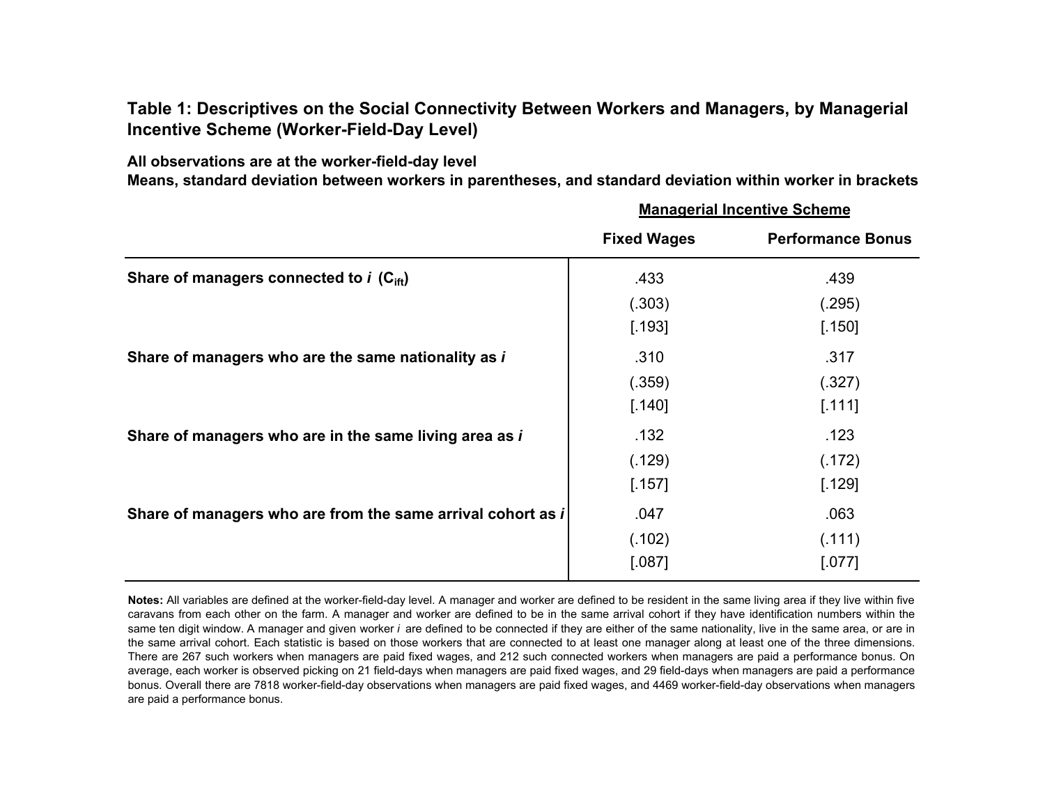**Table 1: Descriptives on the Social Connectivity Between Workers and Managers, by Managerial Incentive Scheme (Worker-Field-Day Level)**

**All observations are at the worker-field-day level**
**Means, standard deviation between workers in parentheses, and standard deviation within worker in brackets**

| | Managerial Incentive Scheme | |
|---|---|---|
| | Fixed Wages | Performance Bonus |
| Share of managers connected to *i* ($C_{ift}$) | .433 | .439 |
| | (.303) | (.295) |
| | [.193] | [.150] |
| Share of managers who are the same nationality as *i* | .310 | .317 |
| | (.359) | (.327) |
| | [.140] | [.111] |
| Share of managers who are in the same living area as *i* | .132 | .123 |
| | (.129) | (.172) |
| | [.157] | [.129] |
| Share of managers who are from the same arrival cohort as *i* | .047 | .063 |
| | (.102) | (.111) |
| | [.087] | [.077] |

**Notes:** All variables are defined at the worker-field-day level. A manager and worker are defined to be resident in the same living area if they live within five caravans from each other on the farm. A manager and worker are defined to be in the same arrival cohort if they have identification numbers within the same ten digit window. A manager and given worker *i* are defined to be connected if they are either of the same nationality, live in the same area, or are in the same arrival cohort. Each statistic is based on those workers that are connected to at least one manager along at least one of the three dimensions. There are 267 such workers when managers are paid fixed wages, and 212 such connected workers when managers are paid a performance bonus. On average, each worker is observed picking on 21 field-days when managers are paid fixed wages, and 29 field-days when managers are paid a performance bonus. Overall there are 7818 worker-field-day observations when managers are paid fixed wages, and 4469 worker-field-day observations when managers are paid a performance bonus.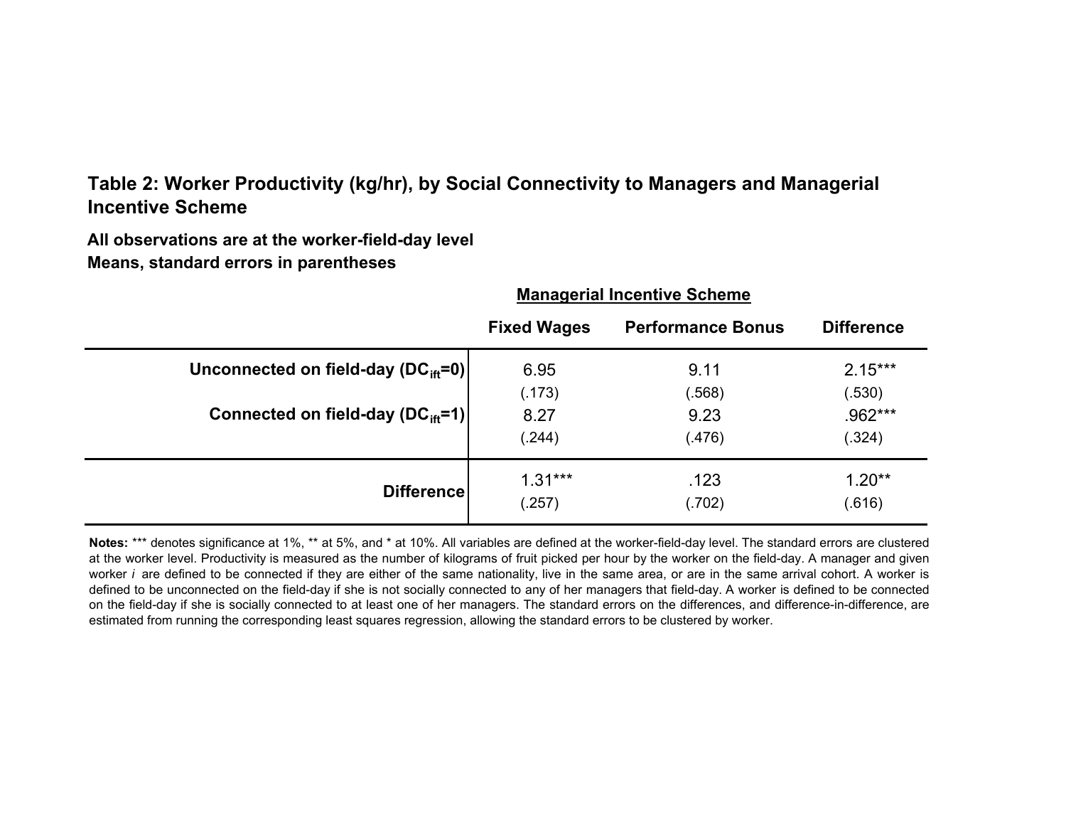## Table 2: Worker Productivity (kg/hr), by Social Connectivity to Managers and Managerial Incentive Scheme

**All observations are at the worker-field-day level**
**Means, standard errors in parentheses**

| | Managerial Incentive Scheme | | |
|---|---|---|---|
| | **Fixed Wages** | **Performance Bonus** | **Difference** |
| **Unconnected on field-day ($DC_{ift}$=0)** | 6.95 | 9.11 | 2.15*** |
| | (.173) | (.568) | (.530) |
| **Connected on field-day ($DC_{ift}$=1)** | 8.27 | 9.23 | .962*** |
| | (.244) | (.476) | (.324) |
| **Difference** | 1.31*** | .123 | 1.20** |
| | (.257) | (.702) | (.616) |

**Notes:** *** denotes significance at 1%, ** at 5%, and * at 10%. All variables are defined at the worker-field-day level. The standard errors are clustered at the worker level. Productivity is measured as the number of kilograms of fruit picked per hour by the worker on the field-day. A manager and given worker *i* are defined to be connected if they are either of the same nationality, live in the same area, or are in the same arrival cohort. A worker is defined to be unconnected on the field-day if she is not socially connected to any of her managers that field-day. A worker is defined to be connected on the field-day if she is socially connected to at least one of her managers. The standard errors on the differences, and difference-in-difference, are estimated from running the corresponding least squares regression, allowing the standard errors to be clustered by worker.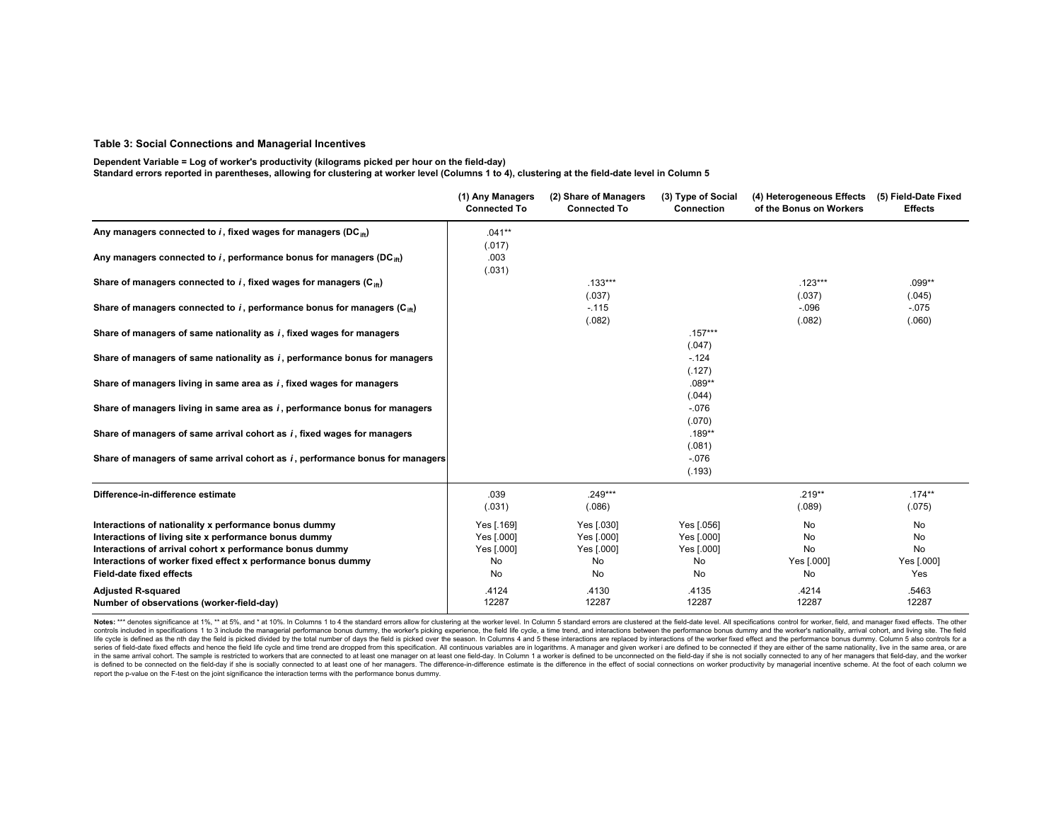### Table 3: Social Connections and Managerial Incentives

**Dependent Variable = Log of worker's productivity (kilograms picked per hour on the field-day)**
**Standard errors reported in parentheses, allowing for clustering at worker level (Columns 1 to 4), clustering at the field-date level in Column 5**

| | (1) Any Managers Connected To | (2) Share of Managers Connected To | (3) Type of Social Connection | (4) Heterogeneous Effects of the Bonus on Workers | (5) Field-Date Fixed Effects |
|---|---|---|---|---|---|
| **Any managers connected to *i*, fixed wages for managers ($DC_{ift}$)** | .041** | | | | |
| | (.017) | | | | |
| **Any managers connected to *i*, performance bonus for managers ($DC_{ift}$)** | .003 | | | | |
| | (.031) | | | | |
| **Share of managers connected to *i*, fixed wages for managers ($C_{ift}$)** | | .133*** | | .123*** | .099** |
| | | (.037) | | (.037) | (.045) |
| **Share of managers connected to *i*, performance bonus for managers ($C_{ift}$)** | | -.115 | | -.096 | -.075 |
| | | (.082) | | (.082) | (.060) |
| **Share of managers of same nationality as *i*, fixed wages for managers** | | | .157*** | | |
| | | | (.047) | | |
| **Share of managers of same nationality as *i*, performance bonus for managers** | | | -.124 | | |
| | | | (.127) | | |
| **Share of managers living in same area as *i*, fixed wages for managers** | | | .089** | | |
| | | | (.044) | | |
| **Share of managers living in same area as *i*, performance bonus for managers** | | | -.076 | | |
| | | | (.070) | | |
| **Share of managers of same arrival cohort as *i*, fixed wages for managers** | | | .189** | | |
| | | | (.081) | | |
| **Share of managers of same arrival cohort as *i*, performance bonus for managers** | | | -.076 | | |
| | | | (.193) | | |
| **Difference-in-difference estimate** | .039 | .249*** | | .219** | .174** |
| | (.031) | (.086) | | (.089) | (.075) |
| **Interactions of nationality x performance bonus dummy** | Yes [.169] | Yes [.030] | Yes [.056] | No | No |
| **Interactions of living site x performance bonus dummy** | Yes [.000] | Yes [.000] | Yes [.000] | No | No |
| **Interactions of arrival cohort x performance bonus dummy** | Yes [.000] | Yes [.000] | Yes [.000] | No | No |
| **Interactions of worker fixed effect x performance bonus dummy** | No | No | No | Yes [.000] | Yes [.000] |
| **Field-date fixed effects** | No | No | No | No | Yes |
| **Adjusted R-squared** | .4124 | .4130 | .4135 | .4214 | .5463 |
| **Number of observations (worker-field-day)** | 12287 | 12287 | 12287 | 12287 | 12287 |

**Notes:** *** denotes significance at 1%, ** at 5%, and * at 10%. In Columns 1 to 4 the standard errors allow for clustering at the worker level. In Column 5 standard errors are clustered at the field-date level. All specifications control for worker, field, and manager fixed effects. The other controls included in specifications 1 to 3 include the managerial performance bonus dummy, the worker's picking experience, the field life cycle, a time trend, and interactions between the performance bonus dummy and the worker's nationality, arrival cohort, and living site. The field life cycle is defined as the nth day the field is picked divided by the total number of days the field is picked over the season. In Columns 4 and 5 these interactions are replaced by interactions of the worker fixed effect and the performance bonus dummy. Column 5 also controls for a series of field-date fixed effects and hence the field life cycle and time trend are dropped from this specification. All continuous variables are in logarithms. A manager and given worker i are defined to be connected if they are either of the same nationality, live in the same area, or are in the same arrival cohort. The sample is restricted to workers that are connected to at least one manager on at least one field-day. In Column 1 a worker is defined to be unconnected on the field-day if she is not socially connected to any of her managers that field-day, and the worker is defined to be connected on the field-day if she is socially connected to at least one of her managers. The difference-in-difference estimate is the difference in the effect of social connections on worker productivity by managerial incentive scheme. At the foot of each column we report the p-value on the F-test on the joint significance the interaction terms with the performance bonus dummy.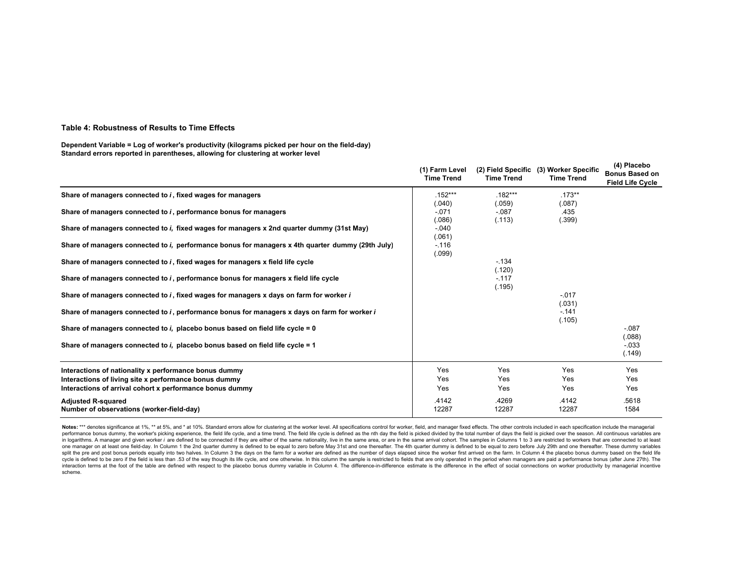**Table 4: Robustness of Results to Time Effects**

**Dependent Variable = Log of worker's productivity (kilograms picked per hour on the field-day)**
**Standard errors reported in parentheses, allowing for clustering at worker level**

| | (1) Farm Level Time Trend | (2) Field Specific Time Trend | (3) Worker Specific Time Trend | (4) Placebo Bonus Based on Field Life Cycle |
|---|---|---|---|---|
| **Share of managers connected to *i*, fixed wages for managers** | .152*** | .182*** | .173** | |
| | (.040) | (.059) | (.087) | |
| **Share of managers connected to *i*, performance bonus for managers** | -.071 | -.087 | .435 | |
| | (.086) | (.113) | (.399) | |
| **Share of managers connected to *i*, fixed wages for managers x 2nd quarter dummy (31st May)** | -.040 | | | |
| | (.061) | | | |
| **Share of managers connected to *i*, performance bonus for managers x 4th quarter dummy (29th July)** | -.116 | | | |
| | (.099) | | | |
| **Share of managers connected to *i*, fixed wages for managers x field life cycle** | | -.134 | | |
| | | (.120) | | |
| **Share of managers connected to *i*, performance bonus for managers x field life cycle** | | -.117 | | |
| | | (.195) | | |
| **Share of managers connected to *i*, fixed wages for managers x days on farm for worker *i*** | | | -.017 | |
| | | | (.031) | |
| **Share of managers connected to *i*, performance bonus for managers x days on farm for worker *i*** | | | -.141 | |
| | | | (.105) | |
| **Share of managers connected to *i*, placebo bonus based on field life cycle = 0** | | | | -.087 |
| | | | | (.088) |
| **Share of managers connected to *i*, placebo bonus based on field life cycle = 1** | | | | -.033 |
| | | | | (.149) |
| **Interactions of nationality x performance bonus dummy** | Yes | Yes | Yes | Yes |
| **Interactions of living site x performance bonus dummy** | Yes | Yes | Yes | Yes |
| **Interactions of arrival cohort x performance bonus dummy** | Yes | Yes | Yes | Yes |
| **Adjusted R-squared** | .4142 | .4269 | .4142 | .5618 |
| **Number of observations (worker-field-day)** | 12287 | 12287 | 12287 | 1584 |

**Notes:** *** denotes significance at 1%, ** at 5%, and * at 10%. Standard errors allow for clustering at the worker level. All specifications control for worker, field, and manager fixed effects. The other controls included in each specification include the managerial performance bonus dummy, the worker's picking experience, the field life cycle, and a time trend. The field life cycle is defined as the nth day the field is picked divided by the total number of days the field is picked over the season. All continuous variables are in logarithms. A manager and given worker *i* are defined to be connected if they are either of the same nationality, live in the same area, or are in the same arrival cohort. The samples in Columns 1 to 3 are restricted to workers that are connected to at least one manager on at least one field-day. In Column 1 the 2nd quarter dummy is defined to be equal to zero before May 31st and one thereafter. The 4th quarter dummy is defined to be equal to zero before July 29th and one thereafter. These dummy variables split the pre and post bonus periods equally into two halves. In Column 3 the days on the farm for a worker are defined as the number of days elapsed since the worker first arrived on the farm. In Column 4 the placebo bonus dummy based on the field life cycle is defined to be zero if the field is less than .53 of the way though its life cycle, and one otherwise. In this column the sample is restricted to fields that are only operated in the period when managers are paid a performance bonus (after June 27th). The interaction terms at the foot of the table are defined with respect to the placebo bonus dummy variable in Column 4. The difference-in-difference estimate is the difference in the effect of social connections on worker productivity by managerial incentive scheme.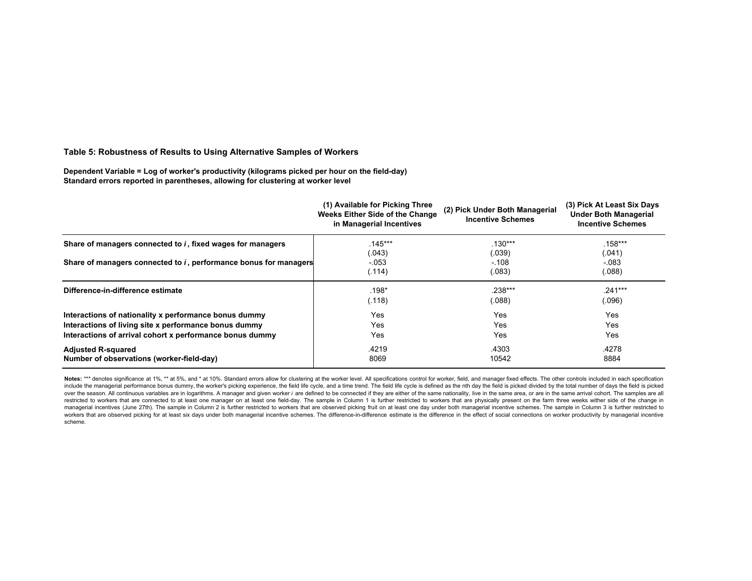**Table 5: Robustness of Results to Using Alternative Samples of Workers**

**Dependent Variable = Log of worker's productivity (kilograms picked per hour on the field-day)**
**Standard errors reported in parentheses, allowing for clustering at worker level**

| | (1) Available for Picking Three Weeks Either Side of the Change in Managerial Incentives | (2) Pick Under Both Managerial Incentive Schemes | (3) Pick At Least Six Days Under Both Managerial Incentive Schemes |
|---|---|---|---|
| **Share of managers connected to *i*, fixed wages for managers** | .145*** | .130*** | .158*** |
| | (.043) | (.039) | (.041) |
| **Share of managers connected to *i*, performance bonus for managers** | -.053 | -.108 | -.083 |
| | (.114) | (.083) | (.088) |
| **Difference-in-difference estimate** | .198* | .238*** | .241*** |
| | (.118) | (.088) | (.096) |
| **Interactions of nationality x performance bonus dummy** | Yes | Yes | Yes |
| **Interactions of living site x performance bonus dummy** | Yes | Yes | Yes |
| **Interactions of arrival cohort x performance bonus dummy** | Yes | Yes | Yes |
| **Adjusted R-squared** | .4219 | .4303 | .4278 |
| **Number of observations (worker-field-day)** | 8069 | 10542 | 8884 |

**Notes:** *** denotes significance at 1%, ** at 5%, and * at 10%. Standard errors allow for clustering at the worker level. All specifications control for worker, field, and manager fixed effects. The other controls included in each specification include the managerial performance bonus dummy, the worker's picking experience, the field life cycle, and a time trend. The field life cycle is defined as the nth day the field is picked divided by the total number of days the field is picked over the season. All continuous variables are in logarithms. A manager and given worker *i* are defined to be connected if they are either of the same nationality, live in the same area, or are in the same arrival cohort. The samples are all restricted to workers that are connected to at least one manager on at least one field-day. The sample in Column 1 is further restricted to workers that are physically present on the farm three weeks wither side of the change in managerial incentives (June 27th). The sample in Column 2 is further restricted to workers that are observed picking fruit on at least one day under both managerial incentive schemes. The sample in Column 3 is further restricted to workers that are observed picking for at least six days under both managerial incentive schemes. The difference-in-difference estimate is the difference in the effect of social connections on worker productivity by managerial incentive scheme.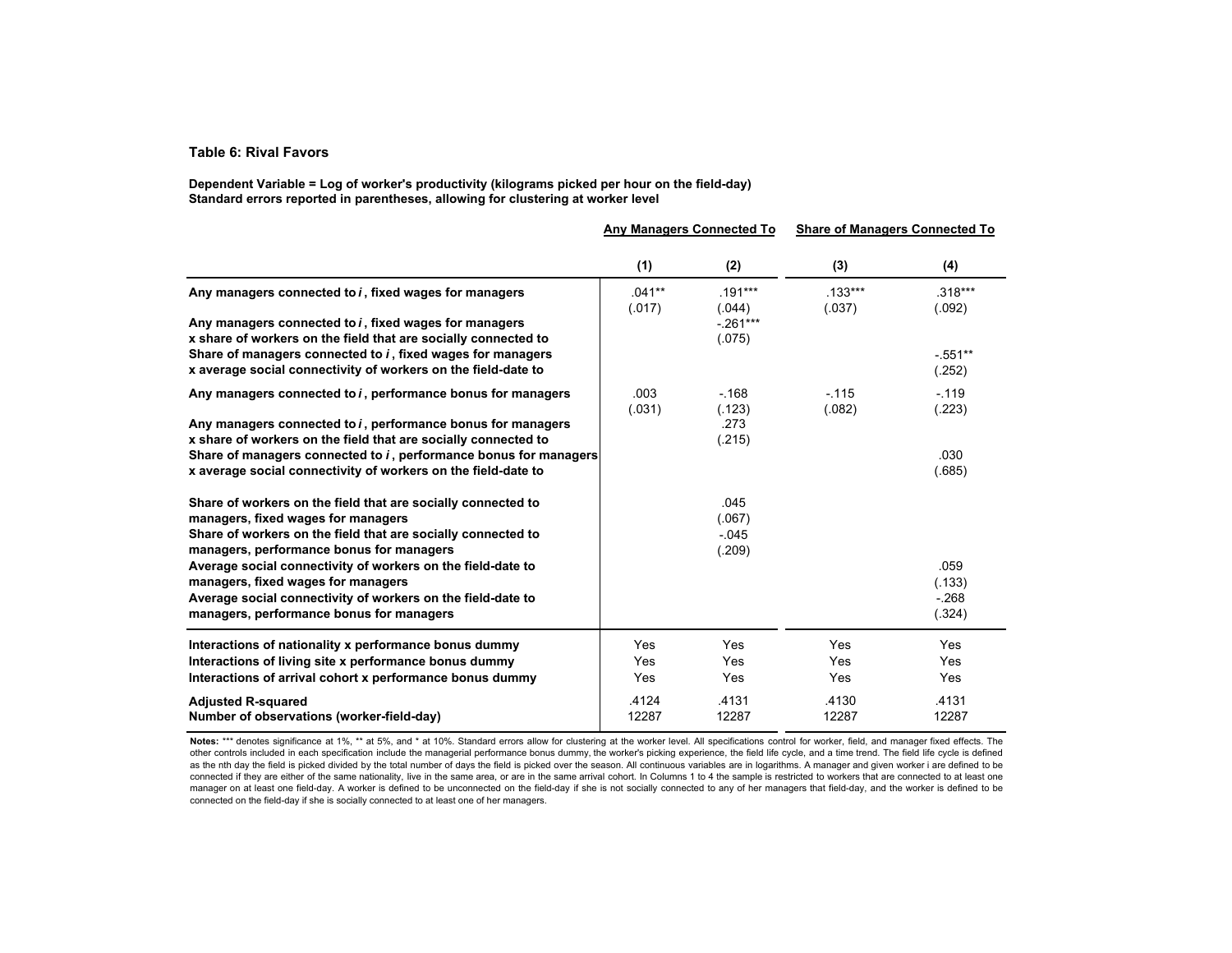**Table 6: Rival Favors**

**Dependent Variable = Log of worker's productivity (kilograms picked per hour on the field-day)**
**Standard errors reported in parentheses, allowing for clustering at worker level**

| | Any Managers Connected To | | Share of Managers Connected To | |
|---|---|---|---|---|
| | (1) | (2) | (3) | (4) |
| Any managers connected to *i*, fixed wages for managers | .041** | .191*** | .133*** | .318*** |
| | (.017) | (.044) | (.037) | (.092) |
| Any managers connected to *i*, fixed wages for managers x share of workers on the field that are socially connected to | | -.261*** | | |
| | | (.075) | | |
| Share of managers connected to *i*, fixed wages for managers x average social connectivity of workers on the field-date to | | | | -.551** |
| | | | | (.252) |
| Any managers connected to *i*, performance bonus for managers | .003 | -.168 | -.115 | -.119 |
| | (.031) | (.123) | (.082) | (.223) |
| Any managers connected to *i*, performance bonus for managers x share of workers on the field that are socially connected to | | .273 | | |
| | | (.215) | | |
| Share of managers connected to *i*, performance bonus for managers x average social connectivity of workers on the field-date to | | | | .030 |
| | | | | (.685) |
| Share of workers on the field that are socially connected to managers, fixed wages for managers | | .045 | | |
| | | (.067) | | |
| Share of workers on the field that are socially connected to managers, performance bonus for managers | | -.045 | | |
| | | (.209) | | |
| Average social connectivity of workers on the field-date to managers, fixed wages for managers | | | | .059 |
| | | | | (.133) |
| Average social connectivity of workers on the field-date to managers, performance bonus for managers | | | | -.268 |
| | | | | (.324) |
| Interactions of nationality x performance bonus dummy | Yes | Yes | Yes | Yes |
| Interactions of living site x performance bonus dummy | Yes | Yes | Yes | Yes |
| Interactions of arrival cohort x performance bonus dummy | Yes | Yes | Yes | Yes |
| Adjusted R-squared | .4124 | .4131 | .4130 | .4131 |
| Number of observations (worker-field-day) | 12287 | 12287 | 12287 | 12287 |

**Notes:** *** denotes significance at 1%, ** at 5%, and * at 10%. Standard errors allow for clustering at the worker level. All specifications control for worker, field, and manager fixed effects. The other controls included in each specification include the managerial performance bonus dummy, the worker's picking experience, the field life cycle, and a time trend. The field life cycle is defined as the nth day the field is picked divided by the total number of days the field is picked over the season. All continuous variables are in logarithms. A manager and given worker i are defined to be connected if they are either of the same nationality, live in the same area, or are in the same arrival cohort. In Columns 1 to 4 the sample is restricted to workers that are connected to at least one manager on at least one field-day. A worker is defined to be unconnected on the field-day if she is not socially connected to any of her managers that field-day, and the worker is defined to be connected on the field-day if she is socially connected to at least one of her managers.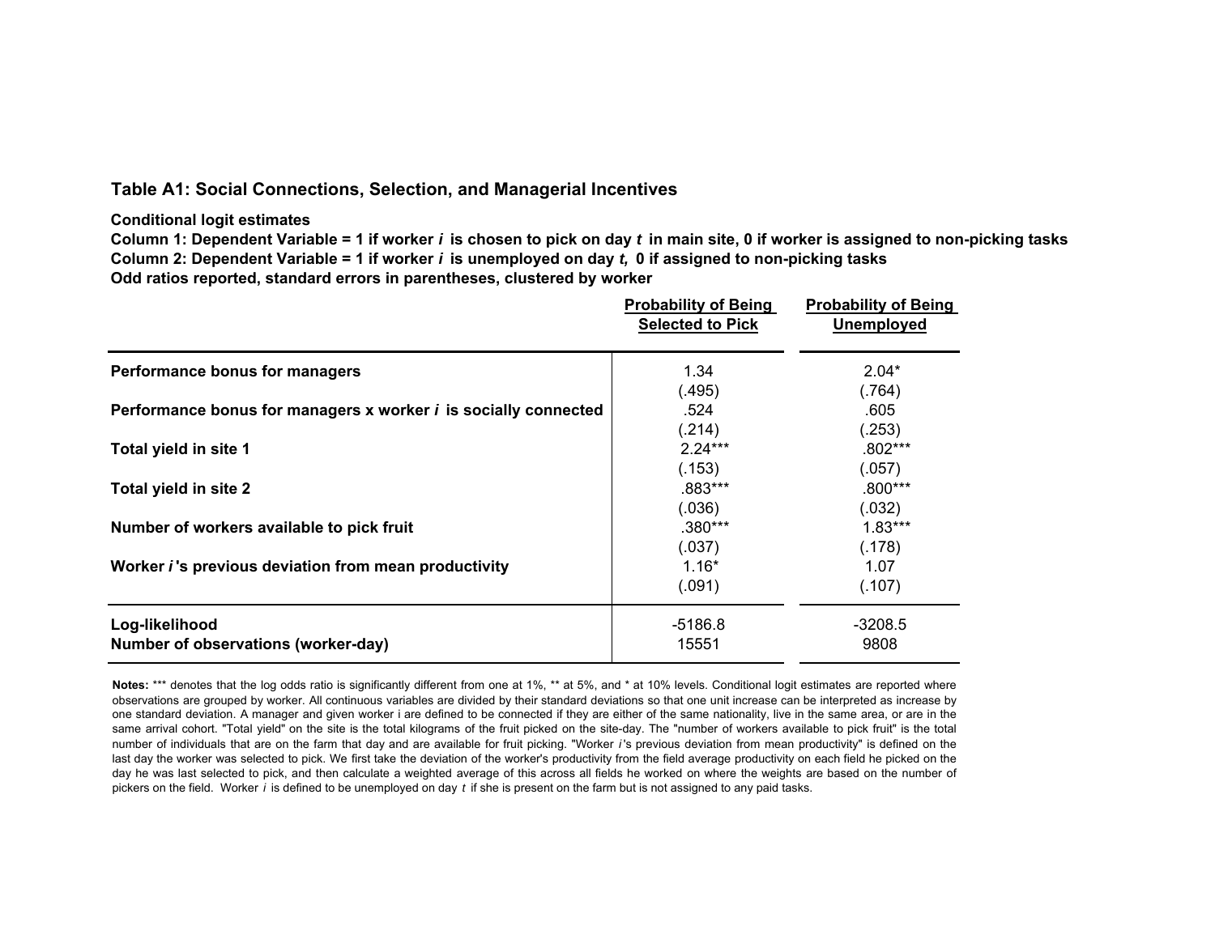**Table A1: Social Connections, Selection, and Managerial Incentives**

**Conditional logit estimates**

**Column 1: Dependent Variable = 1 if worker *i* is chosen to pick on day *t* in main site, 0 if worker is assigned to non-picking tasks**

**Column 2: Dependent Variable = 1 if worker *i* is unemployed on day *t*, 0 if assigned to non-picking tasks**

**Odd ratios reported, standard errors in parentheses, clustered by worker**

| | Probability of Being Selected to Pick | Probability of Being Unemployed |
|---|---|---|
| **Performance bonus for managers** | 1.34 | 2.04* |
| | (.495) | (.764) |
| **Performance bonus for managers x worker *i* is socially connected** | .524 | .605 |
| | (.214) | (.253) |
| **Total yield in site 1** | 2.24*** | .802*** |
| | (.153) | (.057) |
| **Total yield in site 2** | .883*** | .800*** |
| | (.036) | (.032) |
| **Number of workers available to pick fruit** | .380*** | 1.83*** |
| | (.037) | (.178) |
| **Worker *i*'s previous deviation from mean productivity** | 1.16* | 1.07 |
| | (.091) | (.107) |
| **Log-likelihood** | -5186.8 | -3208.5 |
| **Number of observations (worker-day)** | 15551 | 9808 |

**Notes:** *** denotes that the log odds ratio is significantly different from one at 1%, ** at 5%, and * at 10% levels. Conditional logit estimates are reported where observations are grouped by worker. All continuous variables are divided by their standard deviations so that one unit increase can be interpreted as increase by one standard deviation. A manager and given worker i are defined to be connected if they are either of the same nationality, live in the same area, or are in the same arrival cohort. "Total yield" on the site is the total kilograms of the fruit picked on the site-day. The "number of workers available to pick fruit" is the total number of individuals that are on the farm that day and are available for fruit picking. "Worker *i*'s previous deviation from mean productivity" is defined on the last day the worker was selected to pick. We first take the deviation of the worker's productivity from the field average productivity on each field he picked on the day he was last selected to pick, and then calculate a weighted average of this across all fields he worked on where the weights are based on the number of pickers on the field. Worker *i* is defined to be unemployed on day *t* if she is present on the farm but is not assigned to any paid tasks.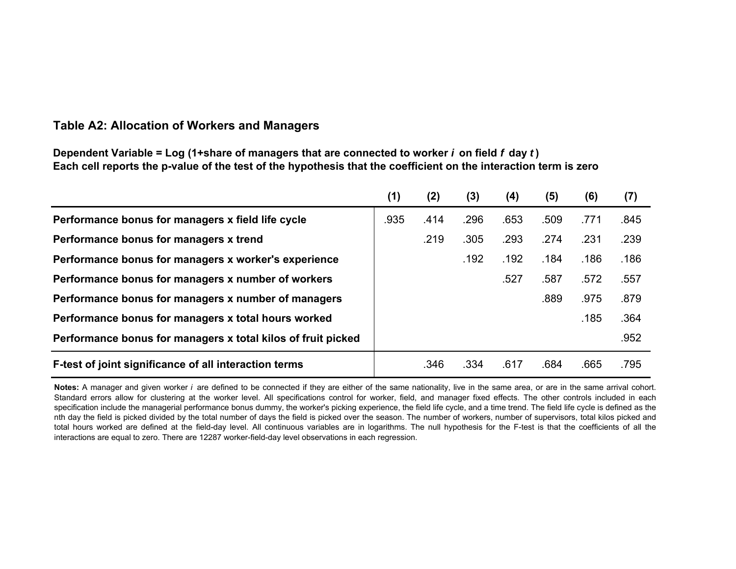## Table A2: Allocation of Workers and Managers

**Dependent Variable = Log (1+share of managers that are connected to worker *i* on field *f* day *t*)**
**Each cell reports the p-value of the test of the hypothesis that the coefficient on the interaction term is zero**

| | (1) | (2) | (3) | (4) | (5) | (6) | (7) |
|---|---|---|---|---|---|---|---|
| **Performance bonus for managers x field life cycle** | .935 | .414 | .296 | .653 | .509 | .771 | .845 |
| **Performance bonus for managers x trend** | | .219 | .305 | .293 | .274 | .231 | .239 |
| **Performance bonus for managers x worker's experience** | | | .192 | .192 | .184 | .186 | .186 |
| **Performance bonus for managers x number of workers** | | | | .527 | .587 | .572 | .557 |
| **Performance bonus for managers x number of managers** | | | | | .889 | .975 | .879 |
| **Performance bonus for managers x total hours worked** | | | | | | .185 | .364 |
| **Performance bonus for managers x total kilos of fruit picked** | | | | | | | .952 |
| **F-test of joint significance of all interaction terms** | | .346 | .334 | .617 | .684 | .665 | .795 |

**Notes:** A manager and given worker *i* are defined to be connected if they are either of the same nationality, live in the same area, or are in the same arrival cohort. Standard errors allow for clustering at the worker level. All specifications control for worker, field, and manager fixed effects. The other controls included in each specification include the managerial performance bonus dummy, the worker's picking experience, the field life cycle, and a time trend. The field life cycle is defined as the nth day the field is picked divided by the total number of days the field is picked over the season. The number of workers, number of supervisors, total kilos picked and total hours worked are defined at the field-day level. All continuous variables are in logarithms. The null hypothesis for the F-test is that the coefficients of all the interactions are equal to zero. There are 12287 worker-field-day level observations in each regression.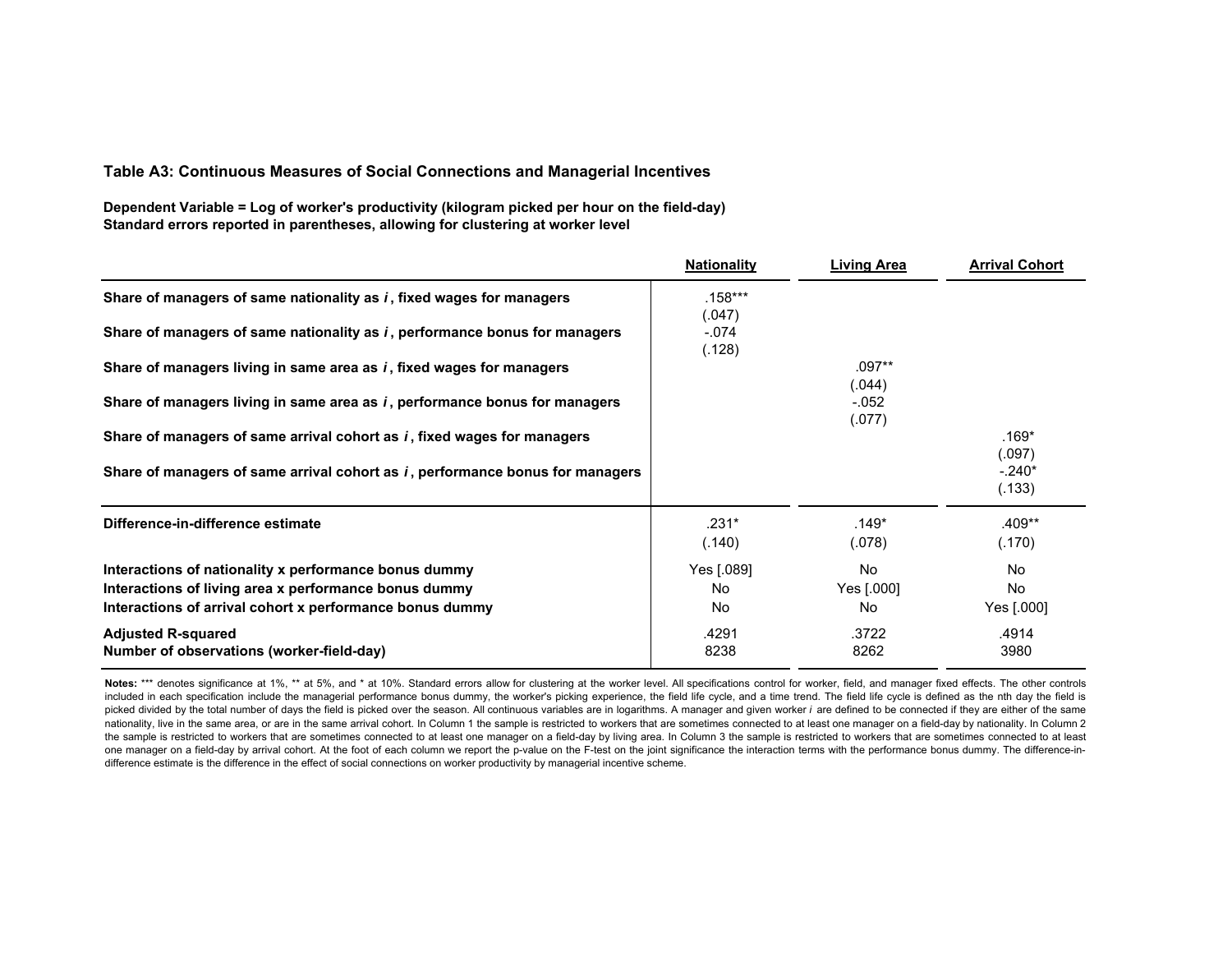**Table A3: Continuous Measures of Social Connections and Managerial Incentives**

**Dependent Variable = Log of worker's productivity (kilogram picked per hour on the field-day)**
**Standard errors reported in parentheses, allowing for clustering at worker level**

| | Nationality | Living Area | Arrival Cohort |
|---|---|---|---|
| **Share of managers of same nationality as *i*, fixed wages for managers** | .158*** | | |
| | (.047) | | |
| **Share of managers of same nationality as *i*, performance bonus for managers** | -.074 | | |
| | (.128) | | |
| **Share of managers living in same area as *i*, fixed wages for managers** | | .097** | |
| | | (.044) | |
| **Share of managers living in same area as *i*, performance bonus for managers** | | -.052 | |
| | | (.077) | |
| **Share of managers of same arrival cohort as *i*, fixed wages for managers** | | | .169* |
| | | | (.097) |
| **Share of managers of same arrival cohort as *i*, performance bonus for managers** | | | -.240* |
| | | | (.133) |
| **Difference-in-difference estimate** | .231* | .149* | .409** |
| | (.140) | (.078) | (.170) |
| **Interactions of nationality x performance bonus dummy** | Yes [.089] | No | No |
| **Interactions of living area x performance bonus dummy** | No | Yes [.000] | No |
| **Interactions of arrival cohort x performance bonus dummy** | No | No | Yes [.000] |
| **Adjusted R-squared** | .4291 | .3722 | .4914 |
| **Number of observations (worker-field-day)** | 8238 | 8262 | 3980 |

**Notes:** *** denotes significance at 1%, ** at 5%, and * at 10%. Standard errors allow for clustering at the worker level. All specifications control for worker, field, and manager fixed effects. The other controls included in each specification include the managerial performance bonus dummy, the worker's picking experience, the field life cycle, and a time trend. The field life cycle is defined as the nth day the field is picked divided by the total number of days the field is picked over the season. All continuous variables are in logarithms. A manager and given worker *i* are defined to be connected if they are either of the same nationality, live in the same area, or are in the same arrival cohort. In Column 1 the sample is restricted to workers that are sometimes connected to at least one manager on a field-day by nationality. In Column 2 the sample is restricted to workers that are sometimes connected to at least one manager on a field-day by living area. In Column 3 the sample is restricted to workers that are sometimes connected to at least one manager on a field-day by arrival cohort. At the foot of each column we report the p-value on the F-test on the joint significance the interaction terms with the performance bonus dummy. The difference-in-difference estimate is the difference in the effect of social connections on worker productivity by managerial incentive scheme.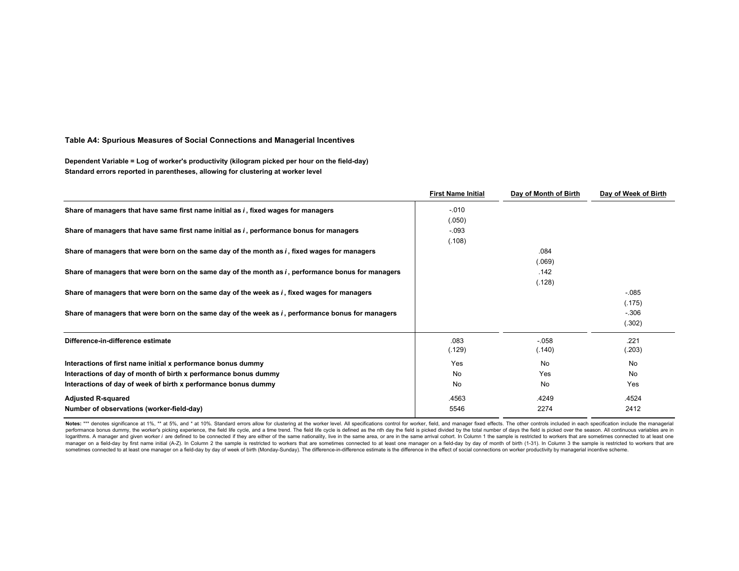**Table A4: Spurious Measures of Social Connections and Managerial Incentives**

**Dependent Variable = Log of worker's productivity (kilogram picked per hour on the field-day)**
**Standard errors reported in parentheses, allowing for clustering at worker level**

| | First Name Initial | Day of Month of Birth | Day of Week of Birth |
|---|---|---|---|
| **Share of managers that have same first name initial as *i*, fixed wages for managers** | -.010 | | |
| | (.050) | | |
| **Share of managers that have same first name initial as *i*, performance bonus for managers** | -.093 | | |
| | (.108) | | |
| **Share of managers that were born on the same day of the month as *i*, fixed wages for managers** | | .084 | |
| | | (.069) | |
| **Share of managers that were born on the same day of the month as *i*, performance bonus for managers** | | .142 | |
| | | (.128) | |
| **Share of managers that were born on the same day of the week as *i*, fixed wages for managers** | | | -.085 |
| | | | (.175) |
| **Share of managers that were born on the same day of the week as *i*, performance bonus for managers** | | | -.306 |
| | | | (.302) |
| **Difference-in-difference estimate** | .083 | -.058 | .221 |
| | (.129) | (.140) | (.203) |
| **Interactions of first name initial x performance bonus dummy** | Yes | No | No |
| **Interactions of day of month of birth x performance bonus dummy** | No | Yes | No |
| **Interactions of day of week of birth x performance bonus dummy** | No | No | Yes |
| **Adjusted R-squared** | .4563 | .4249 | .4524 |
| **Number of observations (worker-field-day)** | 5546 | 2274 | 2412 |

**Notes:** *** denotes significance at 1%, ** at 5%, and * at 10%. Standard errors allow for clustering at the worker level. All specifications control for worker, field, and manager fixed effects. The other controls included in each specification include the managerial performance bonus dummy, the worker's picking experience, the field life cycle, and a time trend. The field life cycle is defined as the nth day the field is picked divided by the total number of days the field is picked over the season. All continuous variables are in logarithms. A manager and given worker *i* are defined to be connected if they are either of the same nationality, live in the same area, or are in the same arrival cohort. In Column 1 the sample is restricted to workers that are sometimes connected to at least one manager on a field-day by first name initial (A-Z). In Column 2 the sample is restricted to workers that are sometimes connected to at least one manager on a field-day by day of month of birth (1-31). In Column 3 the sample is restricted to workers that are sometimes connected to at least one manager on a field-day by day of week of birth (Monday-Sunday). The difference-in-difference estimate is the difference in the effect of social connections on worker productivity by managerial incentive scheme.